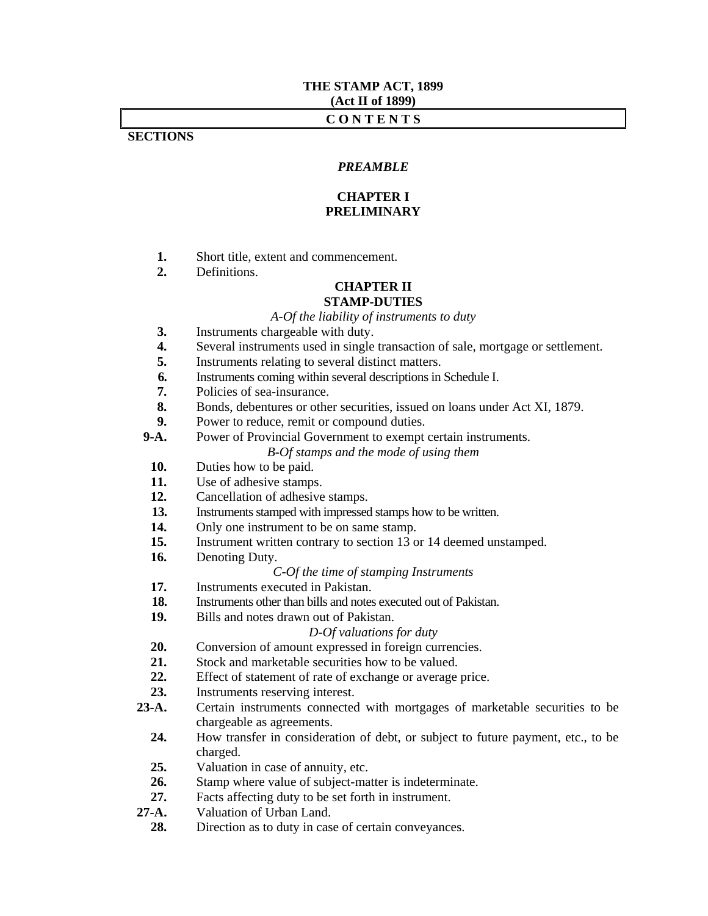# THE STAMP ACT, 1899
## (Act II of 1899)

**C O N T E N T S**

**SECTIONS**

*PREAMBLE*

## CHAPTER I
## PRELIMINARY

**1.** Short title, extent and commencement.
**2.** Definitions.

## CHAPTER II
## STAMP-DUTIES

*A-Of the liability of instruments to duty*

**3.** Instruments chargeable with duty.
**4.** Several instruments used in single transaction of sale, mortgage or settlement.
**5.** Instruments relating to several distinct matters.
**6.** Instruments coming within several descriptions in Schedule I.
**7.** Policies of sea-insurance.
**8.** Bonds, debentures or other securities, issued on loans under Act XI, 1879.
**9.** Power to reduce, remit or compound duties.
**9-A.** Power of Provincial Government to exempt certain instruments.

*B-Of stamps and the mode of using them*

**10.** Duties how to be paid.
**11.** Use of adhesive stamps.
**12.** Cancellation of adhesive stamps.
**13.** Instruments stamped with impressed stamps how to be written.
**14.** Only one instrument to be on same stamp.
**15.** Instrument written contrary to section 13 or 14 deemed unstamped.
**16.** Denoting Duty.

*C-Of the time of stamping Instruments*

**17.** Instruments executed in Pakistan.
**18.** Instruments other than bills and notes executed out of Pakistan.
**19.** Bills and notes drawn out of Pakistan.

*D-Of valuations for duty*

**20.** Conversion of amount expressed in foreign currencies.
**21.** Stock and marketable securities how to be valued.
**22.** Effect of statement of rate of exchange or average price.
**23.** Instruments reserving interest.
**23-A.** Certain instruments connected with mortgages of marketable securities to be chargeable as agreements.
**24.** How transfer in consideration of debt, or subject to future payment, etc., to be charged.
**25.** Valuation in case of annuity, etc.
**26.** Stamp where value of subject-matter is indeterminate.
**27.** Facts affecting duty to be set forth in instrument.
**27-A.** Valuation of Urban Land.
**28.** Direction as to duty in case of certain conveyances.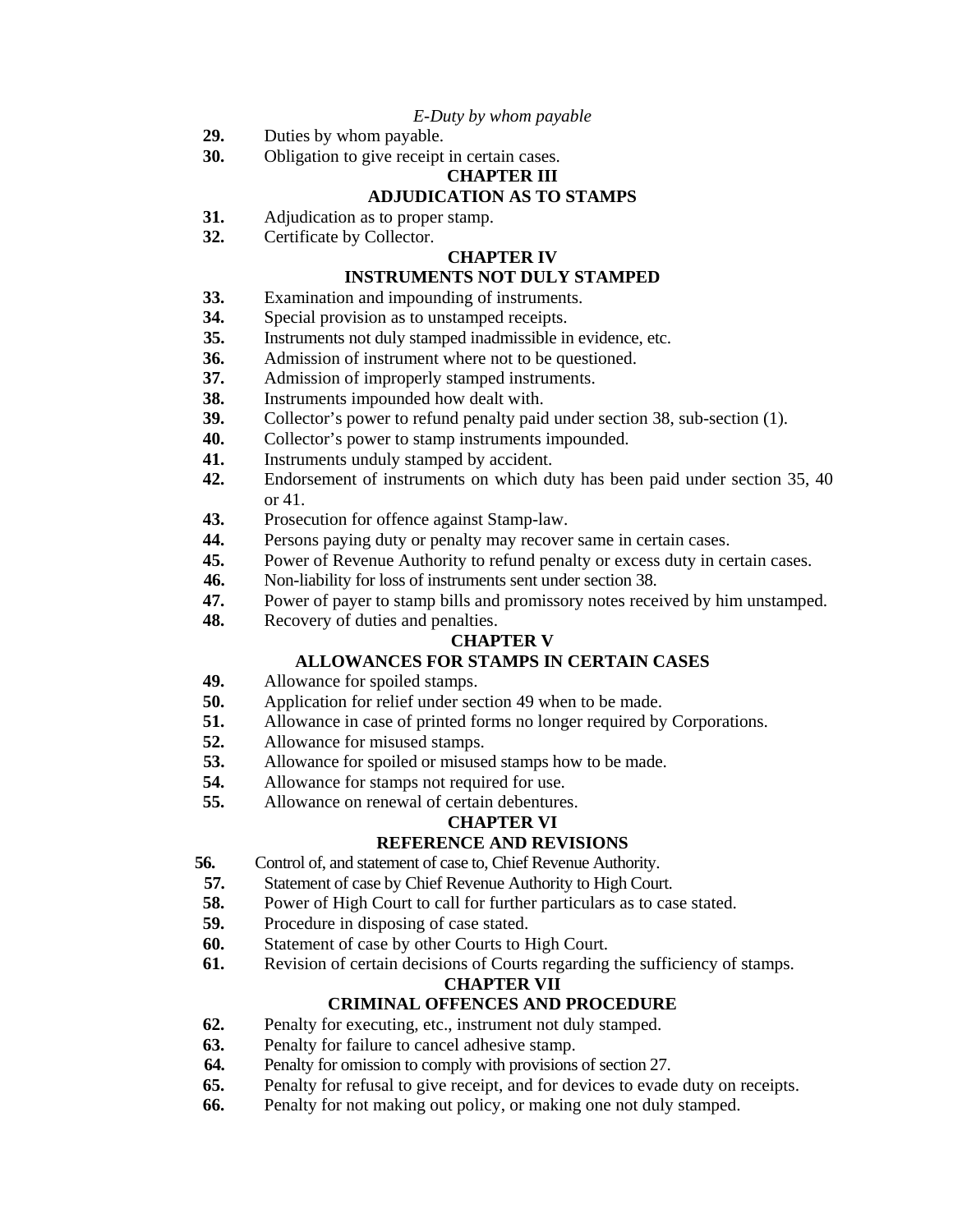*E-Duty by whom payable*

**29.** Duties by whom payable.

**30.** Obligation to give receipt in certain cases.

**CHAPTER III**

**ADJUDICATION AS TO STAMPS**

**31.** Adjudication as to proper stamp.

**32.** Certificate by Collector.

**CHAPTER IV**

**INSTRUMENTS NOT DULY STAMPED**

**33.** Examination and impounding of instruments.

**34.** Special provision as to unstamped receipts.

**35.** Instruments not duly stamped inadmissible in evidence, etc.

**36.** Admission of instrument where not to be questioned.

**37.** Admission of improperly stamped instruments.

**38.** Instruments impounded how dealt with.

**39.** Collector's power to refund penalty paid under section 38, sub-section (1).

**40.** Collector's power to stamp instruments impounded.

**41.** Instruments unduly stamped by accident.

**42.** Endorsement of instruments on which duty has been paid under section 35, 40 or 41.

**43.** Prosecution for offence against Stamp-law.

**44.** Persons paying duty or penalty may recover same in certain cases.

**45.** Power of Revenue Authority to refund penalty or excess duty in certain cases.

**46.** Non-liability for loss of instruments sent under section 38.

**47.** Power of payer to stamp bills and promissory notes received by him unstamped.

**48.** Recovery of duties and penalties.

**CHAPTER V**

**ALLOWANCES FOR STAMPS IN CERTAIN CASES**

**49.** Allowance for spoiled stamps.

**50.** Application for relief under section 49 when to be made.

**51.** Allowance in case of printed forms no longer required by Corporations.

**52.** Allowance for misused stamps.

**53.** Allowance for spoiled or misused stamps how to be made.

**54.** Allowance for stamps not required for use.

**55.** Allowance on renewal of certain debentures.

**CHAPTER VI**

**REFERENCE AND REVISIONS**

**56.** Control of, and statement of case to, Chief Revenue Authority.

**57.** Statement of case by Chief Revenue Authority to High Court.

**58.** Power of High Court to call for further particulars as to case stated.

**59.** Procedure in disposing of case stated.

**60.** Statement of case by other Courts to High Court.

**61.** Revision of certain decisions of Courts regarding the sufficiency of stamps.

**CHAPTER VII**

**CRIMINAL OFFENCES AND PROCEDURE**

**62.** Penalty for executing, etc., instrument not duly stamped.

**63.** Penalty for failure to cancel adhesive stamp.

**64.** Penalty for omission to comply with provisions of section 27.

**65.** Penalty for refusal to give receipt, and for devices to evade duty on receipts.

**66.** Penalty for not making out policy, or making one not duly stamped.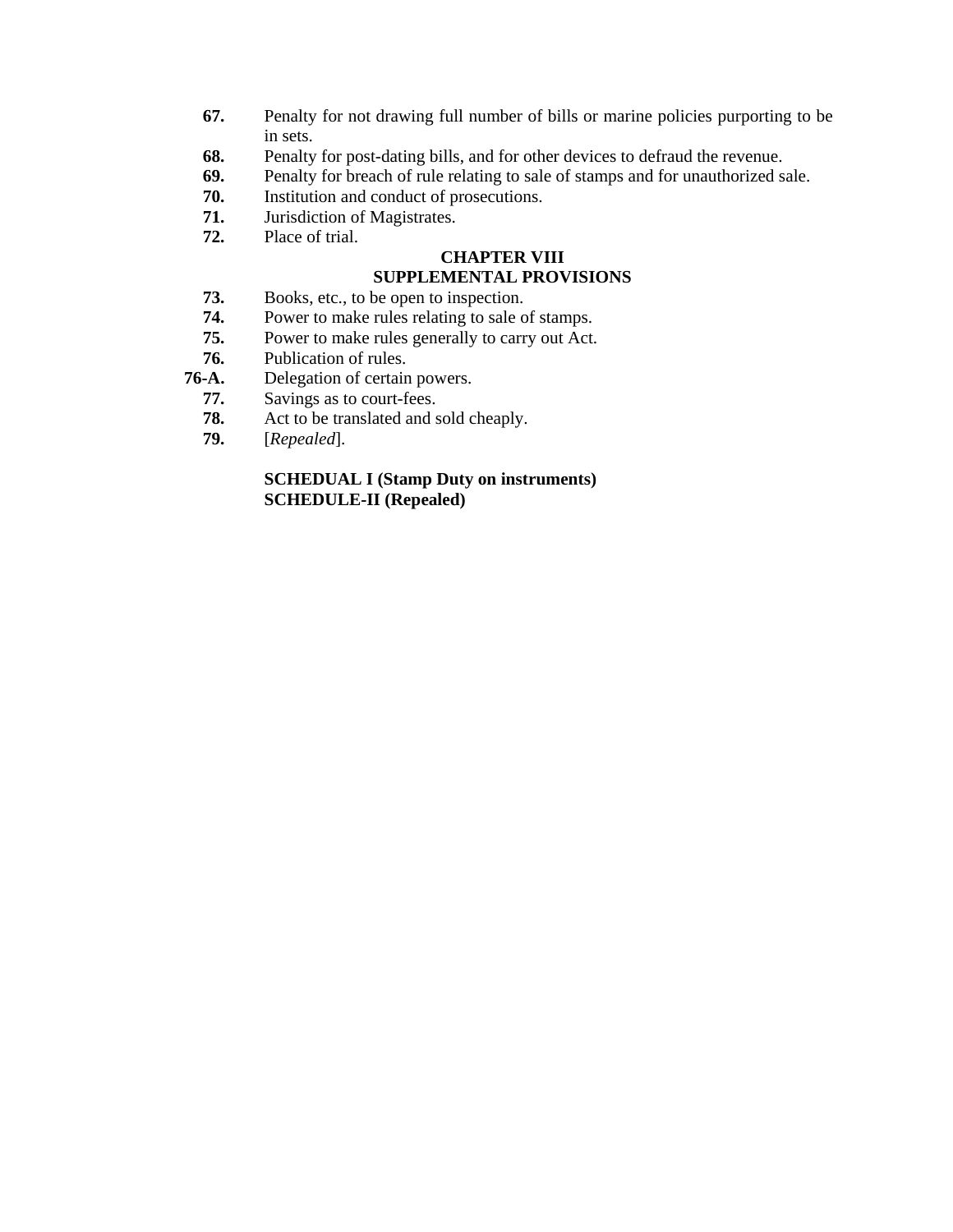**67.** Penalty for not drawing full number of bills or marine policies purporting to be in sets.

**68.** Penalty for post-dating bills, and for other devices to defraud the revenue.

**69.** Penalty for breach of rule relating to sale of stamps and for unauthorized sale.

**70.** Institution and conduct of prosecutions.

**71.** Jurisdiction of Magistrates.

**72.** Place of trial.

## CHAPTER VIII
## SUPPLEMENTAL PROVISIONS

**73.** Books, etc., to be open to inspection.

**74.** Power to make rules relating to sale of stamps.

**75.** Power to make rules generally to carry out Act.

**76.** Publication of rules.

**76-A.** Delegation of certain powers.

**77.** Savings as to court-fees.

**78.** Act to be translated and sold cheaply.

**79.** [*Repealed*].

**SCHEDUAL I (Stamp Duty on instruments)**
**SCHEDULE-II (Repealed)**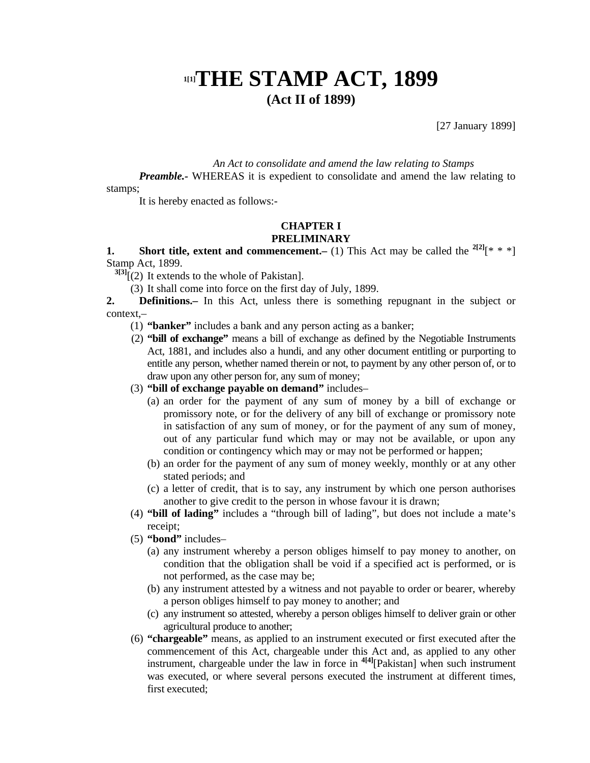# [1[1]]THE STAMP ACT, 1899

## (Act II of 1899)

[27 January 1899]

*An Act to consolidate and amend the law relating to Stamps*

***Preamble.***- WHEREAS it is expedient to consolidate and amend the law relating to stamps;

It is hereby enacted as follows:-

### CHAPTER I
### PRELIMINARY

**1. Short title, extent and commencement.–** (1) This Act may be called the [2[2]][* * *] Stamp Act, 1899.

[3[3]][(2) It extends to the whole of Pakistan].

(3) It shall come into force on the first day of July, 1899.

**2. Definitions.–** In this Act, unless there is something repugnant in the subject or context,–

(1) **"banker"** includes a bank and any person acting as a banker;

(2) **"bill of exchange"** means a bill of exchange as defined by the Negotiable Instruments Act, 1881, and includes also a hundi, and any other document entitling or purporting to entitle any person, whether named therein or not, to payment by any other person of, or to draw upon any other person for, any sum of money;

(3) **"bill of exchange payable on demand"** includes–

(a) an order for the payment of any sum of money by a bill of exchange or promissory note, or for the delivery of any bill of exchange or promissory note in satisfaction of any sum of money, or for the payment of any sum of money, out of any particular fund which may or may not be available, or upon any condition or contingency which may or may not be performed or happen;

(b) an order for the payment of any sum of money weekly, monthly or at any other stated periods; and

(c) a letter of credit, that is to say, any instrument by which one person authorises another to give credit to the person in whose favour it is drawn;

(4) **"bill of lading"** includes a "through bill of lading", but does not include a mate's receipt;

(5) **"bond"** includes–

(a) any instrument whereby a person obliges himself to pay money to another, on condition that the obligation shall be void if a specified act is performed, or is not performed, as the case may be;

(b) any instrument attested by a witness and not payable to order or bearer, whereby a person obliges himself to pay money to another; and

(c) any instrument so attested, whereby a person obliges himself to deliver grain or other agricultural produce to another;

(6) **"chargeable"** means, as applied to an instrument executed or first executed after the commencement of this Act, chargeable under this Act and, as applied to any other instrument, chargeable under the law in force in [4[4]][Pakistan] when such instrument was executed, or where several persons executed the instrument at different times, first executed;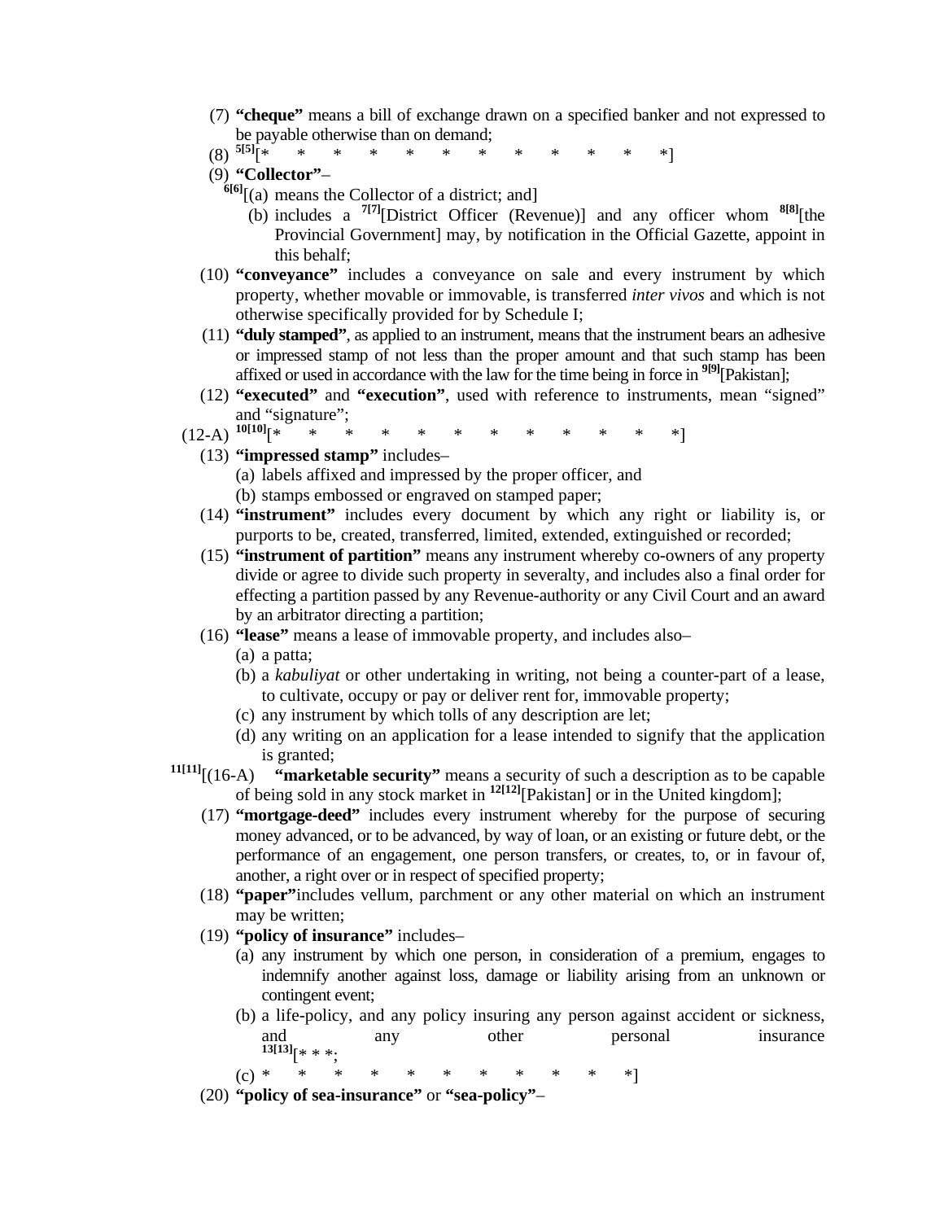(7) **“cheque”** means a bill of exchange drawn on a specified banker and not expressed to be payable otherwise than on demand;

(8) [5[5]][* * * * * * * * * * * *]

(9) **“Collector”**–

[6[6]][(a) means the Collector of a district; and]

(b) includes a [7[7]][District Officer (Revenue)] and any officer whom [8[8]][the Provincial Government] may, by notification in the Official Gazette, appoint in this behalf;

(10) **“conveyance”** includes a conveyance on sale and every instrument by which property, whether movable or immovable, is transferred *inter vivos* and which is not otherwise specifically provided for by Schedule I;

(11) **“duly stamped”**, as applied to an instrument, means that the instrument bears an adhesive or impressed stamp of not less than the proper amount and that such stamp has been affixed or used in accordance with the law for the time being in force in [9[9]][Pakistan];

(12) **“executed”** and **“execution”**, used with reference to instruments, mean “signed” and “signature”;

(12-A) [10[10]][* * * * * * * * * * * *]

(13) **“impressed stamp”** includes–

(a) labels affixed and impressed by the proper officer, and

(b) stamps embossed or engraved on stamped paper;

(14) **“instrument”** includes every document by which any right or liability is, or purports to be, created, transferred, limited, extended, extinguished or recorded;

(15) **“instrument of partition”** means any instrument whereby co-owners of any property divide or agree to divide such property in severalty, and includes also a final order for effecting a partition passed by any Revenue-authority or any Civil Court and an award by an arbitrator directing a partition;

(16) **“lease”** means a lease of immovable property, and includes also–

(a) a patta;

(b) a *kabuliyat* or other undertaking in writing, not being a counter-part of a lease, to cultivate, occupy or pay or deliver rent for, immovable property;

(c) any instrument by which tolls of any description are let;

(d) any writing on an application for a lease intended to signify that the application is granted;

[11[11]][(16-A) **“marketable security”** means a security of such a description as to be capable of being sold in any stock market in [12[12]][Pakistan] or in the United kingdom];

(17) **“mortgage-deed”** includes every instrument whereby for the purpose of securing money advanced, or to be advanced, by way of loan, or an existing or future debt, or the performance of an engagement, one person transfers, or creates, to, or in favour of, another, a right over or in respect of specified property;

(18) **“paper”**includes vellum, parchment or any other material on which an instrument may be written;

(19) **“policy of insurance”** includes–

(a) any instrument by which one person, in consideration of a premium, engages to indemnify another against loss, damage or liability arising from an unknown or contingent event;

(b) a life-policy, and any policy insuring any person against accident or sickness, and any other personal insurance [13[13]][* * *;

(c) * * * * * * * * * * *]

(20) **“policy of sea-insurance”** or **“sea-policy”**–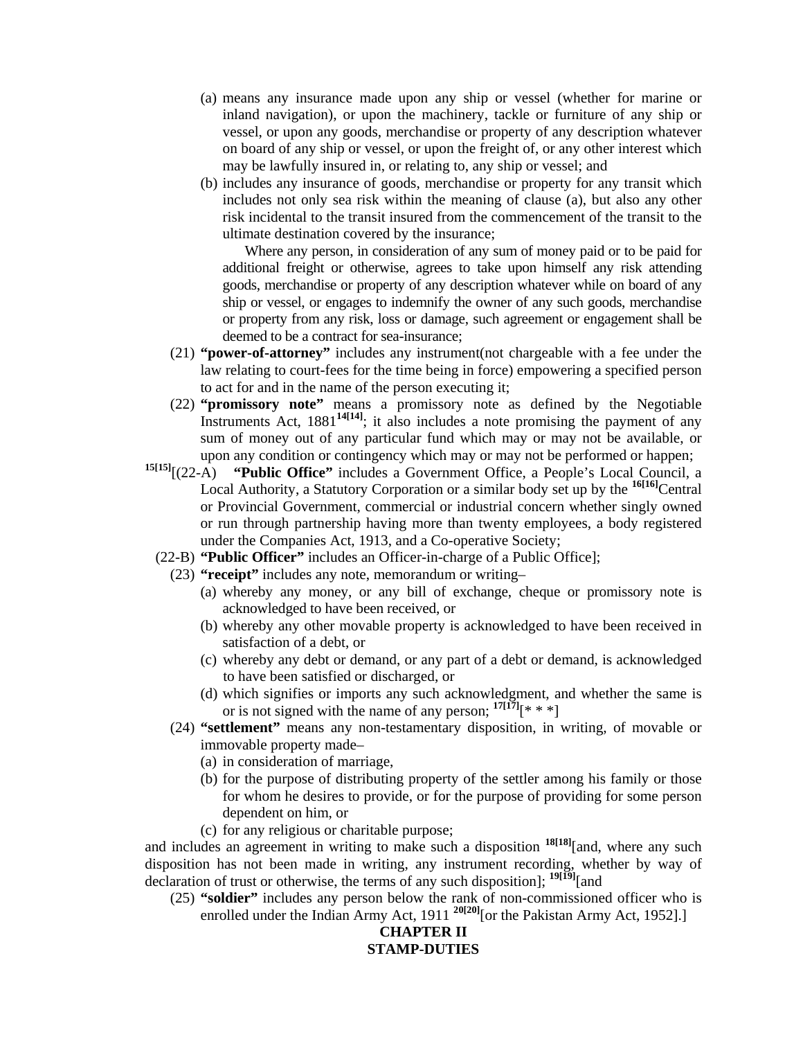(a) means any insurance made upon any ship or vessel (whether for marine or inland navigation), or upon the machinery, tackle or furniture of any ship or vessel, or upon any goods, merchandise or property of any description whatever on board of any ship or vessel, or upon the freight of, or any other interest which may be lawfully insured in, or relating to, any ship or vessel; and

(b) includes any insurance of goods, merchandise or property for any transit which includes not only sea risk within the meaning of clause (a), but also any other risk incidental to the transit insured from the commencement of the transit to the ultimate destination covered by the insurance;

Where any person, in consideration of any sum of money paid or to be paid for additional freight or otherwise, agrees to take upon himself any risk attending goods, merchandise or property of any description whatever while on board of any ship or vessel, or engages to indemnify the owner of any such goods, merchandise or property from any risk, loss or damage, such agreement or engagement shall be deemed to be a contract for sea-insurance;

(21) **"power-of-attorney"** includes any instrument(not chargeable with a fee under the law relating to court-fees for the time being in force) empowering a specified person to act for and in the name of the person executing it;

(22) **"promissory note"** means a promissory note as defined by the Negotiable Instruments Act, 1881[14][14]; it also includes a note promising the payment of any sum of money out of any particular fund which may or may not be available, or upon any condition or contingency which may or may not be performed or happen;

[15][15][(22-A) **"Public Office"** includes a Government Office, a People's Local Council, a Local Authority, a Statutory Corporation or a similar body set up by the [16][16]Central or Provincial Government, commercial or industrial concern whether singly owned or run through partnership having more than twenty employees, a body registered under the Companies Act, 1913, and a Co-operative Society;

(22-B) **"Public Officer"** includes an Officer-in-charge of a Public Office];

(23) **"receipt"** includes any note, memorandum or writing–

(a) whereby any money, or any bill of exchange, cheque or promissory note is acknowledged to have been received, or

(b) whereby any other movable property is acknowledged to have been received in satisfaction of a debt, or

(c) whereby any debt or demand, or any part of a debt or demand, is acknowledged to have been satisfied or discharged, or

(d) which signifies or imports any such acknowledgment, and whether the same is or is not signed with the name of any person; [17][17][* * *]

(24) **"settlement"** means any non-testamentary disposition, in writing, of movable or immovable property made–

(a) in consideration of marriage,

(b) for the purpose of distributing property of the settler among his family or those for whom he desires to provide, or for the purpose of providing for some person dependent on him, or

(c) for any religious or charitable purpose;

and includes an agreement in writing to make such a disposition [18][18][and, where any such disposition has not been made in writing, any instrument recording, whether by way of declaration of trust or otherwise, the terms of any such disposition]; [19][19][and

(25) **"soldier"** includes any person below the rank of non-commissioned officer who is enrolled under the Indian Army Act, 1911 [20][20][or the Pakistan Army Act, 1952].]

## CHAPTER II
## STAMP-DUTIES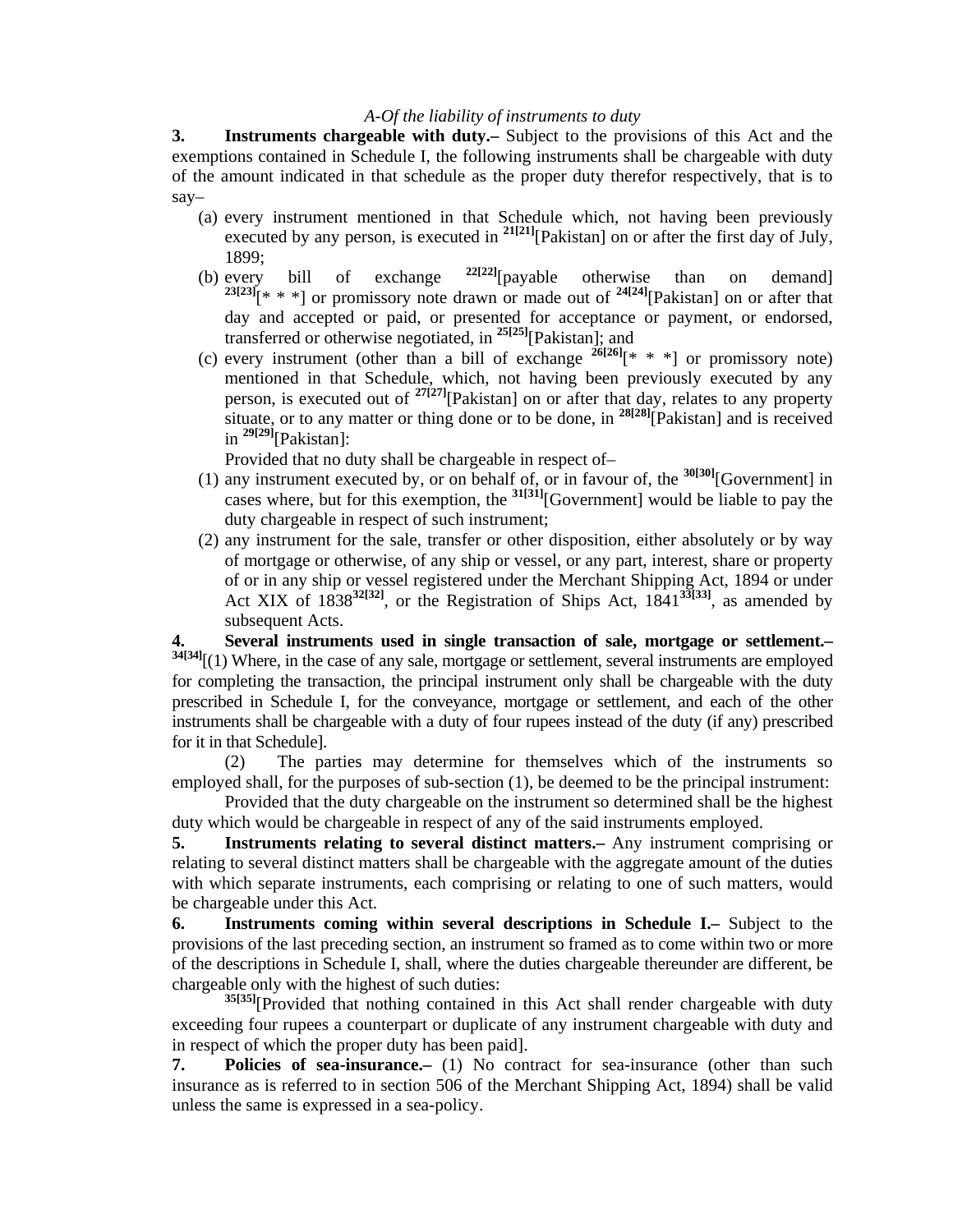*A-Of the liability of instruments to duty*

**3. Instruments chargeable with duty.–** Subject to the provisions of this Act and the exemptions contained in Schedule I, the following instruments shall be chargeable with duty of the amount indicated in that schedule as the proper duty therefor respectively, that is to say–

(a) every instrument mentioned in that Schedule which, not having been previously executed by any person, is executed in [21[21]][Pakistan] on or after the first day of July, 1899;

(b) every bill of exchange [22[22]][payable otherwise than on demand] [23[23]][* * *] or promissory note drawn or made out of [24[24]][Pakistan] on or after that day and accepted or paid, or presented for acceptance or payment, or endorsed, transferred or otherwise negotiated, in [25[25]][Pakistan]; and

(c) every instrument (other than a bill of exchange [26[26]][* * *] or promissory note) mentioned in that Schedule, which, not having been previously executed by any person, is executed out of [27[27]][Pakistan] on or after that day, relates to any property situate, or to any matter or thing done or to be done, in [28[28]][Pakistan] and is received in [29[29]][Pakistan]:

Provided that no duty shall be chargeable in respect of–

(1) any instrument executed by, or on behalf of, or in favour of, the [30[30]][Government] in cases where, but for this exemption, the [31[31]][Government] would be liable to pay the duty chargeable in respect of such instrument;

(2) any instrument for the sale, transfer or other disposition, either absolutely or by way of mortgage or otherwise, of any ship or vessel, or any part, interest, share or property of or in any ship or vessel registered under the Merchant Shipping Act, 1894 or under Act XIX of 1838[32[32]], or the Registration of Ships Act, 1841[33[33]], as amended by subsequent Acts.

**4. Several instruments used in single transaction of sale, mortgage or settlement.–** [34[34]][(1) Where, in the case of any sale, mortgage or settlement, several instruments are employed for completing the transaction, the principal instrument only shall be chargeable with the duty prescribed in Schedule I, for the conveyance, mortgage or settlement, and each of the other instruments shall be chargeable with a duty of four rupees instead of the duty (if any) prescribed for it in that Schedule].

(2) The parties may determine for themselves which of the instruments so employed shall, for the purposes of sub-section (1), be deemed to be the principal instrument:

Provided that the duty chargeable on the instrument so determined shall be the highest duty which would be chargeable in respect of any of the said instruments employed.

**5. Instruments relating to several distinct matters.–** Any instrument comprising or relating to several distinct matters shall be chargeable with the aggregate amount of the duties with which separate instruments, each comprising or relating to one of such matters, would be chargeable under this Act.

**6. Instruments coming within several descriptions in Schedule I.–** Subject to the provisions of the last preceding section, an instrument so framed as to come within two or more of the descriptions in Schedule I, shall, where the duties chargeable thereunder are different, be chargeable only with the highest of such duties:

[35[35]][Provided that nothing contained in this Act shall render chargeable with duty exceeding four rupees a counterpart or duplicate of any instrument chargeable with duty and in respect of which the proper duty has been paid].

**7. Policies of sea-insurance.–** (1) No contract for sea-insurance (other than such insurance as is referred to in section 506 of the Merchant Shipping Act, 1894) shall be valid unless the same is expressed in a sea-policy.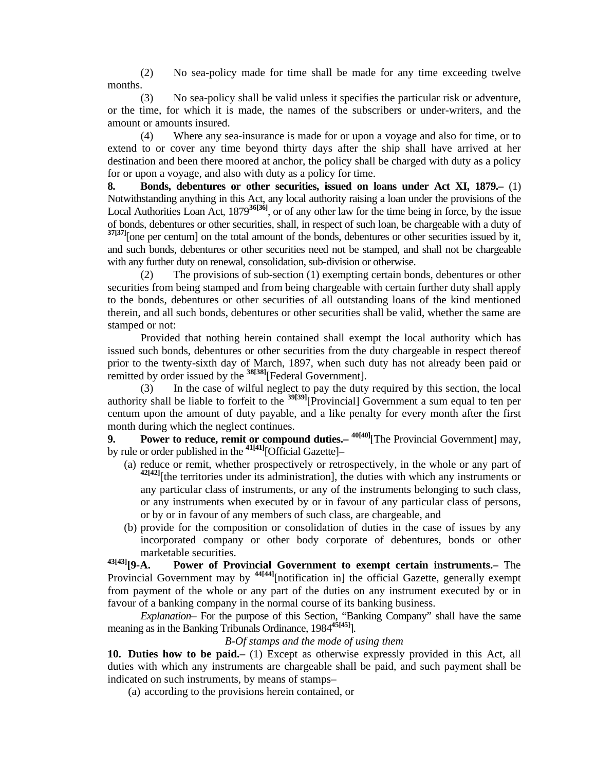(2) No sea-policy made for time shall be made for any time exceeding twelve months.

(3) No sea-policy shall be valid unless it specifies the particular risk or adventure, or the time, for which it is made, the names of the subscribers or under-writers, and the amount or amounts insured.

(4) Where any sea-insurance is made for or upon a voyage and also for time, or to extend to or cover any time beyond thirty days after the ship shall have arrived at her destination and been there moored at anchor, the policy shall be charged with duty as a policy for or upon a voyage, and also with duty as a policy for time.

**8. Bonds, debentures or other securities, issued on loans under Act XI, 1879.–** (1) Notwithstanding anything in this Act, any local authority raising a loan under the provisions of the Local Authorities Loan Act, 1879[36[36]], or of any other law for the time being in force, by the issue of bonds, debentures or other securities, shall, in respect of such loan, be chargeable with a duty of [37[37]][one per centum] on the total amount of the bonds, debentures or other securities issued by it, and such bonds, debentures or other securities need not be stamped, and shall not be chargeable with any further duty on renewal, consolidation, sub-division or otherwise.

(2) The provisions of sub-section (1) exempting certain bonds, debentures or other securities from being stamped and from being chargeable with certain further duty shall apply to the bonds, debentures or other securities of all outstanding loans of the kind mentioned therein, and all such bonds, debentures or other securities shall be valid, whether the same are stamped or not:

Provided that nothing herein contained shall exempt the local authority which has issued such bonds, debentures or other securities from the duty chargeable in respect thereof prior to the twenty-sixth day of March, 1897, when such duty has not already been paid or remitted by order issued by the [38[38]][Federal Government].

(3) In the case of wilful neglect to pay the duty required by this section, the local authority shall be liable to forfeit to the [39[39]][Provincial] Government a sum equal to ten per centum upon the amount of duty payable, and a like penalty for every month after the first month during which the neglect continues.

**9. Power to reduce, remit or compound duties.–** [40[40]][The Provincial Government] may, by rule or order published in the [41[41]][Official Gazette]–

(a) reduce or remit, whether prospectively or retrospectively, in the whole or any part of [42[42]][the territories under its administration], the duties with which any instruments or any particular class of instruments, or any of the instruments belonging to such class, or any instruments when executed by or in favour of any particular class of persons, or by or in favour of any members of such class, are chargeable, and

(b) provide for the composition or consolidation of duties in the case of issues by any incorporated company or other body corporate of debentures, bonds or other marketable securities.

[43[43]]**[9-A. Power of Provincial Government to exempt certain instruments.–** The Provincial Government may by [44[44]][notification in] the official Gazette, generally exempt from payment of the whole or any part of the duties on any instrument executed by or in favour of a banking company in the normal course of its banking business.

*Explanation*– For the purpose of this Section, "Banking Company" shall have the same meaning as in the Banking Tribunals Ordinance, 1984[45[45]]].

*B-Of stamps and the mode of using them*

**10. Duties how to be paid.–** (1) Except as otherwise expressly provided in this Act, all duties with which any instruments are chargeable shall be paid, and such payment shall be indicated on such instruments, by means of stamps–

(a) according to the provisions herein contained, or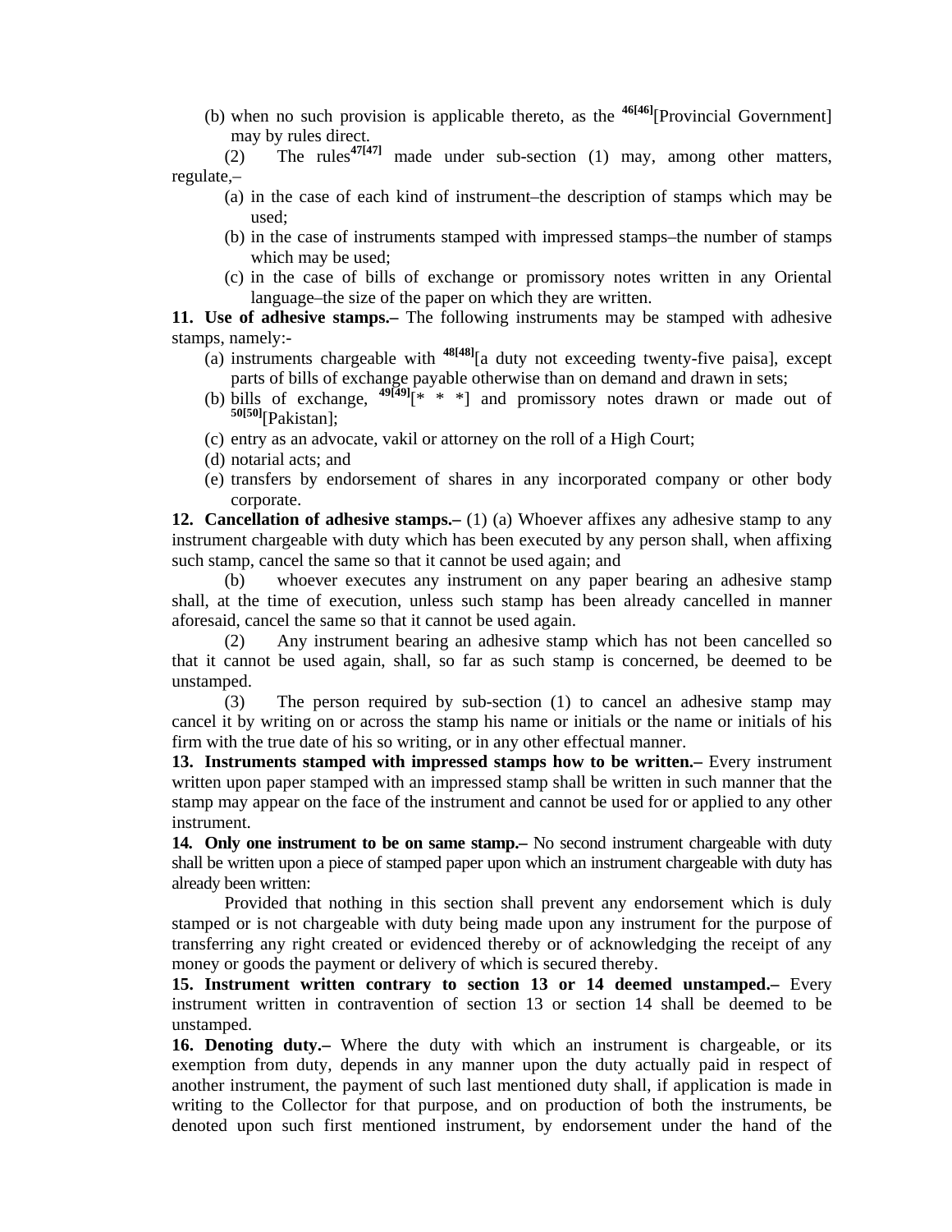(b) when no such provision is applicable thereto, as the [46][46][Provincial Government] may by rules direct.

(2) The rules[47][47] made under sub-section (1) may, among other matters, regulate,–

(a) in the case of each kind of instrument–the description of stamps which may be used;

(b) in the case of instruments stamped with impressed stamps–the number of stamps which may be used;

(c) in the case of bills of exchange or promissory notes written in any Oriental language–the size of the paper on which they are written.

**11. Use of adhesive stamps.–** The following instruments may be stamped with adhesive stamps, namely:-

(a) instruments chargeable with [48][48][a duty not exceeding twenty-five paisa], except parts of bills of exchange payable otherwise than on demand and drawn in sets;

(b) bills of exchange, [49][49][* * *] and promissory notes drawn or made out of [50][50][Pakistan];

(c) entry as an advocate, vakil or attorney on the roll of a High Court;

(d) notarial acts; and

(e) transfers by endorsement of shares in any incorporated company or other body corporate.

**12. Cancellation of adhesive stamps.–** (1) (a) Whoever affixes any adhesive stamp to any instrument chargeable with duty which has been executed by any person shall, when affixing such stamp, cancel the same so that it cannot be used again; and

(b) whoever executes any instrument on any paper bearing an adhesive stamp shall, at the time of execution, unless such stamp has been already cancelled in manner aforesaid, cancel the same so that it cannot be used again.

(2) Any instrument bearing an adhesive stamp which has not been cancelled so that it cannot be used again, shall, so far as such stamp is concerned, be deemed to be unstamped.

(3) The person required by sub-section (1) to cancel an adhesive stamp may cancel it by writing on or across the stamp his name or initials or the name or initials of his firm with the true date of his so writing, or in any other effectual manner.

**13. Instruments stamped with impressed stamps how to be written.–** Every instrument written upon paper stamped with an impressed stamp shall be written in such manner that the stamp may appear on the face of the instrument and cannot be used for or applied to any other instrument.

**14. Only one instrument to be on same stamp.–** No second instrument chargeable with duty shall be written upon a piece of stamped paper upon which an instrument chargeable with duty has already been written:

Provided that nothing in this section shall prevent any endorsement which is duly stamped or is not chargeable with duty being made upon any instrument for the purpose of transferring any right created or evidenced thereby or of acknowledging the receipt of any money or goods the payment or delivery of which is secured thereby.

**15. Instrument written contrary to section 13 or 14 deemed unstamped.–** Every instrument written in contravention of section 13 or section 14 shall be deemed to be unstamped.

**16. Denoting duty.–** Where the duty with which an instrument is chargeable, or its exemption from duty, depends in any manner upon the duty actually paid in respect of another instrument, the payment of such last mentioned duty shall, if application is made in writing to the Collector for that purpose, and on production of both the instruments, be denoted upon such first mentioned instrument, by endorsement under the hand of the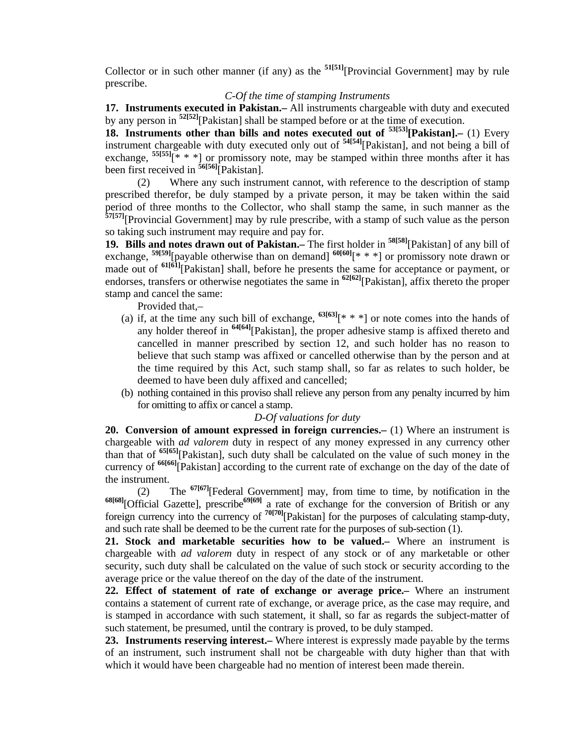Collector or in such other manner (if any) as the [51][51][Provincial Government] may by rule prescribe.

*C-Of the time of stamping Instruments*

**17. Instruments executed in Pakistan.–** All instruments chargeable with duty and executed by any person in [52][52][Pakistan] shall be stamped before or at the time of execution.

**18. Instruments other than bills and notes executed out of [53][53][Pakistan].–** (1) Every instrument chargeable with duty executed only out of [54][54][Pakistan], and not being a bill of exchange, [55][55][* * *] or promissory note, may be stamped within three months after it has been first received in [56][56][Pakistan].

(2) Where any such instrument cannot, with reference to the description of stamp prescribed therefor, be duly stamped by a private person, it may be taken within the said period of three months to the Collector, who shall stamp the same, in such manner as the [57][57][Provincial Government] may by rule prescribe, with a stamp of such value as the person so taking such instrument may require and pay for.

**19. Bills and notes drawn out of Pakistan.–** The first holder in [58][58][Pakistan] of any bill of exchange, [59][59][payable otherwise than on demand] [60][60][* * *] or promissory note drawn or made out of [61][61][Pakistan] shall, before he presents the same for acceptance or payment, or endorses, transfers or otherwise negotiates the same in [62][62][Pakistan], affix thereto the proper stamp and cancel the same:

Provided that,–

(a) if, at the time any such bill of exchange, [63][63][* * *] or note comes into the hands of any holder thereof in [64][64][Pakistan], the proper adhesive stamp is affixed thereto and cancelled in manner prescribed by section 12, and such holder has no reason to believe that such stamp was affixed or cancelled otherwise than by the person and at the time required by this Act, such stamp shall, so far as relates to such holder, be deemed to have been duly affixed and cancelled;

(b) nothing contained in this proviso shall relieve any person from any penalty incurred by him for omitting to affix or cancel a stamp.

*D-Of valuations for duty*

**20. Conversion of amount expressed in foreign currencies.–** (1) Where an instrument is chargeable with *ad valorem* duty in respect of any money expressed in any currency other than that of [65][65][Pakistan], such duty shall be calculated on the value of such money in the currency of [66][66][Pakistan] according to the current rate of exchange on the day of the date of the instrument.

(2) The [67][67][Federal Government] may, from time to time, by notification in the [68][68][Official Gazette], prescribe[69][69] a rate of exchange for the conversion of British or any foreign currency into the currency of [70][70][Pakistan] for the purposes of calculating stamp-duty, and such rate shall be deemed to be the current rate for the purposes of sub-section (1).

**21. Stock and marketable securities how to be valued.–** Where an instrument is chargeable with *ad valorem* duty in respect of any stock or of any marketable or other security, such duty shall be calculated on the value of such stock or security according to the average price or the value thereof on the day of the date of the instrument.

**22. Effect of statement of rate of exchange or average price.–** Where an instrument contains a statement of current rate of exchange, or average price, as the case may require, and is stamped in accordance with such statement, it shall, so far as regards the subject-matter of such statement, be presumed, until the contrary is proved, to be duly stamped.

**23. Instruments reserving interest.–** Where interest is expressly made payable by the terms of an instrument, such instrument shall not be chargeable with duty higher than that with which it would have been chargeable had no mention of interest been made therein.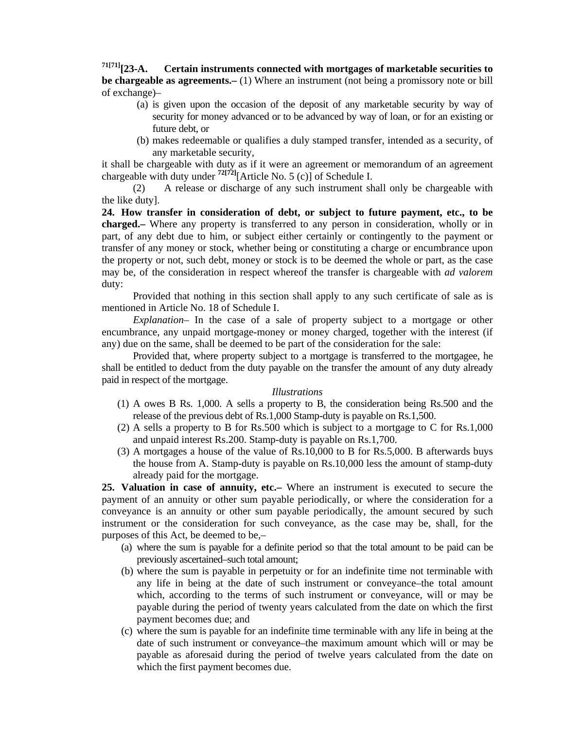**[71][71][23-A. Certain instruments connected with mortgages of marketable securities to be chargeable as agreements.–** (1) Where an instrument (not being a promissory note or bill of exchange)–

(a) is given upon the occasion of the deposit of any marketable security by way of security for money advanced or to be advanced by way of loan, or for an existing or future debt, or

(b) makes redeemable or qualifies a duly stamped transfer, intended as a security, of any marketable security,

it shall be chargeable with duty as if it were an agreement or memorandum of an agreement chargeable with duty under [72][72][Article No. 5 (c)] of Schedule I.

(2) A release or discharge of any such instrument shall only be chargeable with the like duty].

**24. How transfer in consideration of debt, or subject to future payment, etc., to be charged.–** Where any property is transferred to any person in consideration, wholly or in part, of any debt due to him, or subject either certainly or contingently to the payment or transfer of any money or stock, whether being or constituting a charge or encumbrance upon the property or not, such debt, money or stock is to be deemed the whole or part, as the case may be, of the consideration in respect whereof the transfer is chargeable with *ad valorem* duty:

Provided that nothing in this section shall apply to any such certificate of sale as is mentioned in Article No. 18 of Schedule I.

*Explanation*– In the case of a sale of property subject to a mortgage or other encumbrance, any unpaid mortgage-money or money charged, together with the interest (if any) due on the same, shall be deemed to be part of the consideration for the sale:

Provided that, where property subject to a mortgage is transferred to the mortgagee, he shall be entitled to deduct from the duty payable on the transfer the amount of any duty already paid in respect of the mortgage.

*Illustrations*

(1) A owes B Rs. 1,000. A sells a property to B, the consideration being Rs.500 and the release of the previous debt of Rs.1,000 Stamp-duty is payable on Rs.1,500.

(2) A sells a property to B for Rs.500 which is subject to a mortgage to C for Rs.1,000 and unpaid interest Rs.200. Stamp-duty is payable on Rs.1,700.

(3) A mortgages a house of the value of Rs.10,000 to B for Rs.5,000. B afterwards buys the house from A. Stamp-duty is payable on Rs.10,000 less the amount of stamp-duty already paid for the mortgage.

**25. Valuation in case of annuity, etc.–** Where an instrument is executed to secure the payment of an annuity or other sum payable periodically, or where the consideration for a conveyance is an annuity or other sum payable periodically, the amount secured by such instrument or the consideration for such conveyance, as the case may be, shall, for the purposes of this Act, be deemed to be,–

(a) where the sum is payable for a definite period so that the total amount to be paid can be previously ascertained–such total amount;

(b) where the sum is payable in perpetuity or for an indefinite time not terminable with any life in being at the date of such instrument or conveyance–the total amount which, according to the terms of such instrument or conveyance, will or may be payable during the period of twenty years calculated from the date on which the first payment becomes due; and

(c) where the sum is payable for an indefinite time terminable with any life in being at the date of such instrument or conveyance–the maximum amount which will or may be payable as aforesaid during the period of twelve years calculated from the date on which the first payment becomes due.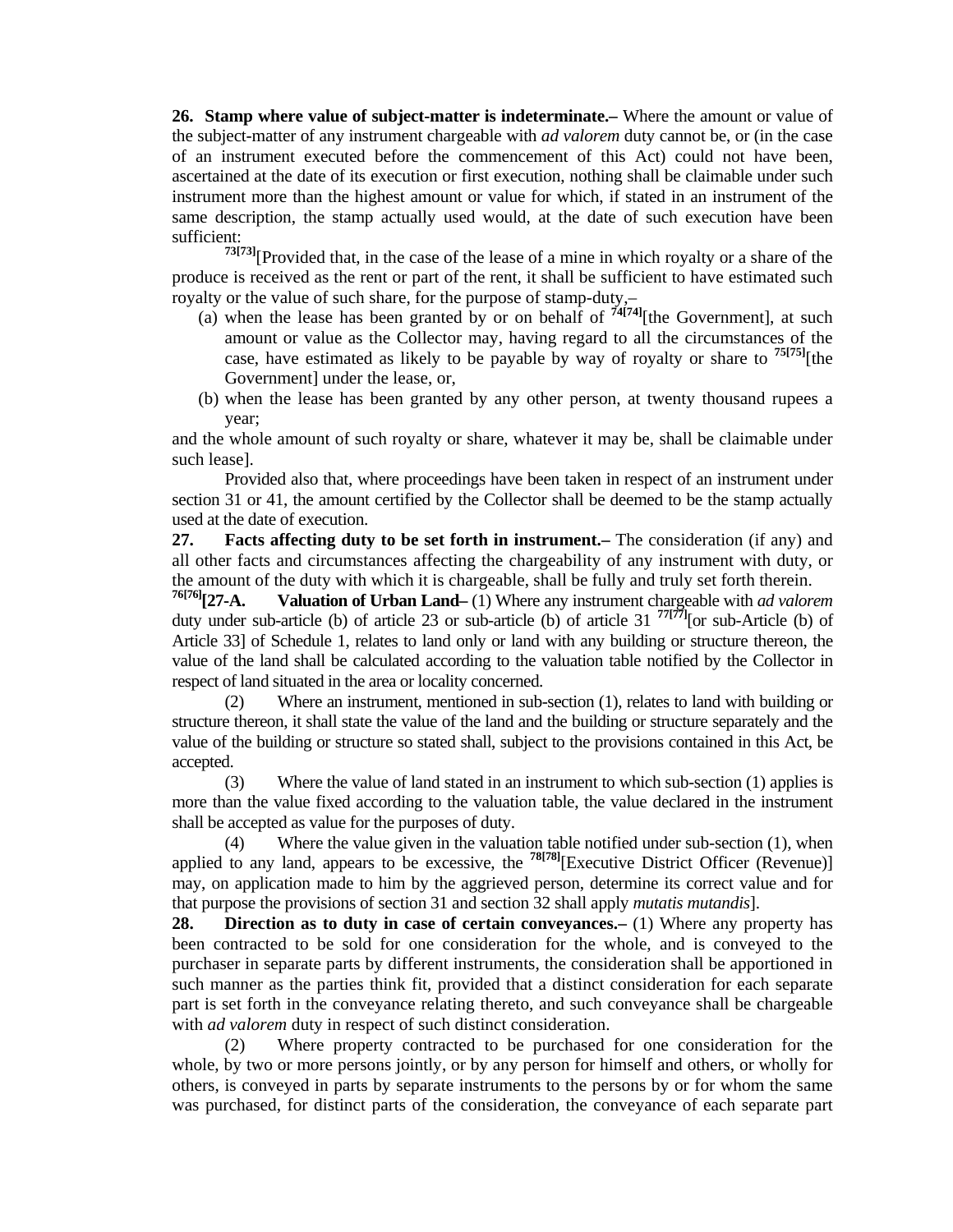**26. Stamp where value of subject-matter is indeterminate.–** Where the amount or value of the subject-matter of any instrument chargeable with *ad valorem* duty cannot be, or (in the case of an instrument executed before the commencement of this Act) could not have been, ascertained at the date of its execution or first execution, nothing shall be claimable under such instrument more than the highest amount or value for which, if stated in an instrument of the same description, the stamp actually used would, at the date of such execution have been sufficient:

[73[73]][Provided that, in the case of the lease of a mine in which royalty or a share of the produce is received as the rent or part of the rent, it shall be sufficient to have estimated such royalty or the value of such share, for the purpose of stamp-duty,–

(a) when the lease has been granted by or on behalf of [74[74]][the Government], at such amount or value as the Collector may, having regard to all the circumstances of the case, have estimated as likely to be payable by way of royalty or share to [75[75]][the Government] under the lease, or,

(b) when the lease has been granted by any other person, at twenty thousand rupees a year;

and the whole amount of such royalty or share, whatever it may be, shall be claimable under such lease].

Provided also that, where proceedings have been taken in respect of an instrument under section 31 or 41, the amount certified by the Collector shall be deemed to be the stamp actually used at the date of execution.

**27. Facts affecting duty to be set forth in instrument.–** The consideration (if any) and all other facts and circumstances affecting the chargeability of any instrument with duty, or the amount of the duty with which it is chargeable, shall be fully and truly set forth therein.

[76[76]]**[27-A. Valuation of Urban Land–** (1) Where any instrument chargeable with *ad valorem* duty under sub-article (b) of article 23 or sub-article (b) of article 31 [77[77]][or sub-Article (b) of Article 33] of Schedule 1, relates to land only or land with any building or structure thereon, the value of the land shall be calculated according to the valuation table notified by the Collector in respect of land situated in the area or locality concerned.

(2) Where an instrument, mentioned in sub-section (1), relates to land with building or structure thereon, it shall state the value of the land and the building or structure separately and the value of the building or structure so stated shall, subject to the provisions contained in this Act, be accepted.

(3) Where the value of land stated in an instrument to which sub-section (1) applies is more than the value fixed according to the valuation table, the value declared in the instrument shall be accepted as value for the purposes of duty.

(4) Where the value given in the valuation table notified under sub-section (1), when applied to any land, appears to be excessive, the [78[78]][Executive District Officer (Revenue)] may, on application made to him by the aggrieved person, determine its correct value and for that purpose the provisions of section 31 and section 32 shall apply *mutatis mutandis*].

**28. Direction as to duty in case of certain conveyances.–** (1) Where any property has been contracted to be sold for one consideration for the whole, and is conveyed to the purchaser in separate parts by different instruments, the consideration shall be apportioned in such manner as the parties think fit, provided that a distinct consideration for each separate part is set forth in the conveyance relating thereto, and such conveyance shall be chargeable with *ad valorem* duty in respect of such distinct consideration.

(2) Where property contracted to be purchased for one consideration for the whole, by two or more persons jointly, or by any person for himself and others, or wholly for others, is conveyed in parts by separate instruments to the persons by or for whom the same was purchased, for distinct parts of the consideration, the conveyance of each separate part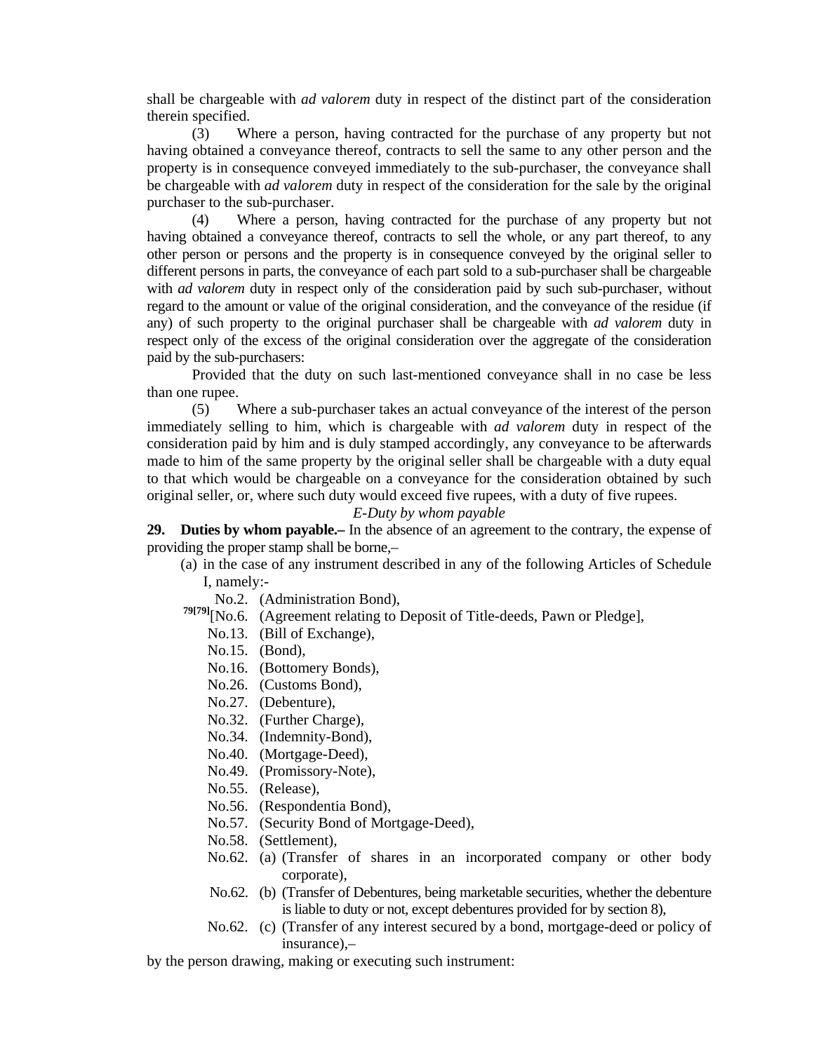shall be chargeable with *ad valorem* duty in respect of the distinct part of the consideration therein specified.

(3) Where a person, having contracted for the purchase of any property but not having obtained a conveyance thereof, contracts to sell the same to any other person and the property is in consequence conveyed immediately to the sub-purchaser, the conveyance shall be chargeable with *ad valorem* duty in respect of the consideration for the sale by the original purchaser to the sub-purchaser.

(4) Where a person, having contracted for the purchase of any property but not having obtained a conveyance thereof, contracts to sell the whole, or any part thereof, to any other person or persons and the property is in consequence conveyed by the original seller to different persons in parts, the conveyance of each part sold to a sub-purchaser shall be chargeable with *ad valorem* duty in respect only of the consideration paid by such sub-purchaser, without regard to the amount or value of the original consideration, and the conveyance of the residue (if any) of such property to the original purchaser shall be chargeable with *ad valorem* duty in respect only of the excess of the original consideration over the aggregate of the consideration paid by the sub-purchasers:

Provided that the duty on such last-mentioned conveyance shall in no case be less than one rupee.

(5) Where a sub-purchaser takes an actual conveyance of the interest of the person immediately selling to him, which is chargeable with *ad valorem* duty in respect of the consideration paid by him and is duly stamped accordingly, any conveyance to be afterwards made to him of the same property by the original seller shall be chargeable with a duty equal to that which would be chargeable on a conveyance for the consideration obtained by such original seller, or, where such duty would exceed five rupees, with a duty of five rupees.

*E-Duty by whom payable*

**29. Duties by whom payable.–** In the absence of an agreement to the contrary, the expense of providing the proper stamp shall be borne,–

(a) in the case of any instrument described in any of the following Articles of Schedule I, namely:-

No.2. (Administration Bond),
[79][79][No.6. (Agreement relating to Deposit of Title-deeds, Pawn or Pledge],
No.13. (Bill of Exchange),
No.15. (Bond),
No.16. (Bottomery Bonds),
No.26. (Customs Bond),
No.27. (Debenture),
No.32. (Further Charge),
No.34. (Indemnity-Bond),
No.40. (Mortgage-Deed),
No.49. (Promissory-Note),
No.55. (Release),
No.56. (Respondentia Bond),
No.57. (Security Bond of Mortgage-Deed),
No.58. (Settlement),
No.62. (a) (Transfer of shares in an incorporated company or other body corporate),
No.62. (b) (Transfer of Debentures, being marketable securities, whether the debenture is liable to duty or not, except debentures provided for by section 8),
No.62. (c) (Transfer of any interest secured by a bond, mortgage-deed or policy of insurance),–

by the person drawing, making or executing such instrument: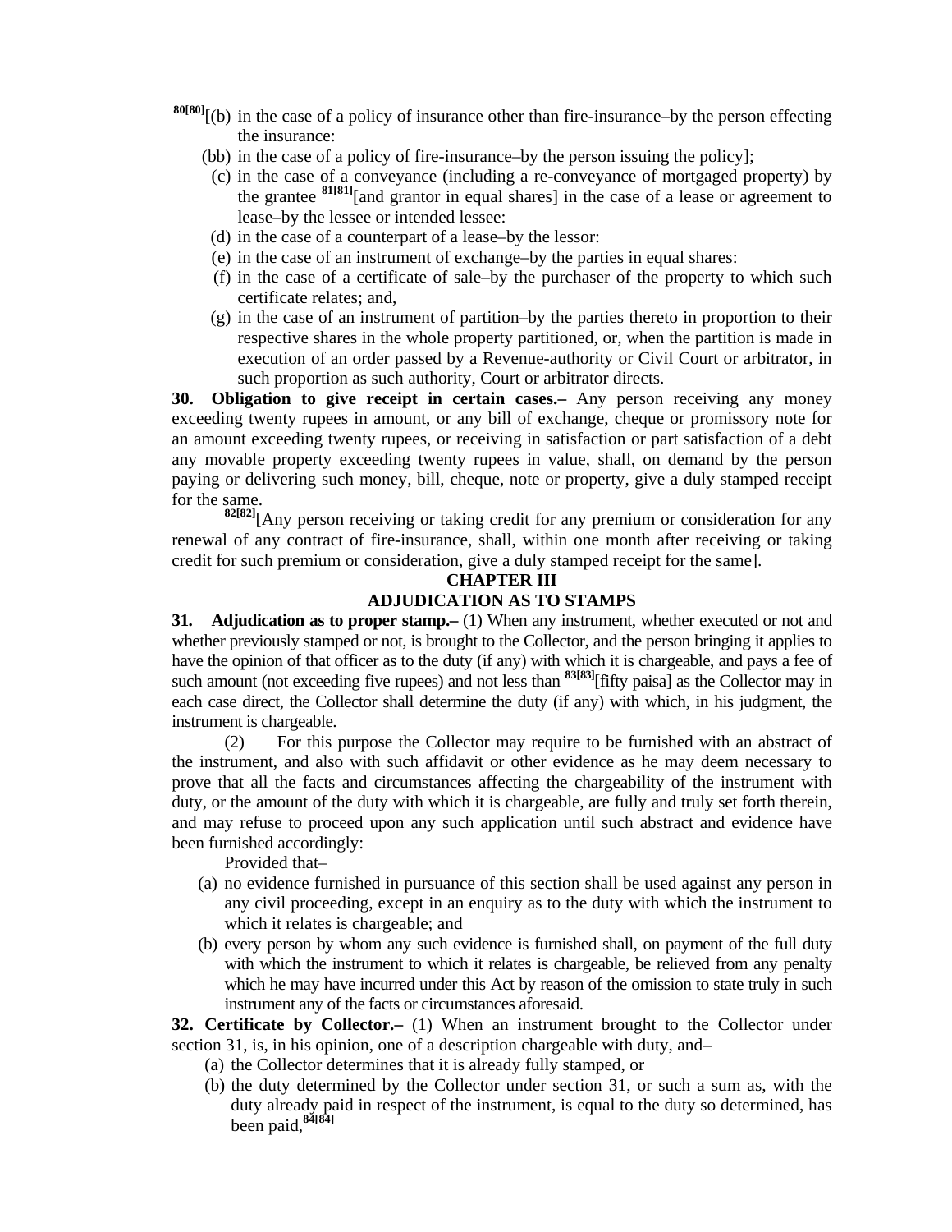[80[80]][(b) in the case of a policy of insurance other than fire-insurance–by the person effecting the insurance:

(bb) in the case of a policy of fire-insurance–by the person issuing the policy];

(c) in the case of a conveyance (including a re-conveyance of mortgaged property) by the grantee [81[81]][and grantor in equal shares] in the case of a lease or agreement to lease–by the lessee or intended lessee:

(d) in the case of a counterpart of a lease–by the lessor:

(e) in the case of an instrument of exchange–by the parties in equal shares:

(f) in the case of a certificate of sale–by the purchaser of the property to which such certificate relates; and,

(g) in the case of an instrument of partition–by the parties thereto in proportion to their respective shares in the whole property partitioned, or, when the partition is made in execution of an order passed by a Revenue-authority or Civil Court or arbitrator, in such proportion as such authority, Court or arbitrator directs.

**30. Obligation to give receipt in certain cases.–** Any person receiving any money exceeding twenty rupees in amount, or any bill of exchange, cheque or promissory note for an amount exceeding twenty rupees, or receiving in satisfaction or part satisfaction of a debt any movable property exceeding twenty rupees in value, shall, on demand by the person paying or delivering such money, bill, cheque, note or property, give a duly stamped receipt for the same.

[82[82]][Any person receiving or taking credit for any premium or consideration for any renewal of any contract of fire-insurance, shall, within one month after receiving or taking credit for such premium or consideration, give a duly stamped receipt for the same].

## CHAPTER III
## ADJUDICATION AS TO STAMPS

**31. Adjudication as to proper stamp.–** (1) When any instrument, whether executed or not and whether previously stamped or not, is brought to the Collector, and the person bringing it applies to have the opinion of that officer as to the duty (if any) with which it is chargeable, and pays a fee of such amount (not exceeding five rupees) and not less than [83[83]][fifty paisa] as the Collector may in each case direct, the Collector shall determine the duty (if any) with which, in his judgment, the instrument is chargeable.

(2) For this purpose the Collector may require to be furnished with an abstract of the instrument, and also with such affidavit or other evidence as he may deem necessary to prove that all the facts and circumstances affecting the chargeability of the instrument with duty, or the amount of the duty with which it is chargeable, are fully and truly set forth therein, and may refuse to proceed upon any such application until such abstract and evidence have been furnished accordingly:

Provided that–

(a) no evidence furnished in pursuance of this section shall be used against any person in any civil proceeding, except in an enquiry as to the duty with which the instrument to which it relates is chargeable; and

(b) every person by whom any such evidence is furnished shall, on payment of the full duty with which the instrument to which it relates is chargeable, be relieved from any penalty which he may have incurred under this Act by reason of the omission to state truly in such instrument any of the facts or circumstances aforesaid.

**32. Certificate by Collector.–** (1) When an instrument brought to the Collector under section 31, is, in his opinion, one of a description chargeable with duty, and–

(a) the Collector determines that it is already fully stamped, or

(b) the duty determined by the Collector under section 31, or such a sum as, with the duty already paid in respect of the instrument, is equal to the duty so determined, has been paid,[84[84]]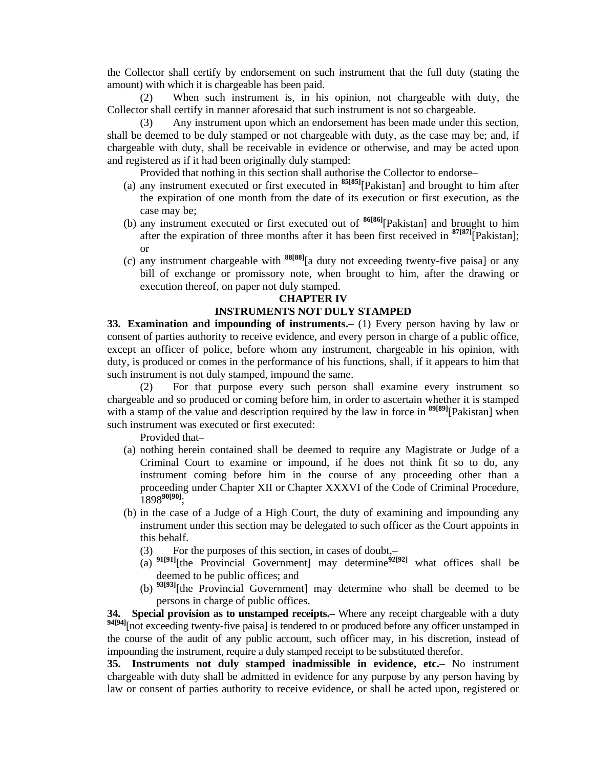the Collector shall certify by endorsement on such instrument that the full duty (stating the amount) with which it is chargeable has been paid.

(2) When such instrument is, in his opinion, not chargeable with duty, the Collector shall certify in manner aforesaid that such instrument is not so chargeable.

(3) Any instrument upon which an endorsement has been made under this section, shall be deemed to be duly stamped or not chargeable with duty, as the case may be; and, if chargeable with duty, shall be receivable in evidence or otherwise, and may be acted upon and registered as if it had been originally duly stamped:

Provided that nothing in this section shall authorise the Collector to endorse–

(a) any instrument executed or first executed in [85][85][Pakistan] and brought to him after the expiration of one month from the date of its execution or first execution, as the case may be;

(b) any instrument executed or first executed out of [86][86][Pakistan] and brought to him after the expiration of three months after it has been first received in [87][87][Pakistan]; or

(c) any instrument chargeable with [88][88][a duty not exceeding twenty-five paisa] or any bill of exchange or promissory note, when brought to him, after the drawing or execution thereof, on paper not duly stamped.

## CHAPTER IV

## INSTRUMENTS NOT DULY STAMPED

**33. Examination and impounding of instruments.–** (1) Every person having by law or consent of parties authority to receive evidence, and every person in charge of a public office, except an officer of police, before whom any instrument, chargeable in his opinion, with duty, is produced or comes in the performance of his functions, shall, if it appears to him that such instrument is not duly stamped, impound the same.

(2) For that purpose every such person shall examine every instrument so chargeable and so produced or coming before him, in order to ascertain whether it is stamped with a stamp of the value and description required by the law in force in [89][89][Pakistan] when such instrument was executed or first executed:

Provided that–

(a) nothing herein contained shall be deemed to require any Magistrate or Judge of a Criminal Court to examine or impound, if he does not think fit so to do, any instrument coming before him in the course of any proceeding other than a proceeding under Chapter XII or Chapter XXXVI of the Code of Criminal Procedure, 1898[90][90];

(b) in the case of a Judge of a High Court, the duty of examining and impounding any instrument under this section may be delegated to such officer as the Court appoints in this behalf.

(3) For the purposes of this section, in cases of doubt,–

(a) [91][91][the Provincial Government] may determine[92][92] what offices shall be deemed to be public offices; and

(b) [93][93][the Provincial Government] may determine who shall be deemed to be persons in charge of public offices.

**34. Special provision as to unstamped receipts.–** Where any receipt chargeable with a duty [94][94][not exceeding twenty-five paisa] is tendered to or produced before any officer unstamped in the course of the audit of any public account, such officer may, in his discretion, instead of impounding the instrument, require a duly stamped receipt to be substituted therefor.

**35. Instruments not duly stamped inadmissible in evidence, etc.–** No instrument chargeable with duty shall be admitted in evidence for any purpose by any person having by law or consent of parties authority to receive evidence, or shall be acted upon, registered or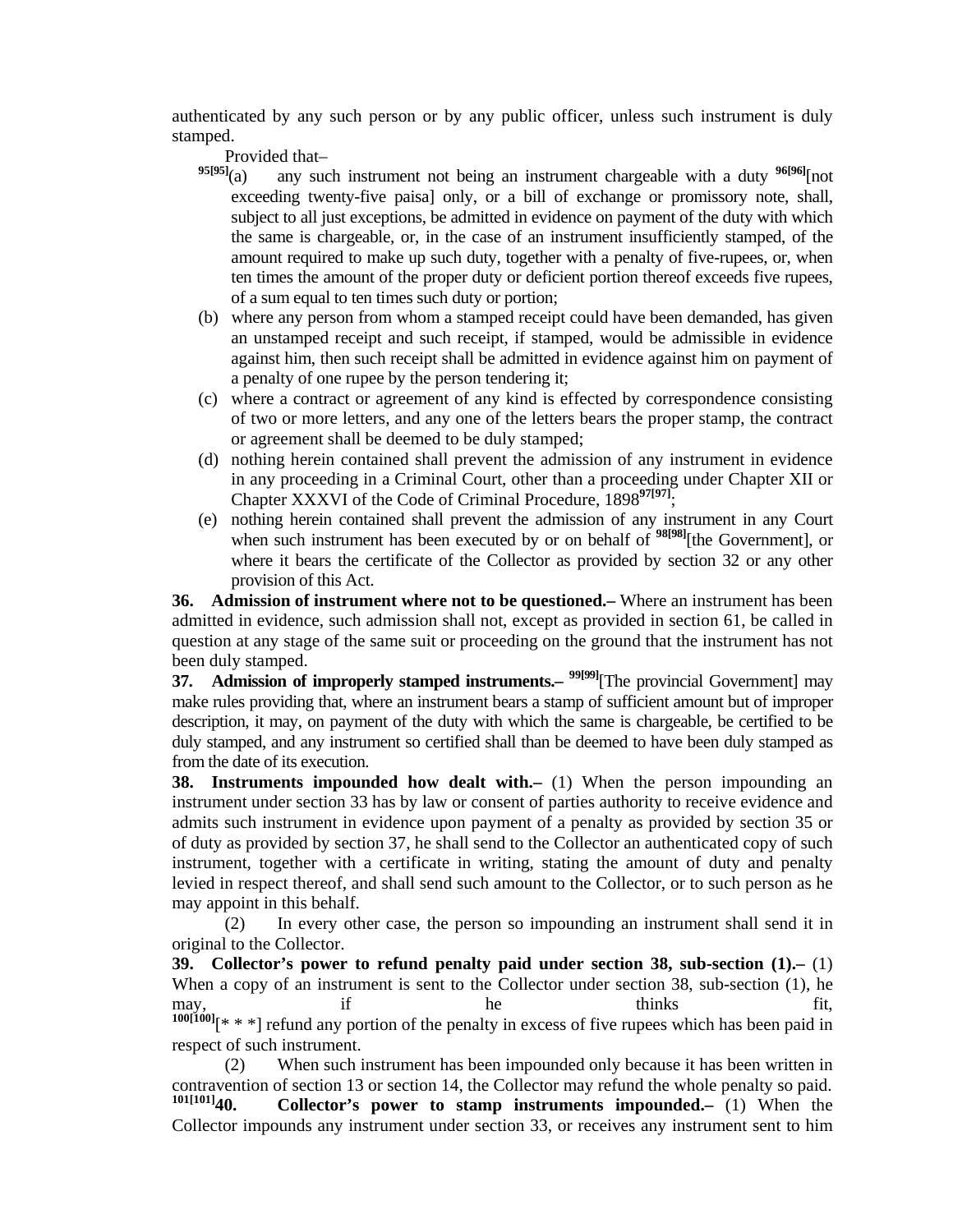authenticated by any such person or by any public officer, unless such instrument is duly stamped.

Provided that–

[95[95]](a) any such instrument not being an instrument chargeable with a duty [96[96]][not exceeding twenty-five paisa] only, or a bill of exchange or promissory note, shall, subject to all just exceptions, be admitted in evidence on payment of the duty with which the same is chargeable, or, in the case of an instrument insufficiently stamped, of the amount required to make up such duty, together with a penalty of five-rupees, or, when ten times the amount of the proper duty or deficient portion thereof exceeds five rupees, of a sum equal to ten times such duty or portion;

(b) where any person from whom a stamped receipt could have been demanded, has given an unstamped receipt and such receipt, if stamped, would be admissible in evidence against him, then such receipt shall be admitted in evidence against him on payment of a penalty of one rupee by the person tendering it;

(c) where a contract or agreement of any kind is effected by correspondence consisting of two or more letters, and any one of the letters bears the proper stamp, the contract or agreement shall be deemed to be duly stamped;

(d) nothing herein contained shall prevent the admission of any instrument in evidence in any proceeding in a Criminal Court, other than a proceeding under Chapter XII or Chapter XXXVI of the Code of Criminal Procedure, 1898[97[97]];

(e) nothing herein contained shall prevent the admission of any instrument in any Court when such instrument has been executed by or on behalf of [98[98]][the Government], or where it bears the certificate of the Collector as provided by section 32 or any other provision of this Act.

**36. Admission of instrument where not to be questioned.–** Where an instrument has been admitted in evidence, such admission shall not, except as provided in section 61, be called in question at any stage of the same suit or proceeding on the ground that the instrument has not been duly stamped.

**37. Admission of improperly stamped instruments.–** [99[99]][The provincial Government] may make rules providing that, where an instrument bears a stamp of sufficient amount but of improper description, it may, on payment of the duty with which the same is chargeable, be certified to be duly stamped, and any instrument so certified shall than be deemed to have been duly stamped as from the date of its execution.

**38. Instruments impounded how dealt with.–** (1) When the person impounding an instrument under section 33 has by law or consent of parties authority to receive evidence and admits such instrument in evidence upon payment of a penalty as provided by section 35 or of duty as provided by section 37, he shall send to the Collector an authenticated copy of such instrument, together with a certificate in writing, stating the amount of duty and penalty levied in respect thereof, and shall send such amount to the Collector, or to such person as he may appoint in this behalf.

(2) In every other case, the person so impounding an instrument shall send it in original to the Collector.

**39. Collector's power to refund penalty paid under section 38, sub-section (1).–** (1) When a copy of an instrument is sent to the Collector under section 38, sub-section (1), he may, if he thinks fit, [100[100]][* * *] refund any portion of the penalty in excess of five rupees which has been paid in respect of such instrument.

(2) When such instrument has been impounded only because it has been written in contravention of section 13 or section 14, the Collector may refund the whole penalty so paid.

[101[101]]**40. Collector's power to stamp instruments impounded.–** (1) When the Collector impounds any instrument under section 33, or receives any instrument sent to him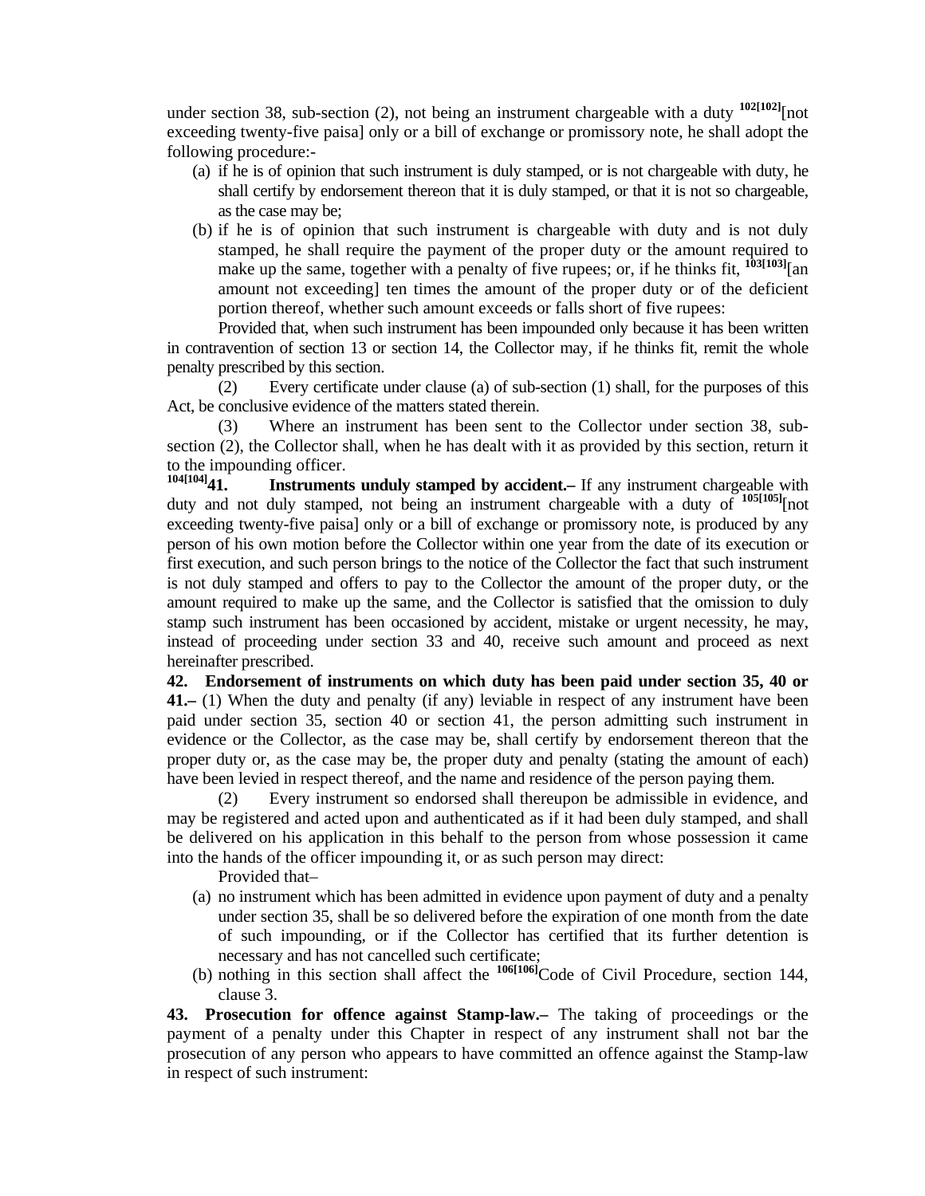under section 38, sub-section (2), not being an instrument chargeable with a duty [102[102]][not exceeding twenty-five paisa] only or a bill of exchange or promissory note, he shall adopt the following procedure:-

(a) if he is of opinion that such instrument is duly stamped, or is not chargeable with duty, he shall certify by endorsement thereon that it is duly stamped, or that it is not so chargeable, as the case may be;

(b) if he is of opinion that such instrument is chargeable with duty and is not duly stamped, he shall require the payment of the proper duty or the amount required to make up the same, together with a penalty of five rupees; or, if he thinks fit, [103[103]][an amount not exceeding] ten times the amount of the proper duty or of the deficient portion thereof, whether such amount exceeds or falls short of five rupees:

Provided that, when such instrument has been impounded only because it has been written in contravention of section 13 or section 14, the Collector may, if he thinks fit, remit the whole penalty prescribed by this section.

(2) Every certificate under clause (a) of sub-section (1) shall, for the purposes of this Act, be conclusive evidence of the matters stated therein.

(3) Where an instrument has been sent to the Collector under section 38, sub-section (2), the Collector shall, when he has dealt with it as provided by this section, return it to the impounding officer.

[104[104]]**41. Instruments unduly stamped by accident.–** If any instrument chargeable with duty and not duly stamped, not being an instrument chargeable with a duty of [105[105]][not exceeding twenty-five paisa] only or a bill of exchange or promissory note, is produced by any person of his own motion before the Collector within one year from the date of its execution or first execution, and such person brings to the notice of the Collector the fact that such instrument is not duly stamped and offers to pay to the Collector the amount of the proper duty, or the amount required to make up the same, and the Collector is satisfied that the omission to duly stamp such instrument has been occasioned by accident, mistake or urgent necessity, he may, instead of proceeding under section 33 and 40, receive such amount and proceed as next hereinafter prescribed.

**42. Endorsement of instruments on which duty has been paid under section 35, 40 or 41.–** (1) When the duty and penalty (if any) leviable in respect of any instrument have been paid under section 35, section 40 or section 41, the person admitting such instrument in evidence or the Collector, as the case may be, shall certify by endorsement thereon that the proper duty or, as the case may be, the proper duty and penalty (stating the amount of each) have been levied in respect thereof, and the name and residence of the person paying them.

(2) Every instrument so endorsed shall thereupon be admissible in evidence, and may be registered and acted upon and authenticated as if it had been duly stamped, and shall be delivered on his application in this behalf to the person from whose possession it came into the hands of the officer impounding it, or as such person may direct:

Provided that–

(a) no instrument which has been admitted in evidence upon payment of duty and a penalty under section 35, shall be so delivered before the expiration of one month from the date of such impounding, or if the Collector has certified that its further detention is necessary and has not cancelled such certificate;

(b) nothing in this section shall affect the [106[106]]Code of Civil Procedure, section 144, clause 3.

**43. Prosecution for offence against Stamp-law.–** The taking of proceedings or the payment of a penalty under this Chapter in respect of any instrument shall not bar the prosecution of any person who appears to have committed an offence against the Stamp-law in respect of such instrument: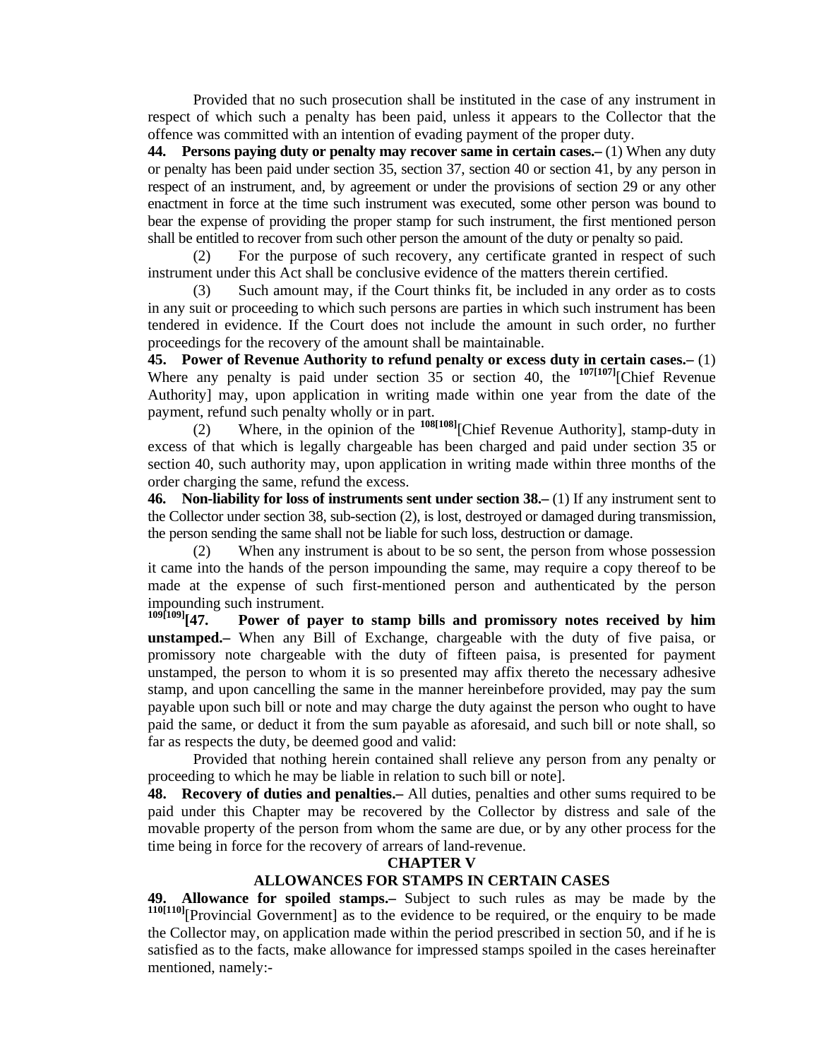Provided that no such prosecution shall be instituted in the case of any instrument in respect of which such a penalty has been paid, unless it appears to the Collector that the offence was committed with an intention of evading payment of the proper duty.

**44. Persons paying duty or penalty may recover same in certain cases.–** (1) When any duty or penalty has been paid under section 35, section 37, section 40 or section 41, by any person in respect of an instrument, and, by agreement or under the provisions of section 29 or any other enactment in force at the time such instrument was executed, some other person was bound to bear the expense of providing the proper stamp for such instrument, the first mentioned person shall be entitled to recover from such other person the amount of the duty or penalty so paid.

(2) For the purpose of such recovery, any certificate granted in respect of such instrument under this Act shall be conclusive evidence of the matters therein certified.

(3) Such amount may, if the Court thinks fit, be included in any order as to costs in any suit or proceeding to which such persons are parties in which such instrument has been tendered in evidence. If the Court does not include the amount in such order, no further proceedings for the recovery of the amount shall be maintainable.

**45. Power of Revenue Authority to refund penalty or excess duty in certain cases.–** (1) Where any penalty is paid under section 35 or section 40, the [107][107][Chief Revenue Authority] may, upon application in writing made within one year from the date of the payment, refund such penalty wholly or in part.

(2) Where, in the opinion of the [108][108][Chief Revenue Authority], stamp-duty in excess of that which is legally chargeable has been charged and paid under section 35 or section 40, such authority may, upon application in writing made within three months of the order charging the same, refund the excess.

**46. Non-liability for loss of instruments sent under section 38.–** (1) If any instrument sent to the Collector under section 38, sub-section (2), is lost, destroyed or damaged during transmission, the person sending the same shall not be liable for such loss, destruction or damage.

(2) When any instrument is about to be so sent, the person from whose possession it came into the hands of the person impounding the same, may require a copy thereof to be made at the expense of such first-mentioned person and authenticated by the person impounding such instrument.

[109][109]**[47. Power of payer to stamp bills and promissory notes received by him unstamped.–** When any Bill of Exchange, chargeable with the duty of five paisa, or promissory note chargeable with the duty of fifteen paisa, is presented for payment unstamped, the person to whom it is so presented may affix thereto the necessary adhesive stamp, and upon cancelling the same in the manner hereinbefore provided, may pay the sum payable upon such bill or note and may charge the duty against the person who ought to have paid the same, or deduct it from the sum payable as aforesaid, and such bill or note shall, so far as respects the duty, be deemed good and valid:

Provided that nothing herein contained shall relieve any person from any penalty or proceeding to which he may be liable in relation to such bill or note].

**48. Recovery of duties and penalties.–** All duties, penalties and other sums required to be paid under this Chapter may be recovered by the Collector by distress and sale of the movable property of the person from whom the same are due, or by any other process for the time being in force for the recovery of arrears of land-revenue.

## CHAPTER V

## ALLOWANCES FOR STAMPS IN CERTAIN CASES

**49. Allowance for spoiled stamps.–** Subject to such rules as may be made by the [110][110][Provincial Government] as to the evidence to be required, or the enquiry to be made the Collector may, on application made within the period prescribed in section 50, and if he is satisfied as to the facts, make allowance for impressed stamps spoiled in the cases hereinafter mentioned, namely:-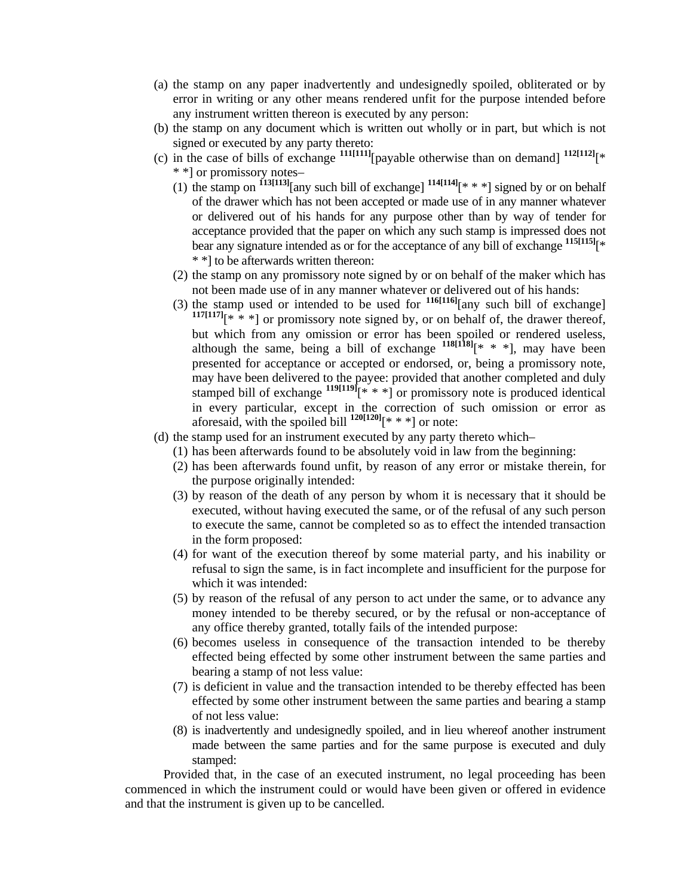(a) the stamp on any paper inadvertently and undesignedly spoiled, obliterated or by error in writing or any other means rendered unfit for the purpose intended before any instrument written thereon is executed by any person:

(b) the stamp on any document which is written out wholly or in part, but which is not signed or executed by any party thereto:

(c) in the case of bills of exchange [111[111]][payable otherwise than on demand] [112[112]][* * *] or promissory notes–

(1) the stamp on [113[113]][any such bill of exchange] [114[114]][* * *] signed by or on behalf of the drawer which has not been accepted or made use of in any manner whatever or delivered out of his hands for any purpose other than by way of tender for acceptance provided that the paper on which any such stamp is impressed does not bear any signature intended as or for the acceptance of any bill of exchange [115[115]][* * *] to be afterwards written thereon:

(2) the stamp on any promissory note signed by or on behalf of the maker which has not been made use of in any manner whatever or delivered out of his hands:

(3) the stamp used or intended to be used for [116[116]][any such bill of exchange] [117[117]][* * *] or promissory note signed by, or on behalf of, the drawer thereof, but which from any omission or error has been spoiled or rendered useless, although the same, being a bill of exchange [118[118]][* * *], may have been presented for acceptance or accepted or endorsed, or, being a promissory note, may have been delivered to the payee: provided that another completed and duly stamped bill of exchange [119[119]][* * *] or promissory note is produced identical in every particular, except in the correction of such omission or error as aforesaid, with the spoiled bill [120[120]][* * *] or note:

(d) the stamp used for an instrument executed by any party thereto which–

(1) has been afterwards found to be absolutely void in law from the beginning:

(2) has been afterwards found unfit, by reason of any error or mistake therein, for the purpose originally intended:

(3) by reason of the death of any person by whom it is necessary that it should be executed, without having executed the same, or of the refusal of any such person to execute the same, cannot be completed so as to effect the intended transaction in the form proposed:

(4) for want of the execution thereof by some material party, and his inability or refusal to sign the same, is in fact incomplete and insufficient for the purpose for which it was intended:

(5) by reason of the refusal of any person to act under the same, or to advance any money intended to be thereby secured, or by the refusal or non-acceptance of any office thereby granted, totally fails of the intended purpose:

(6) becomes useless in consequence of the transaction intended to be thereby effected being effected by some other instrument between the same parties and bearing a stamp of not less value:

(7) is deficient in value and the transaction intended to be thereby effected has been effected by some other instrument between the same parties and bearing a stamp of not less value:

(8) is inadvertently and undesignedly spoiled, and in lieu whereof another instrument made between the same parties and for the same purpose is executed and duly stamped:

Provided that, in the case of an executed instrument, no legal proceeding has been commenced in which the instrument could or would have been given or offered in evidence and that the instrument is given up to be cancelled.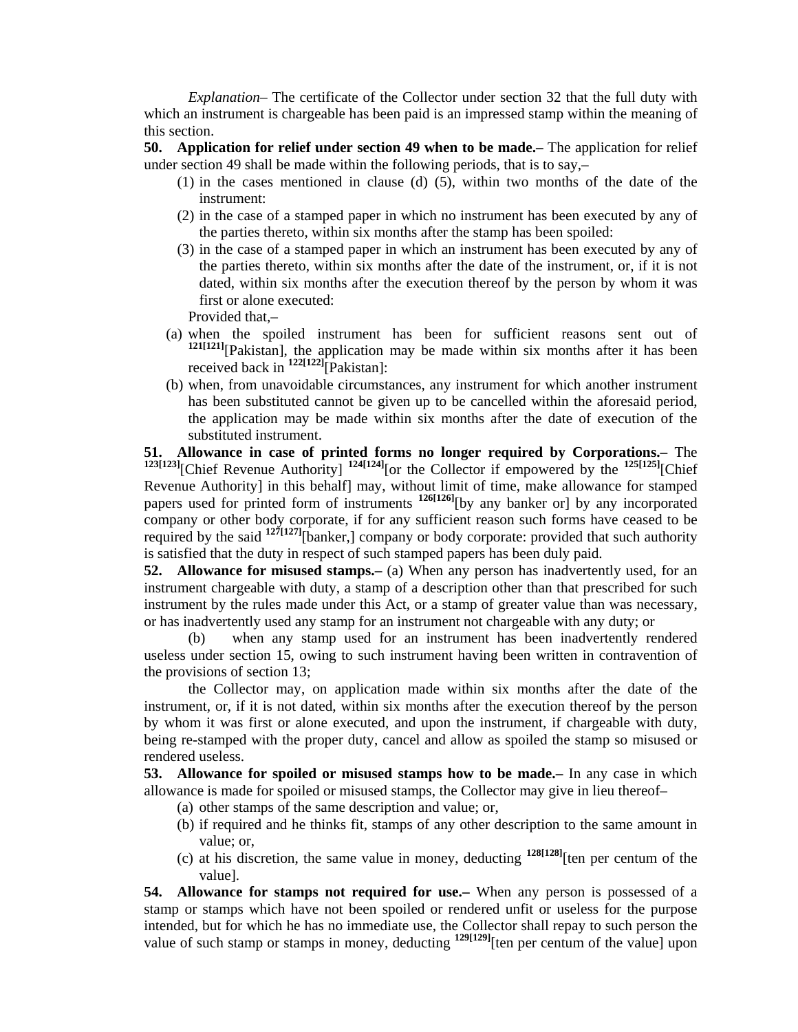*Explanation*– The certificate of the Collector under section 32 that the full duty with which an instrument is chargeable has been paid is an impressed stamp within the meaning of this section.

**50. Application for relief under section 49 when to be made.–** The application for relief under section 49 shall be made within the following periods, that is to say,–

(1) in the cases mentioned in clause (d) (5), within two months of the date of the instrument:

(2) in the case of a stamped paper in which no instrument has been executed by any of the parties thereto, within six months after the stamp has been spoiled:

(3) in the case of a stamped paper in which an instrument has been executed by any of the parties thereto, within six months after the date of the instrument, or, if it is not dated, within six months after the execution thereof by the person by whom it was first or alone executed:

Provided that,–

(a) when the spoiled instrument has been for sufficient reasons sent out of [121[121]][Pakistan], the application may be made within six months after it has been received back in [122[122]][Pakistan]:

(b) when, from unavoidable circumstances, any instrument for which another instrument has been substituted cannot be given up to be cancelled within the aforesaid period, the application may be made within six months after the date of execution of the substituted instrument.

**51. Allowance in case of printed forms no longer required by Corporations.–** The [123[123]][Chief Revenue Authority] [124[124]][or the Collector if empowered by the [125[125]][Chief Revenue Authority] in this behalf] may, without limit of time, make allowance for stamped papers used for printed form of instruments [126[126]][by any banker or] by any incorporated company or other body corporate, if for any sufficient reason such forms have ceased to be required by the said [127[127]][banker,] company or body corporate: provided that such authority is satisfied that the duty in respect of such stamped papers has been duly paid.

**52. Allowance for misused stamps.–** (a) When any person has inadvertently used, for an instrument chargeable with duty, a stamp of a description other than that prescribed for such instrument by the rules made under this Act, or a stamp of greater value than was necessary, or has inadvertently used any stamp for an instrument not chargeable with any duty; or

(b) when any stamp used for an instrument has been inadvertently rendered useless under section 15, owing to such instrument having been written in contravention of the provisions of section 13;

the Collector may, on application made within six months after the date of the instrument, or, if it is not dated, within six months after the execution thereof by the person by whom it was first or alone executed, and upon the instrument, if chargeable with duty, being re-stamped with the proper duty, cancel and allow as spoiled the stamp so misused or rendered useless.

**53. Allowance for spoiled or misused stamps how to be made.–** In any case in which allowance is made for spoiled or misused stamps, the Collector may give in lieu thereof–

(a) other stamps of the same description and value; or,

(b) if required and he thinks fit, stamps of any other description to the same amount in value; or,

(c) at his discretion, the same value in money, deducting [128[128]][ten per centum of the value].

**54. Allowance for stamps not required for use.–** When any person is possessed of a stamp or stamps which have not been spoiled or rendered unfit or useless for the purpose intended, but for which he has no immediate use, the Collector shall repay to such person the value of such stamp or stamps in money, deducting [129[129]][ten per centum of the value] upon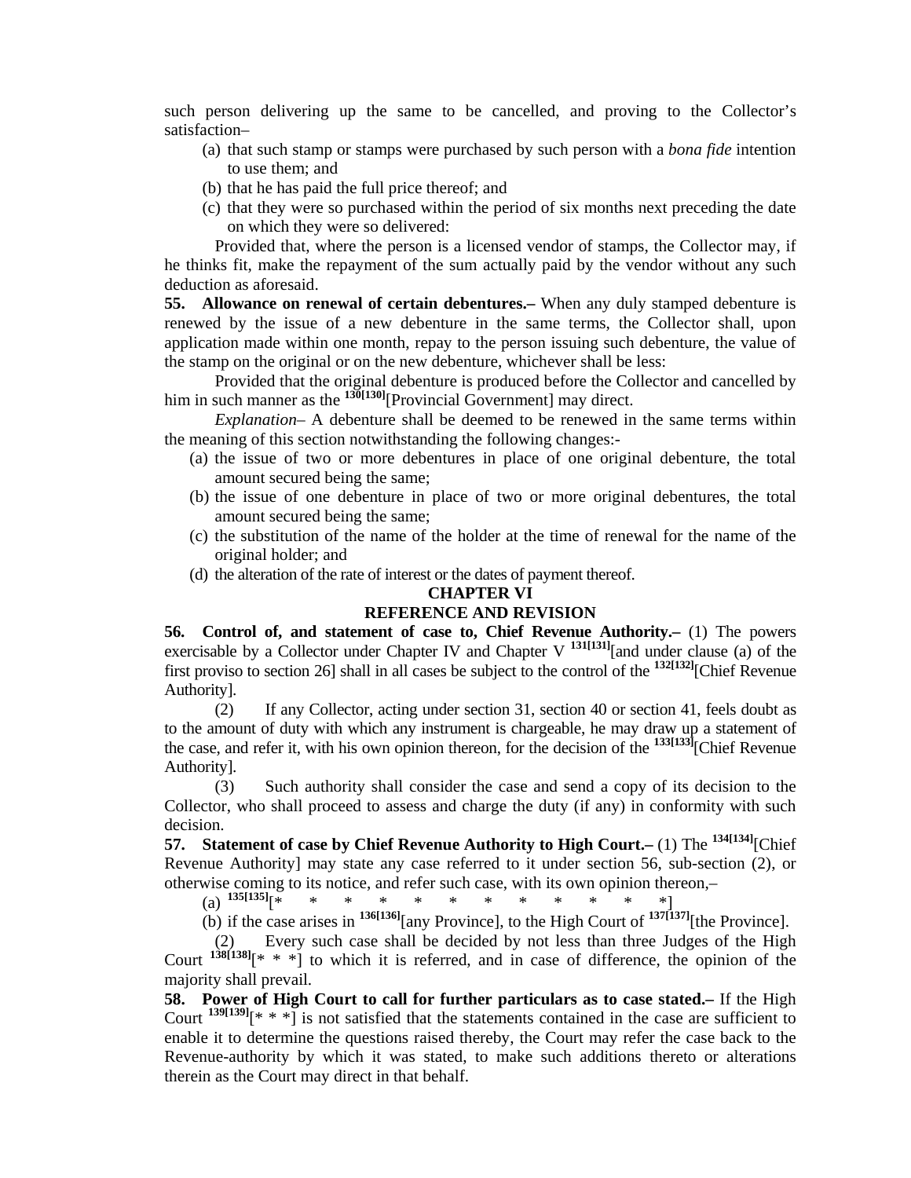such person delivering up the same to be cancelled, and proving to the Collector's satisfaction–

(a) that such stamp or stamps were purchased by such person with a *bona fide* intention to use them; and

(b) that he has paid the full price thereof; and

(c) that they were so purchased within the period of six months next preceding the date on which they were so delivered:

Provided that, where the person is a licensed vendor of stamps, the Collector may, if he thinks fit, make the repayment of the sum actually paid by the vendor without any such deduction as aforesaid.

**55. Allowance on renewal of certain debentures.–** When any duly stamped debenture is renewed by the issue of a new debenture in the same terms, the Collector shall, upon application made within one month, repay to the person issuing such debenture, the value of the stamp on the original or on the new debenture, whichever shall be less:

Provided that the original debenture is produced before the Collector and cancelled by him in such manner as the [130[130]][Provincial Government] may direct.

*Explanation*– A debenture shall be deemed to be renewed in the same terms within the meaning of this section notwithstanding the following changes:-

(a) the issue of two or more debentures in place of one original debenture, the total amount secured being the same;

(b) the issue of one debenture in place of two or more original debentures, the total amount secured being the same;

(c) the substitution of the name of the holder at the time of renewal for the name of the original holder; and

(d) the alteration of the rate of interest or the dates of payment thereof.

## CHAPTER VI

## REFERENCE AND REVISION

**56. Control of, and statement of case to, Chief Revenue Authority.–** (1) The powers exercisable by a Collector under Chapter IV and Chapter V [131[131]][and under clause (a) of the first proviso to section 26] shall in all cases be subject to the control of the [132[132]][Chief Revenue Authority].

(2) If any Collector, acting under section 31, section 40 or section 41, feels doubt as to the amount of duty with which any instrument is chargeable, he may draw up a statement of the case, and refer it, with his own opinion thereon, for the decision of the [133[133]][Chief Revenue Authority].

(3) Such authority shall consider the case and send a copy of its decision to the Collector, who shall proceed to assess and charge the duty (if any) in conformity with such decision.

**57. Statement of case by Chief Revenue Authority to High Court.–** (1) The [134[134]][Chief Revenue Authority] may state any case referred to it under section 56, sub-section (2), or otherwise coming to its notice, and refer such case, with its own opinion thereon,–

(a) [135[135]][* * * * * * * * * * * *]

(b) if the case arises in [136[136]][any Province], to the High Court of [137[137]][the Province].

(2) Every such case shall be decided by not less than three Judges of the High Court [138[138]][* * *] to which it is referred, and in case of difference, the opinion of the majority shall prevail.

**58. Power of High Court to call for further particulars as to case stated.–** If the High Court [139[139]][* * *] is not satisfied that the statements contained in the case are sufficient to enable it to determine the questions raised thereby, the Court may refer the case back to the Revenue-authority by which it was stated, to make such additions thereto or alterations therein as the Court may direct in that behalf.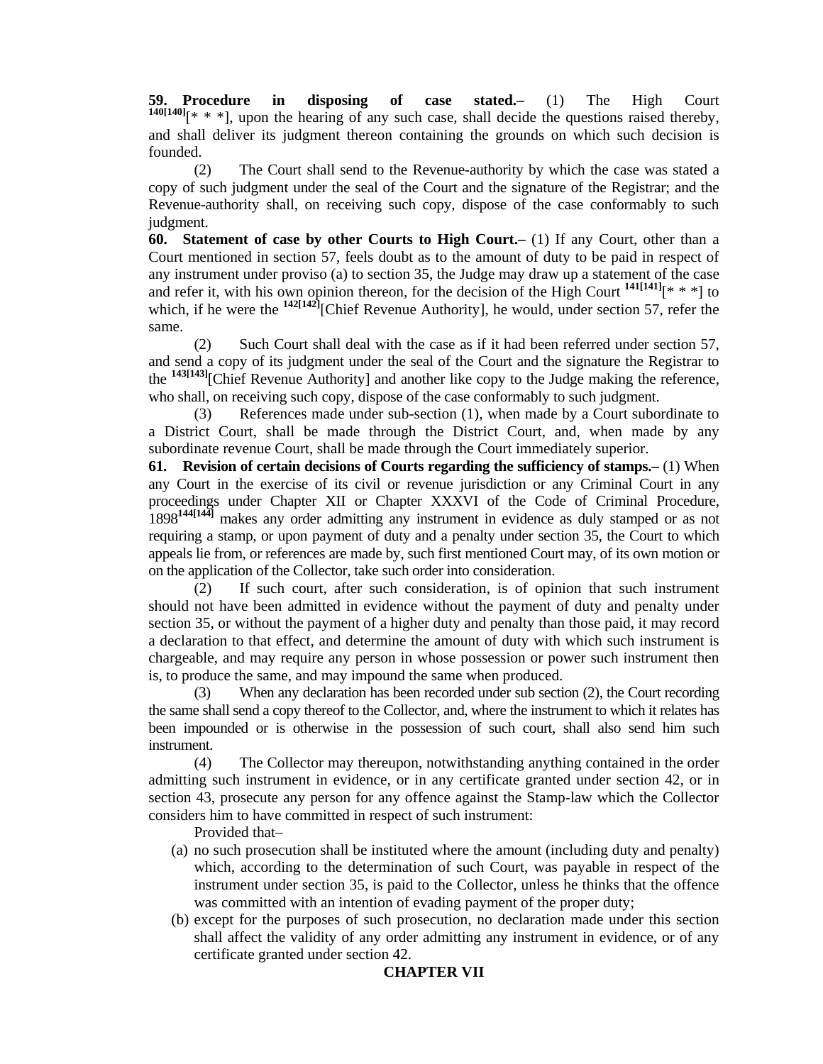**59. Procedure in disposing of case stated.–** (1) The High Court [140[140]][* * *], upon the hearing of any such case, shall decide the questions raised thereby, and shall deliver its judgment thereon containing the grounds on which such decision is founded.

(2) The Court shall send to the Revenue-authority by which the case was stated a copy of such judgment under the seal of the Court and the signature of the Registrar; and the Revenue-authority shall, on receiving such copy, dispose of the case conformably to such judgment.

**60. Statement of case by other Courts to High Court.–** (1) If any Court, other than a Court mentioned in section 57, feels doubt as to the amount of duty to be paid in respect of any instrument under proviso (a) to section 35, the Judge may draw up a statement of the case and refer it, with his own opinion thereon, for the decision of the High Court [141[141]][* * *] to which, if he were the [142[142]][Chief Revenue Authority], he would, under section 57, refer the same.

(2) Such Court shall deal with the case as if it had been referred under section 57, and send a copy of its judgment under the seal of the Court and the signature the Registrar to the [143[143]][Chief Revenue Authority] and another like copy to the Judge making the reference, who shall, on receiving such copy, dispose of the case conformably to such judgment.

(3) References made under sub-section (1), when made by a Court subordinate to a District Court, shall be made through the District Court, and, when made by any subordinate revenue Court, shall be made through the Court immediately superior.

**61. Revision of certain decisions of Courts regarding the sufficiency of stamps.–** (1) When any Court in the exercise of its civil or revenue jurisdiction or any Criminal Court in any proceedings under Chapter XII or Chapter XXXVI of the Code of Criminal Procedure, 1898[144[144]] makes any order admitting any instrument in evidence as duly stamped or as not requiring a stamp, or upon payment of duty and a penalty under section 35, the Court to which appeals lie from, or references are made by, such first mentioned Court may, of its own motion or on the application of the Collector, take such order into consideration.

(2) If such court, after such consideration, is of opinion that such instrument should not have been admitted in evidence without the payment of duty and penalty under section 35, or without the payment of a higher duty and penalty than those paid, it may record a declaration to that effect, and determine the amount of duty with which such instrument is chargeable, and may require any person in whose possession or power such instrument then is, to produce the same, and may impound the same when produced.

(3) When any declaration has been recorded under sub section (2), the Court recording the same shall send a copy thereof to the Collector, and, where the instrument to which it relates has been impounded or is otherwise in the possession of such court, shall also send him such instrument.

(4) The Collector may thereupon, notwithstanding anything contained in the order admitting such instrument in evidence, or in any certificate granted under section 42, or in section 43, prosecute any person for any offence against the Stamp-law which the Collector considers him to have committed in respect of such instrument:

Provided that–

(a) no such prosecution shall be instituted where the amount (including duty and penalty) which, according to the determination of such Court, was payable in respect of the instrument under section 35, is paid to the Collector, unless he thinks that the offence was committed with an intention of evading payment of the proper duty;

(b) except for the purposes of such prosecution, no declaration made under this section shall affect the validity of any order admitting any instrument in evidence, or of any certificate granted under section 42.

## CHAPTER VII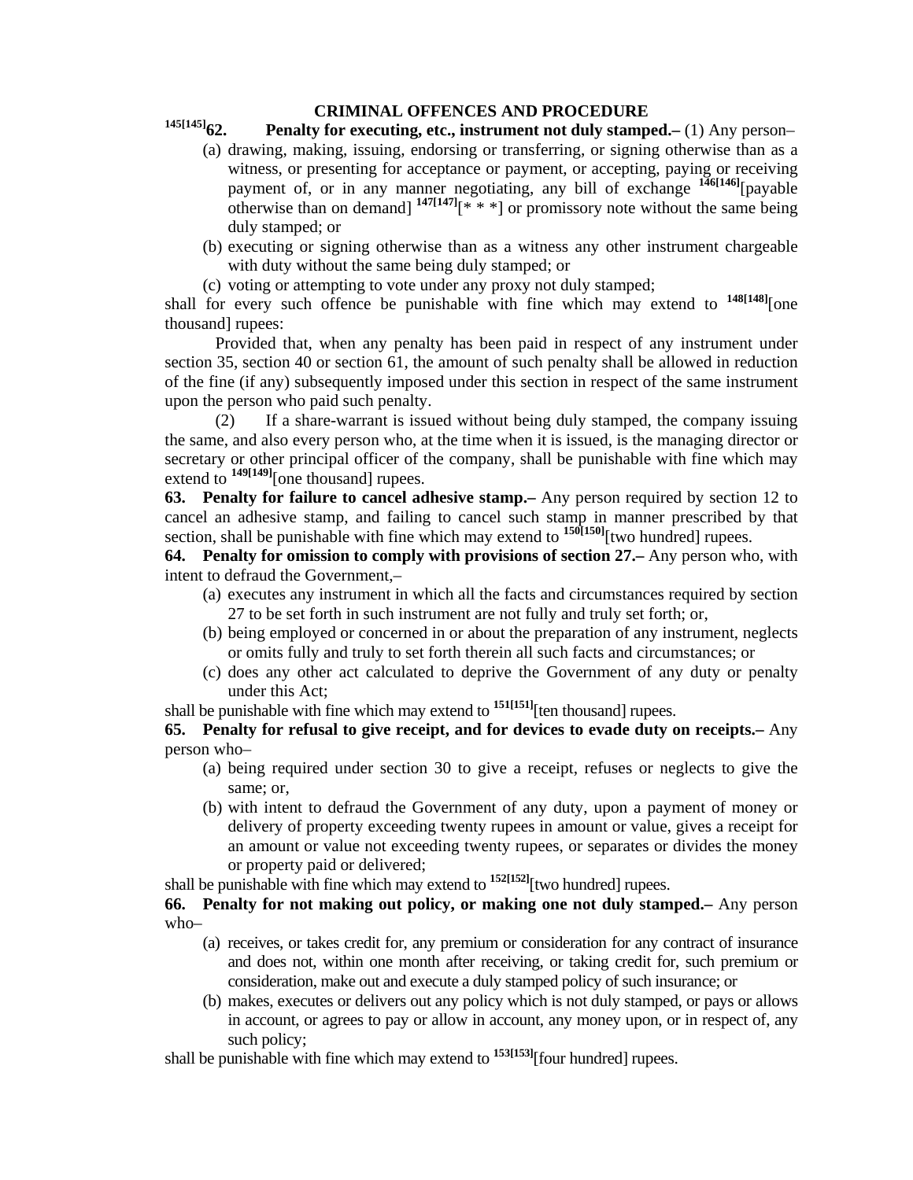## CRIMINAL OFFENCES AND PROCEDURE

[145[145]]**62. Penalty for executing, etc., instrument not duly stamped.–** (1) Any person–

(a) drawing, making, issuing, endorsing or transferring, or signing otherwise than as a witness, or presenting for acceptance or payment, or accepting, paying or receiving payment of, or in any manner negotiating, any bill of exchange [146[146]][payable otherwise than on demand] [147[147]][* * *] or promissory note without the same being duly stamped; or

(b) executing or signing otherwise than as a witness any other instrument chargeable with duty without the same being duly stamped; or

(c) voting or attempting to vote under any proxy not duly stamped;

shall for every such offence be punishable with fine which may extend to [148[148]][one thousand] rupees:

Provided that, when any penalty has been paid in respect of any instrument under section 35, section 40 or section 61, the amount of such penalty shall be allowed in reduction of the fine (if any) subsequently imposed under this section in respect of the same instrument upon the person who paid such penalty.

(2) If a share-warrant is issued without being duly stamped, the company issuing the same, and also every person who, at the time when it is issued, is the managing director or secretary or other principal officer of the company, shall be punishable with fine which may extend to [149[149]][one thousand] rupees.

**63. Penalty for failure to cancel adhesive stamp.–** Any person required by section 12 to cancel an adhesive stamp, and failing to cancel such stamp in manner prescribed by that section, shall be punishable with fine which may extend to [150[150]][two hundred] rupees.

**64. Penalty for omission to comply with provisions of section 27.–** Any person who, with intent to defraud the Government,–

(a) executes any instrument in which all the facts and circumstances required by section 27 to be set forth in such instrument are not fully and truly set forth; or,

(b) being employed or concerned in or about the preparation of any instrument, neglects or omits fully and truly to set forth therein all such facts and circumstances; or

(c) does any other act calculated to deprive the Government of any duty or penalty under this Act;

shall be punishable with fine which may extend to [151[151]][ten thousand] rupees.

**65. Penalty for refusal to give receipt, and for devices to evade duty on receipts.–** Any person who–

(a) being required under section 30 to give a receipt, refuses or neglects to give the same; or,

(b) with intent to defraud the Government of any duty, upon a payment of money or delivery of property exceeding twenty rupees in amount or value, gives a receipt for an amount or value not exceeding twenty rupees, or separates or divides the money or property paid or delivered;

shall be punishable with fine which may extend to [152[152]][two hundred] rupees.

**66. Penalty for not making out policy, or making one not duly stamped.–** Any person who–

(a) receives, or takes credit for, any premium or consideration for any contract of insurance and does not, within one month after receiving, or taking credit for, such premium or consideration, make out and execute a duly stamped policy of such insurance; or

(b) makes, executes or delivers out any policy which is not duly stamped, or pays or allows in account, or agrees to pay or allow in account, any money upon, or in respect of, any such policy;

shall be punishable with fine which may extend to [153[153]][four hundred] rupees.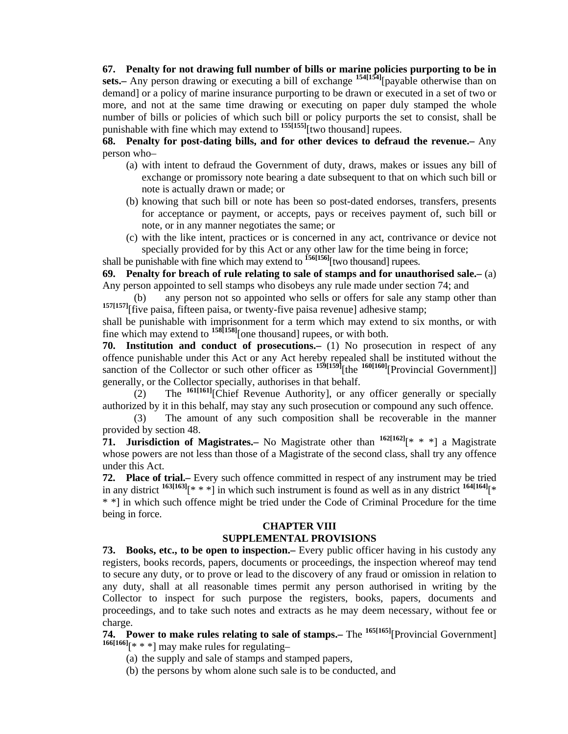**67. Penalty for not drawing full number of bills or marine policies purporting to be in sets.–** Any person drawing or executing a bill of exchange [154][154][payable otherwise than on demand] or a policy of marine insurance purporting to be drawn or executed in a set of two or more, and not at the same time drawing or executing on paper duly stamped the whole number of bills or policies of which such bill or policy purports the set to consist, shall be punishable with fine which may extend to [155][155][two thousand] rupees.

**68. Penalty for post-dating bills, and for other devices to defraud the revenue.–** Any person who–

(a) with intent to defraud the Government of duty, draws, makes or issues any bill of exchange or promissory note bearing a date subsequent to that on which such bill or note is actually drawn or made; or

(b) knowing that such bill or note has been so post-dated endorses, transfers, presents for acceptance or payment, or accepts, pays or receives payment of, such bill or note, or in any manner negotiates the same; or

(c) with the like intent, practices or is concerned in any act, contrivance or device not specially provided for by this Act or any other law for the time being in force;

shall be punishable with fine which may extend to [156][156][two thousand] rupees.

**69. Penalty for breach of rule relating to sale of stamps and for unauthorised sale.–** (a) Any person appointed to sell stamps who disobeys any rule made under section 74; and

(b) any person not so appointed who sells or offers for sale any stamp other than [157][157][five paisa, fifteen paisa, or twenty-five paisa revenue] adhesive stamp;

shall be punishable with imprisonment for a term which may extend to six months, or with fine which may extend to [158][158][one thousand] rupees, or with both.

**70. Institution and conduct of prosecutions.–** (1) No prosecution in respect of any offence punishable under this Act or any Act hereby repealed shall be instituted without the sanction of the Collector or such other officer as [159][159][the [160][160][Provincial Government]] generally, or the Collector specially, authorises in that behalf.

(2) The [161][161][Chief Revenue Authority], or any officer generally or specially authorized by it in this behalf, may stay any such prosecution or compound any such offence.

(3) The amount of any such composition shall be recoverable in the manner provided by section 48.

**71. Jurisdiction of Magistrates.–** No Magistrate other than [162][162][* * *] a Magistrate whose powers are not less than those of a Magistrate of the second class, shall try any offence under this Act.

**72. Place of trial.–** Every such offence committed in respect of any instrument may be tried in any district [163][163][* * *] in which such instrument is found as well as in any district [164][164][* * *] in which such offence might be tried under the Code of Criminal Procedure for the time being in force.

## CHAPTER VIII
## SUPPLEMENTAL PROVISIONS

**73. Books, etc., to be open to inspection.–** Every public officer having in his custody any registers, books records, papers, documents or proceedings, the inspection whereof may tend to secure any duty, or to prove or lead to the discovery of any fraud or omission in relation to any duty, shall at all reasonable times permit any person authorised in writing by the Collector to inspect for such purpose the registers, books, papers, documents and proceedings, and to take such notes and extracts as he may deem necessary, without fee or charge.

**74. Power to make rules relating to sale of stamps.–** The [165][165][Provincial Government] [166][166][* * *] may make rules for regulating–

(a) the supply and sale of stamps and stamped papers,

(b) the persons by whom alone such sale is to be conducted, and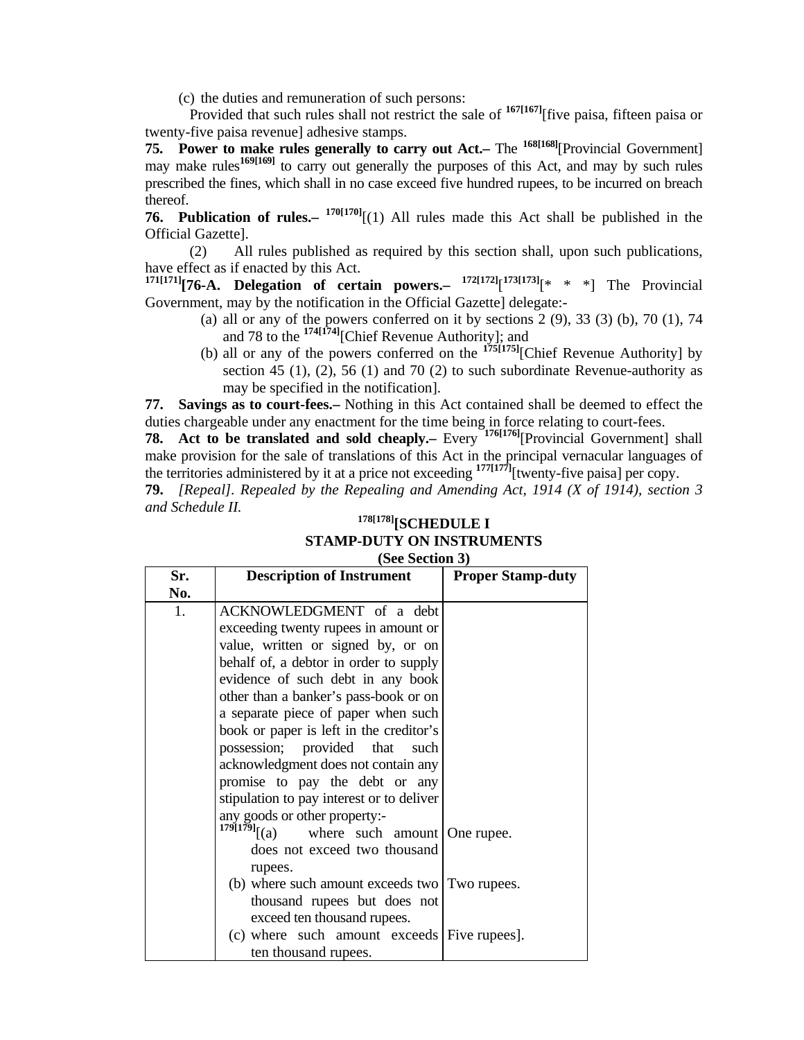(c) the duties and remuneration of such persons:

Provided that such rules shall not restrict the sale of [167[167]][five paisa, fifteen paisa or twenty-five paisa revenue] adhesive stamps.

**75. Power to make rules generally to carry out Act.–** The [168[168]][Provincial Government] may make rules[169[169]] to carry out generally the purposes of this Act, and may by such rules prescribed the fines, which shall in no case exceed five hundred rupees, to be incurred on breach thereof.

**76. Publication of rules.–** [170[170]][(1) All rules made this Act shall be published in the Official Gazette].

(2) All rules published as required by this section shall, upon such publications, have effect as if enacted by this Act.

[171[171]]**[76-A. Delegation of certain powers.–** [172[172]][[173[173]][* * *] The Provincial Government, may by the notification in the Official Gazette] delegate:-

(a) all or any of the powers conferred on it by sections 2 (9), 33 (3) (b), 70 (1), 74 and 78 to the [174[174]][Chief Revenue Authority]; and

(b) all or any of the powers conferred on the [175[175]][Chief Revenue Authority] by section 45 (1), (2), 56 (1) and 70 (2) to such subordinate Revenue-authority as may be specified in the notification].

**77. Savings as to court-fees.–** Nothing in this Act contained shall be deemed to effect the duties chargeable under any enactment for the time being in force relating to court-fees.

**78. Act to be translated and sold cheaply.–** Every [176[176]][Provincial Government] shall make provision for the sale of translations of this Act in the principal vernacular languages of the territories administered by it at a price not exceeding [177[177]][twenty-five paisa] per copy.

**79.** *[Repeal]. Repealed by the Repealing and Amending Act, 1914 (X of 1914), section 3 and Schedule II.*

**[178[178]][SCHEDULE I**

**STAMP-DUTY ON INSTRUMENTS**

**(See Section 3)**

| Sr. No. | Description of Instrument | Proper Stamp-duty |
|---|---|---|
| 1. | ACKNOWLEDGMENT of a debt exceeding twenty rupees in amount or value, written or signed by, or on behalf of, a debtor in order to supply evidence of such debt in any book other than a banker's pass-book or on a separate piece of paper when such book or paper is left in the creditor's possession; provided that such acknowledgment does not contain any promise to pay the debt or any stipulation to pay interest or to deliver any goods or other property:- | |
| | [179[179]][(a) where such amount does not exceed two thousand rupees. | One rupee. |
| | (b) where such amount exceeds two thousand rupees but does not exceed ten thousand rupees. | Two rupees. |
| | (c) where such amount exceeds ten thousand rupees. | Five rupees]. |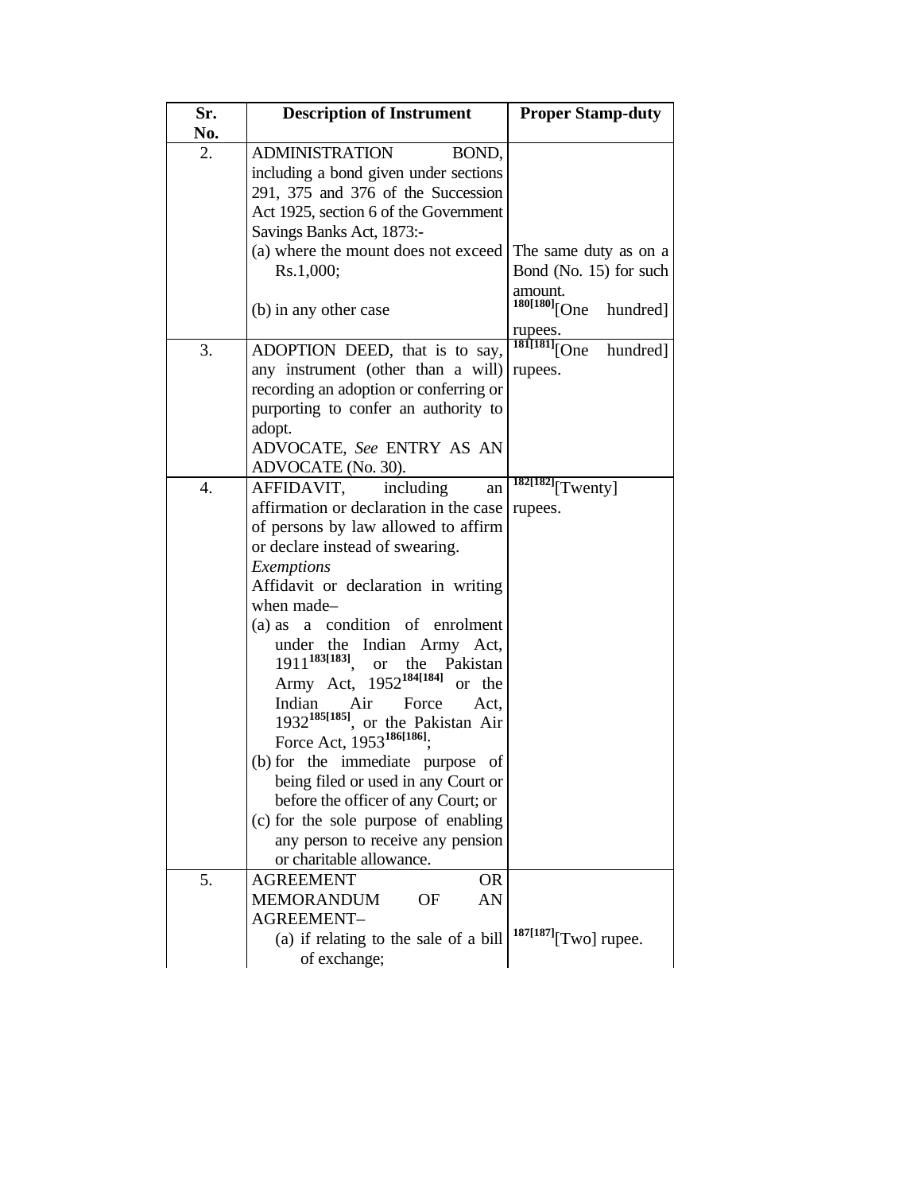| Sr. No. | Description of Instrument | Proper Stamp-duty |
|---|---|---|
| 2. | ADMINISTRATION BOND, including a bond given under sections 291, 375 and 376 of the Succession Act 1925, section 6 of the Government Savings Banks Act, 1873:-<br>(a) where the mount does not exceed Rs.1,000;<br>(b) in any other case | <br><br>The same duty as on a Bond (No. 15) for such amount.<br>[180][180][One hundred] rupees. |
| 3. | ADOPTION DEED, that is to say, any instrument (other than a will) recording an adoption or conferring or purporting to confer an authority to adopt.<br>ADVOCATE, *See* ENTRY AS AN ADVOCATE (No. 30). | [181][181][One hundred] rupees. |
| 4. | AFFIDAVIT, including an affirmation or declaration in the case of persons by law allowed to affirm or declare instead of swearing.<br>*Exemptions*<br>Affidavit or declaration in writing when made–<br>(a) as a condition of enrolment under the Indian Army Act, 1911[183][183], or the Pakistan Army Act, 1952[184][184] or the Indian Air Force Act, 1932[185][185], or the Pakistan Air Force Act, 1953[186][186];<br>(b) for the immediate purpose of being filed or used in any Court or before the officer of any Court; or<br>(c) for the sole purpose of enabling any person to receive any pension or charitable allowance. | [182][182][Twenty] rupees. |
| 5. | AGREEMENT OR MEMORANDUM OF AN AGREEMENT–<br>(a) if relating to the sale of a bill of exchange; | <br><br>[187][187][Two] rupee. |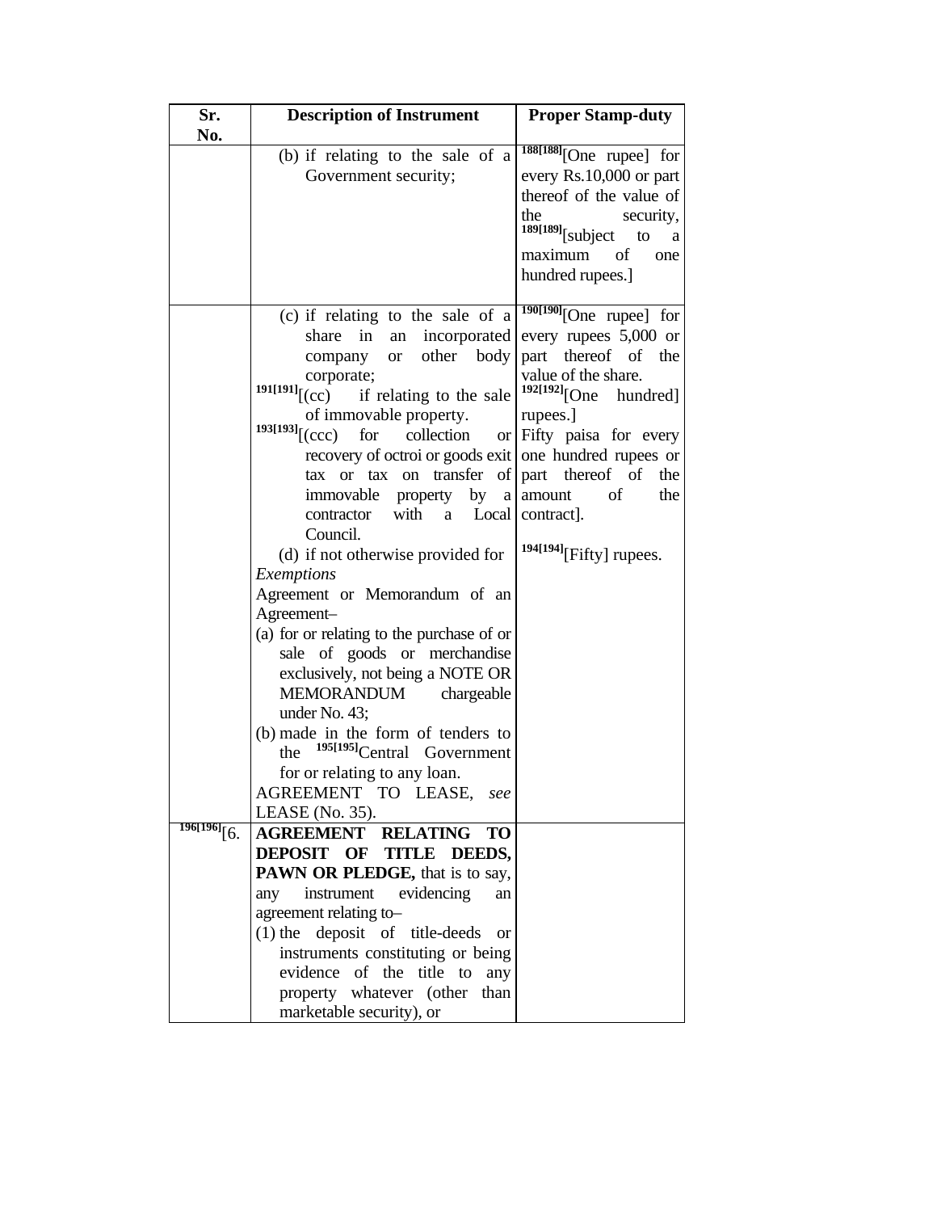| Sr. No. | Description of Instrument | Proper Stamp-duty |
|---|---|---|
| | (b) if relating to the sale of a Government security; | [188][188][One rupee] for every Rs.10,000 or part thereof of the value of the security, [189][189][subject to a maximum of one hundred rupees.] |
| | (c) if relating to the sale of a share in an incorporated company or other body corporate;<br>[191][191][(cc) if relating to the sale of immovable property.<br>[193][193][(ccc) for collection or recovery of octroi or goods exit tax or tax on transfer of immovable property by a contractor with a Local Council.<br>(d) if not otherwise provided for<br>*Exemptions*<br>Agreement or Memorandum of an Agreement–<br>(a) for or relating to the purchase of or sale of goods or merchandise exclusively, not being a NOTE OR MEMORANDUM chargeable under No. 43;<br>(b) made in the form of tenders to the [195][195]Central Government for or relating to any loan.<br>AGREEMENT TO LEASE, *see* LEASE (No. 35). | [190][190][One rupee] for every rupees 5,000 or part thereof of the value of the share.<br>[192][192][One hundred] rupees.]<br>Fifty paisa for every one hundred rupees or part thereof of the amount of the contract].<br>[194][194][Fifty] rupees. |
| [196][196][6. | **AGREEMENT RELATING TO DEPOSIT OF TITLE DEEDS, PAWN OR PLEDGE,** that is to say, any instrument evidencing an agreement relating to–<br>(1) the deposit of title-deeds or instruments constituting or being evidence of the title to any property whatever (other than marketable security), or | |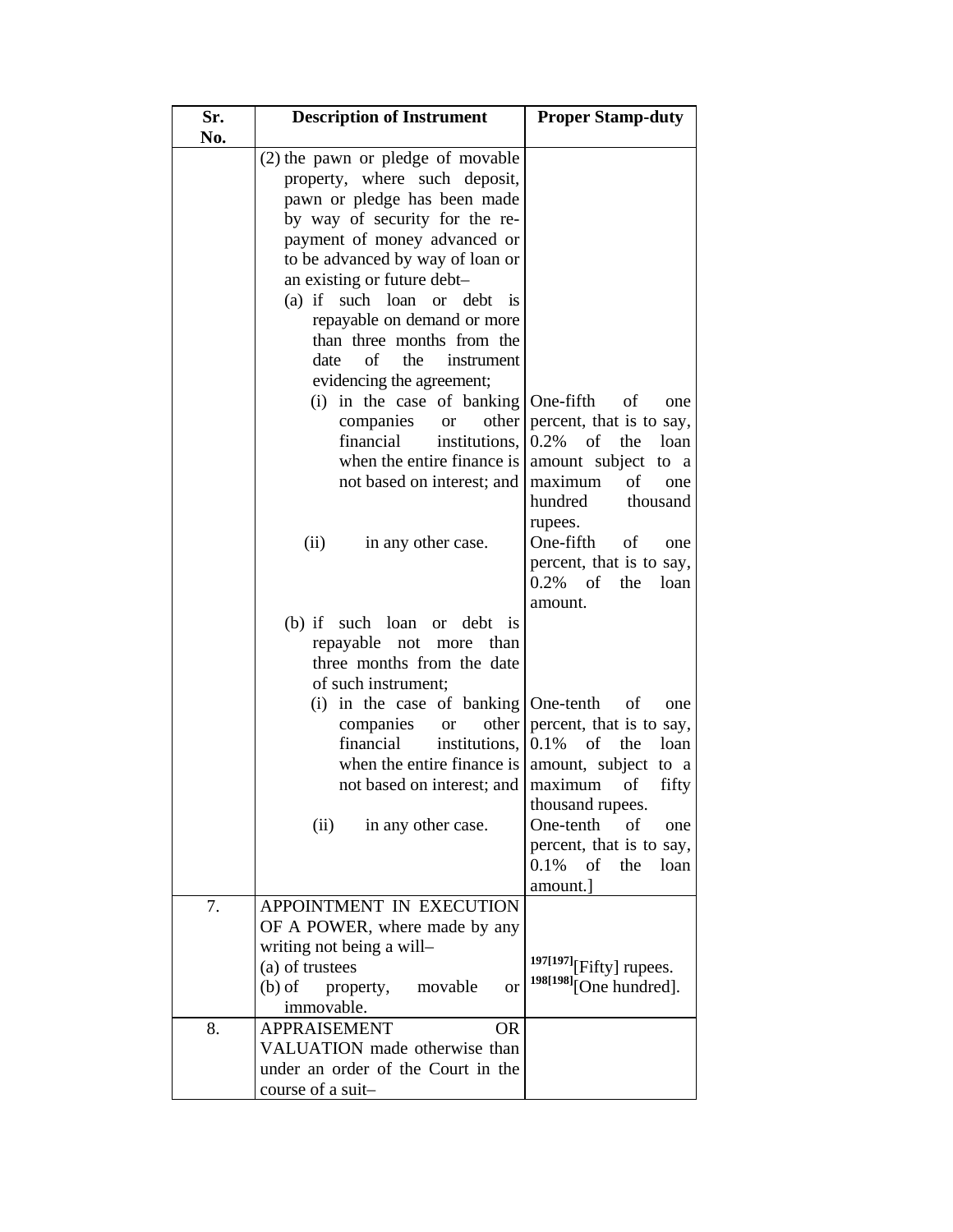| Sr. No. | Description of Instrument | Proper Stamp-duty |
|---|---|---|
| | (2) the pawn or pledge of movable property, where such deposit, pawn or pledge has been made by way of security for the re-payment of money advanced or to be advanced by way of loan or an existing or future debt– | |
| | (a) if such loan or debt is repayable on demand or more than three months from the date of the instrument evidencing the agreement; | |
| | (i) in the case of banking companies or other financial institutions, when the entire finance is not based on interest; and | One-fifth of one percent, that is to say, 0.2% of the loan amount subject to a maximum of one hundred thousand rupees. |
| | (ii) in any other case. | One-fifth of one percent, that is to say, 0.2% of the loan amount. |
| | (b) if such loan or debt is repayable not more than three months from the date of such instrument; | |
| | (i) in the case of banking companies or other financial institutions, when the entire finance is not based on interest; and | One-tenth of one percent, that is to say, 0.1% of the loan amount, subject to a maximum of fifty thousand rupees. |
| | (ii) in any other case. | One-tenth of one percent, that is to say, 0.1% of the loan amount.] |
| 7. | APPOINTMENT IN EXECUTION OF A POWER, where made by any writing not being a will–<br>(a) of trustees<br>(b) of property, movable or immovable. | [197][197][Fifty] rupees.<br>[198][198][One hundred]. |
| 8. | APPRAISEMENT OR VALUATION made otherwise than under an order of the Court in the course of a suit– | |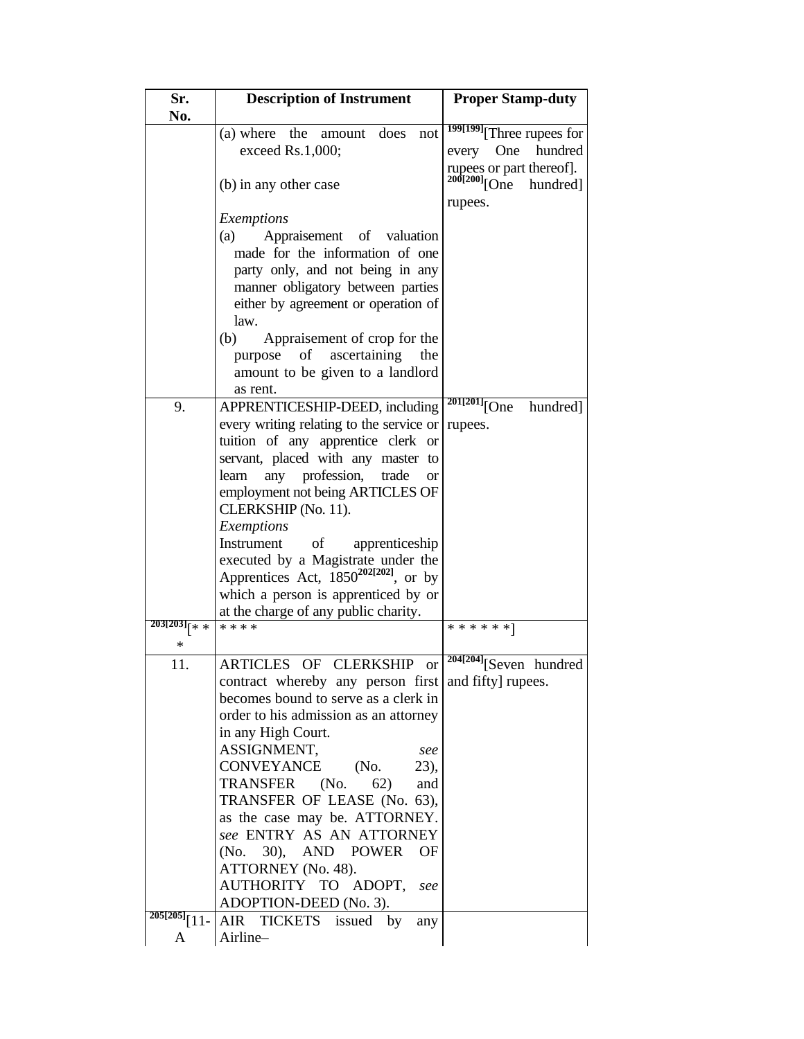| Sr. No. | Description of Instrument | Proper Stamp-duty |
|---|---|---|
| | (a) where the amount does not exceed Rs.1,000;<br><br>(b) in any other case<br><br>*Exemptions*<br>(a) Appraisement of valuation made for the information of one party only, and not being in any manner obligatory between parties either by agreement or operation of law.<br>(b) Appraisement of crop for the purpose of ascertaining the amount to be given to a landlord as rent. | [199][199][Three rupees for every One hundred rupees or part thereof].<br>[200][200][One hundred] rupees. |
| 9. | APPRENTICESHIP-DEED, including every writing relating to the service or tuition of any apprentice clerk or servant, placed with any master to learn any profession, trade or employment not being ARTICLES OF CLERKSHIP (No. 11).<br>*Exemptions*<br>Instrument of apprenticeship executed by a Magistrate under the Apprentices Act, 1850[202][202], or by which a person is apprenticed by or at the charge of any public charity. | [201][201][One hundred] rupees. |
| [203][203][* * * | * * * * | * * * * * *] |
| 11. | ARTICLES OF CLERKSHIP or contract whereby any person first becomes bound to serve as a clerk in order to his admission as an attorney in any High Court.<br>ASSIGNMENT, *see* CONVEYANCE (No. 23), TRANSFER (No. 62) and TRANSFER OF LEASE (No. 63), as the case may be. ATTORNEY. *see* ENTRY AS AN ATTORNEY (No. 30), AND POWER OF ATTORNEY (No. 48).<br>AUTHORITY TO ADOPT, *see* ADOPTION-DEED (No. 3). | [204][204][Seven hundred and fifty] rupees. |
| [205][205][11-A | AIR TICKETS issued by any Airline– | |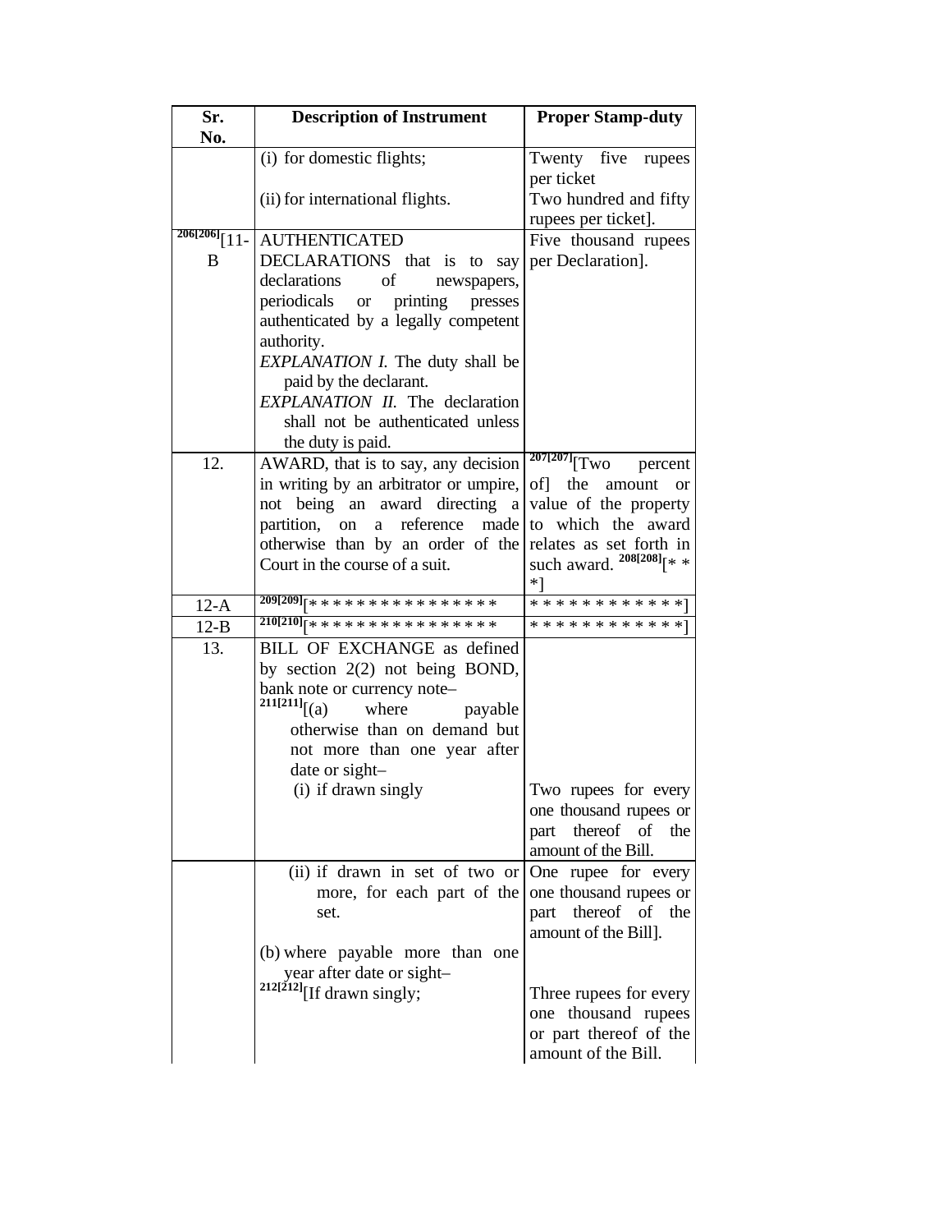| Sr. No. | Description of Instrument | Proper Stamp-duty |
|---|---|---|
| | (i) for domestic flights;<br><br>(ii) for international flights. | Twenty five rupees per ticket<br>Two hundred and fifty rupees per ticket]. |
| [206][206][11-B | AUTHENTICATED DECLARATIONS that is to say declarations of newspapers, periodicals or printing presses authenticated by a legally competent authority.<br>*EXPLANATION I.* The duty shall be paid by the declarant.<br>*EXPLANATION II.* The declaration shall not be authenticated unless the duty is paid. | Five thousand rupees per Declaration]. |
| 12. | AWARD, that is to say, any decision in writing by an arbitrator or umpire, not being an award directing a partition, on a reference made otherwise than by an order of the Court in the course of a suit. | [207][207][Two percent of] the amount or value of the property to which the award relates as set forth in such award. [208][208][* * *] |
| 12-A | [209][209][* * * * * * * * * * * * * * * | * * * * * * * * * * * *] |
| 12-B | [210][210][* * * * * * * * * * * * * * * | * * * * * * * * * * * *] |
| 13. | BILL OF EXCHANGE as defined by section 2(2) not being BOND, bank note or currency note–<br>[211][211][(a) where payable otherwise than on demand but not more than one year after date or sight–<br>(i) if drawn singly | <br><br><br><br><br><br>Two rupees for every one thousand rupees or part thereof of the amount of the Bill. |
| | (ii) if drawn in set of two or more, for each part of the set.<br><br>(b) where payable more than one year after date or sight–<br>[212][212][If drawn singly; | One rupee for every one thousand rupees or part thereof of the amount of the Bill].<br><br><br>Three rupees for every one thousand rupees or part thereof of the amount of the Bill. |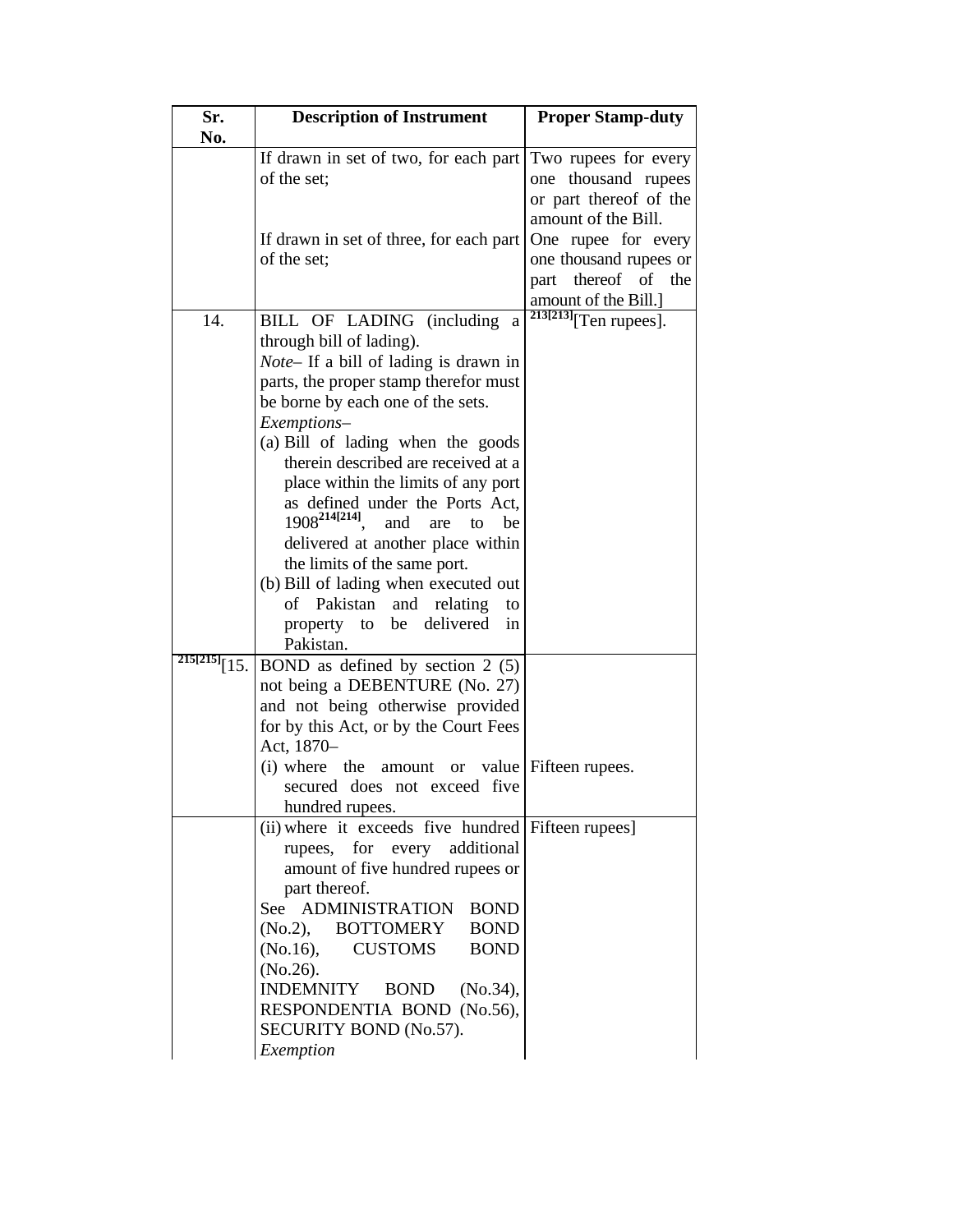| Sr. No. | Description of Instrument | Proper Stamp-duty |
|---|---|---|
| | If drawn in set of two, for each part of the set;<br><br>If drawn in set of three, for each part of the set; | Two rupees for every one thousand rupees or part thereof of the amount of the Bill.<br>One rupee for every one thousand rupees or part thereof of the amount of the Bill.] |
| 14. | BILL OF LADING (including a through bill of lading).<br>*Note*– If a bill of lading is drawn in parts, the proper stamp therefor must be borne by each one of the sets.<br>*Exemptions*–<br>(a) Bill of lading when the goods therein described are received at a place within the limits of any port as defined under the Ports Act, 1908[214[214]], and are to be delivered at another place within the limits of the same port.<br>(b) Bill of lading when executed out of Pakistan and relating to property to be delivered in Pakistan. | [213[213]][Ten rupees]. |
| [215[215]][15. | BOND as defined by section 2 (5) not being a DEBENTURE (No. 27) and not being otherwise provided for by this Act, or by the Court Fees Act, 1870–<br>(i) where the amount or value secured does not exceed five hundred rupees. | Fifteen rupees. |
| | (ii) where it exceeds five hundred rupees, for every additional amount of five hundred rupees or part thereof.<br>See ADMINISTRATION BOND (No.2), BOTTOMERY BOND (No.16), CUSTOMS BOND (No.26).<br>INDEMNITY BOND (No.34), RESPONDENTIA BOND (No.56), SECURITY BOND (No.57).<br>*Exemption* | Fifteen rupees] |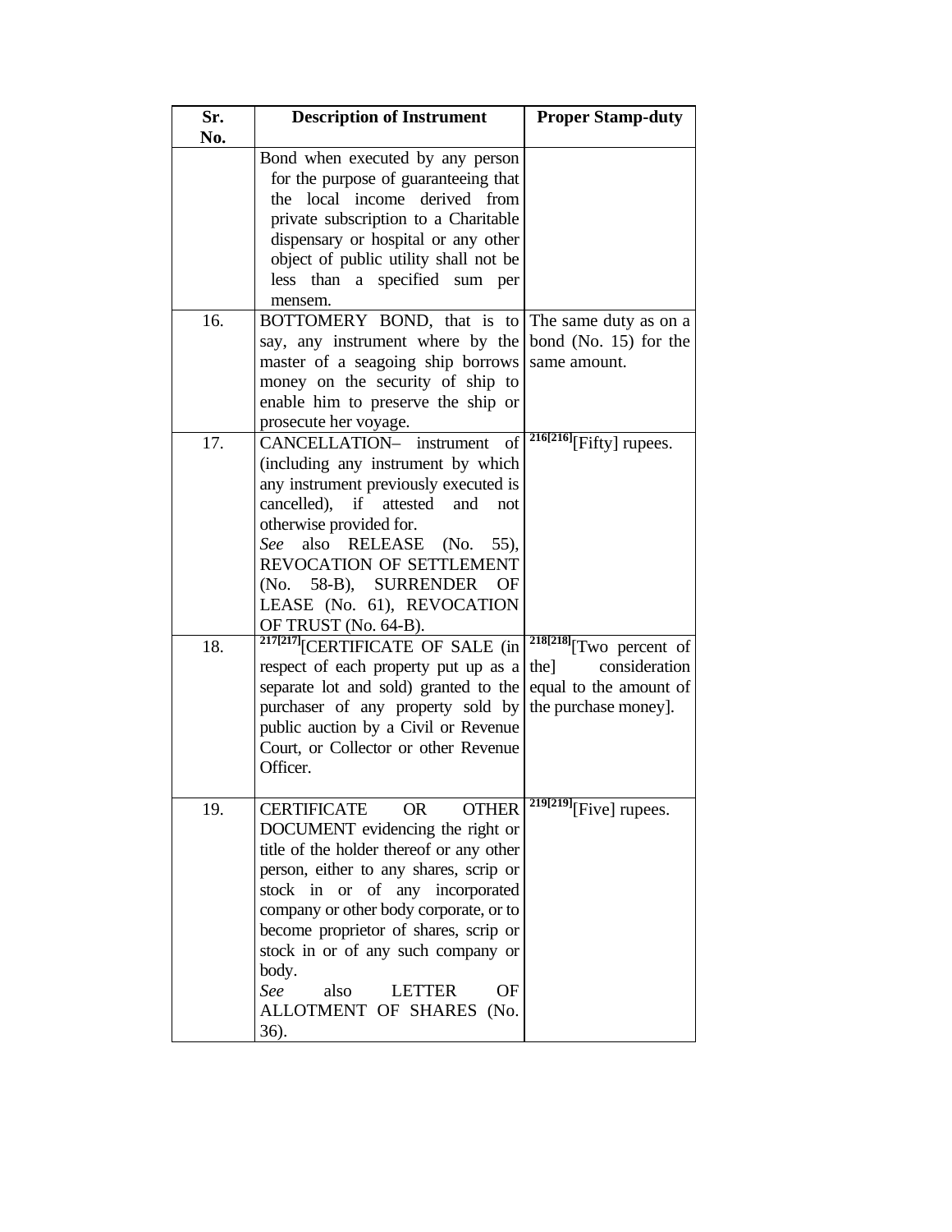| Sr. No. | Description of Instrument | Proper Stamp-duty |
|---|---|---|
| | Bond when executed by any person for the purpose of guaranteeing that the local income derived from private subscription to a Charitable dispensary or hospital or any other object of public utility shall not be less than a specified sum per mensem. | |
| 16. | BOTTOMERY BOND, that is to say, any instrument where by the master of a seagoing ship borrows money on the security of ship to enable him to preserve the ship or prosecute her voyage. | The same duty as on a bond (No. 15) for the same amount. |
| 17. | CANCELLATION– instrument of (including any instrument by which any instrument previously executed is cancelled), if attested and not otherwise provided for. *See* also RELEASE (No. 55), REVOCATION OF SETTLEMENT (No. 58-B), SURRENDER OF LEASE (No. 61), REVOCATION OF TRUST (No. 64-B). | [216][216][Fifty] rupees. |
| 18. | [217][217][CERTIFICATE OF SALE (in respect of each property put up as a separate lot and sold) granted to the purchaser of any property sold by public auction by a Civil or Revenue Court, or Collector or other Revenue Officer. | [218][218][Two percent of the] consideration equal to the amount of the purchase money]. |
| 19. | CERTIFICATE OR OTHER DOCUMENT evidencing the right or title of the holder thereof or any other person, either to any shares, scrip or stock in or of any incorporated company or other body corporate, or to become proprietor of shares, scrip or stock in or of any such company or body. *See* also LETTER OF ALLOTMENT OF SHARES (No. 36). | [219][219][Five] rupees. |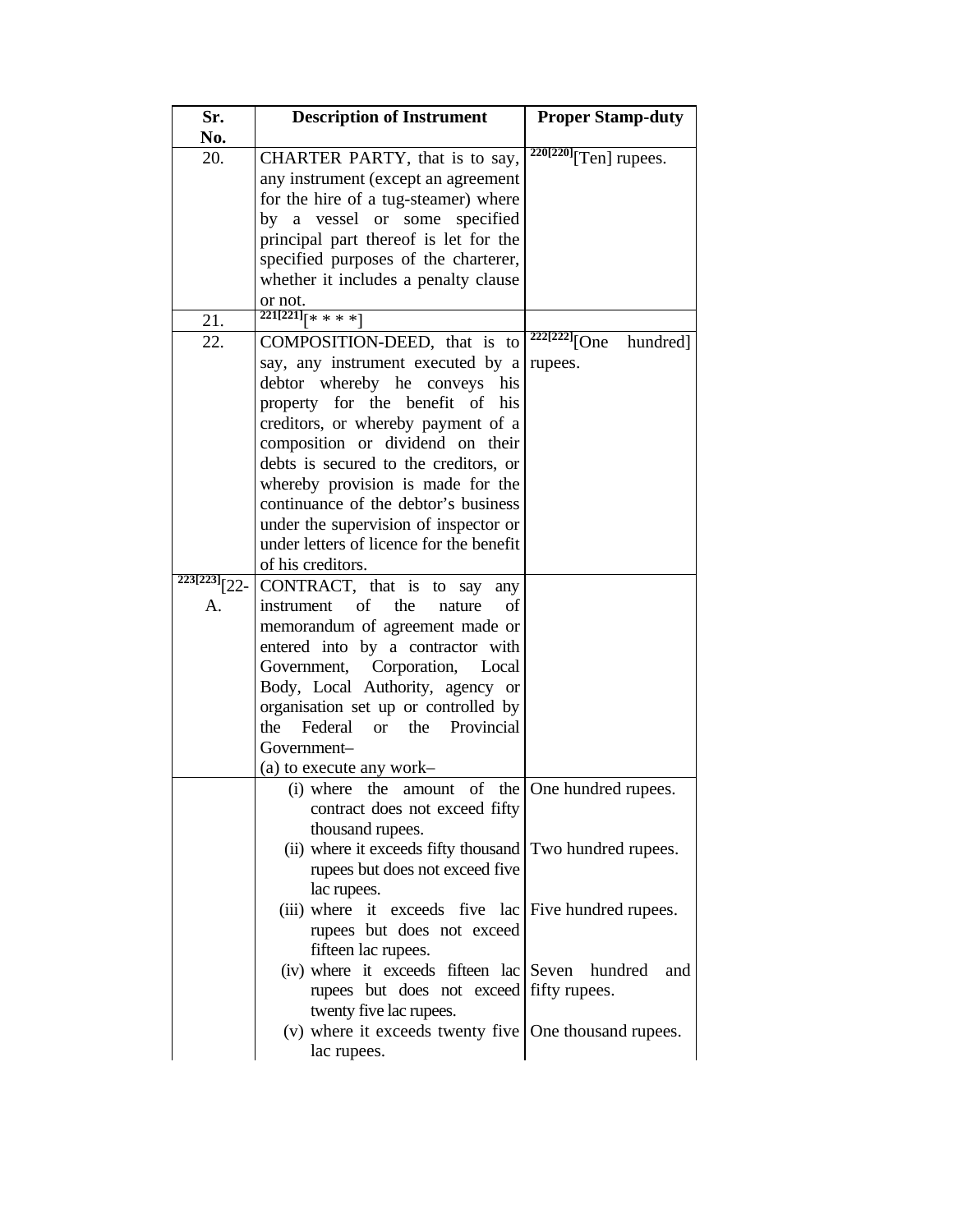| Sr. No. | Description of Instrument | Proper Stamp-duty |
|---|---|---|
| 20. | CHARTER PARTY, that is to say, any instrument (except an agreement for the hire of a tug-steamer) where by a vessel or some specified principal part thereof is let for the specified purposes of the charterer, whether it includes a penalty clause or not. | [220][220][Ten] rupees. |
| 21. | [221][221][* * * *] | |
| 22. | COMPOSITION-DEED, that is to say, any instrument executed by a debtor whereby he conveys his property for the benefit of his creditors, or whereby payment of a composition or dividend on their debts is secured to the creditors, or whereby provision is made for the continuance of the debtor's business under the supervision of inspector or under letters of licence for the benefit of his creditors. | [222][222][One hundred] rupees. |
| [223][223][22-A. | CONTRACT, that is to say any instrument of the nature of memorandum of agreement made or entered into by a contractor with Government, Corporation, Local Body, Local Authority, agency or organisation set up or controlled by the Federal or the Provincial Government–<br>(a) to execute any work– | |
| | (i) where the amount of the contract does not exceed fifty thousand rupees. | One hundred rupees. |
| | (ii) where it exceeds fifty thousand rupees but does not exceed five lac rupees. | Two hundred rupees. |
| | (iii) where it exceeds five lac rupees but does not exceed fifteen lac rupees. | Five hundred rupees. |
| | (iv) where it exceeds fifteen lac rupees but does not exceed twenty five lac rupees. | Seven hundred and fifty rupees. |
| | (v) where it exceeds twenty five lac rupees. | One thousand rupees. |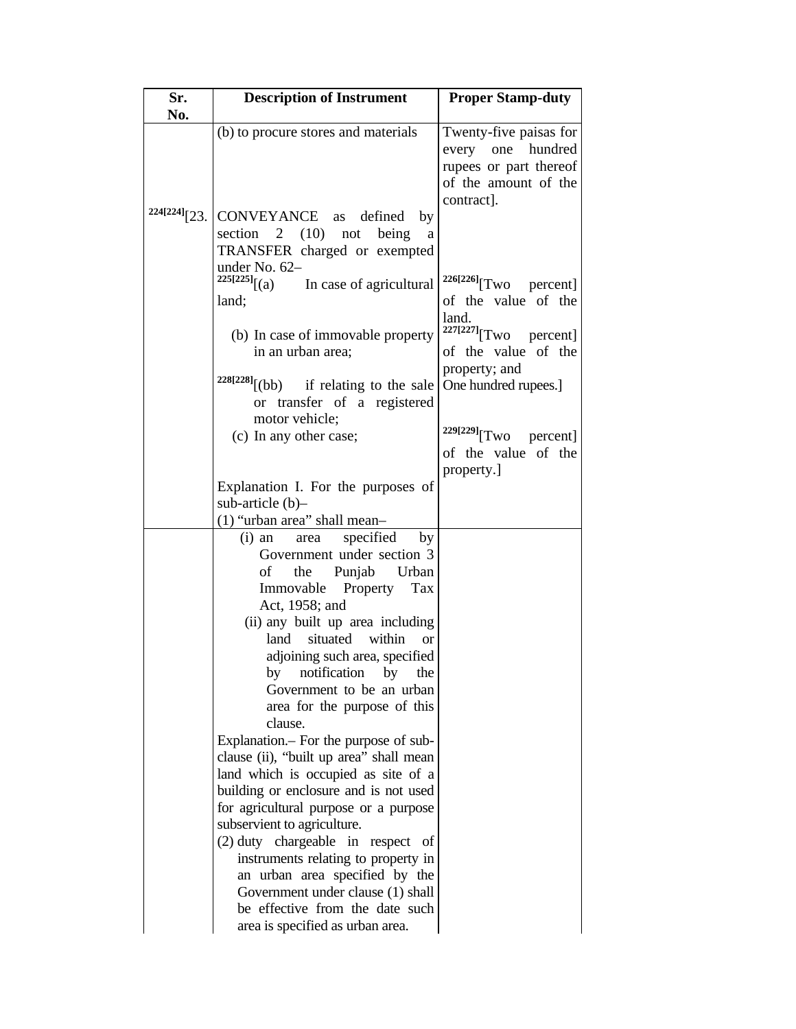| Sr. No. | Description of Instrument | Proper Stamp-duty |
|---|---|---|
| | (b) to procure stores and materials | Twenty-five paisas for every one hundred rupees or part thereof of the amount of the contract]. |
| 224[224][23. | CONVEYANCE as defined by section 2 (10) not being a TRANSFER charged or exempted under No. 62– | |
| | 225[225][(a) In case of agricultural land; | 226[226][Two percent] of the value of the land. |
| | (b) In case of immovable property in an urban area; | 227[227][Two percent] of the value of the property; and |
| | 228[228][(bb) if relating to the sale or transfer of a registered motor vehicle; | One hundred rupees.] |
| | (c) In any other case; | 229[229][Two percent] of the value of the property.] |
| | Explanation I. For the purposes of sub-article (b)–<br>(1) "urban area" shall mean– | |
| | (i) an area specified by Government under section 3 of the Punjab Urban Immovable Property Tax Act, 1958; and<br>(ii) any built up area including land situated within or adjoining such area, specified by notification by the Government to be an urban area for the purpose of this clause.<br>Explanation.– For the purpose of sub-clause (ii), "built up area" shall mean land which is occupied as site of a building or enclosure and is not used for agricultural purpose or a purpose subservient to agriculture.<br>(2) duty chargeable in respect of instruments relating to property in an urban area specified by the Government under clause (1) shall be effective from the date such area is specified as urban area. | |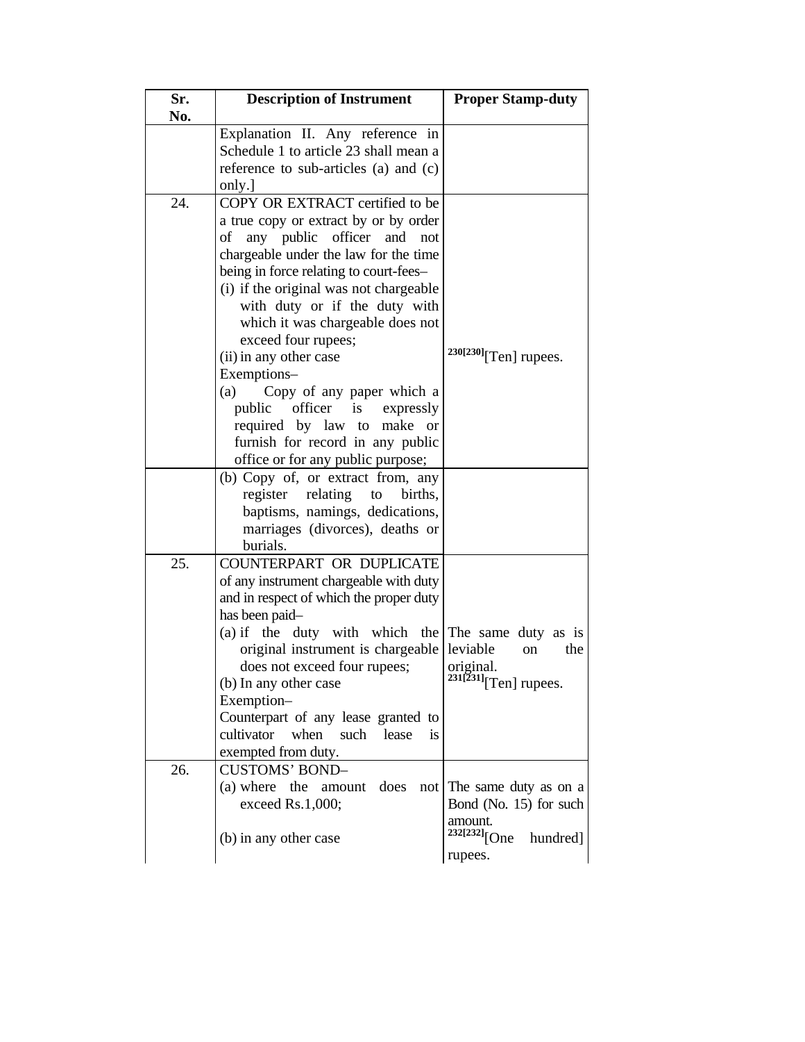| Sr. No. | Description of Instrument | Proper Stamp-duty |
|---|---|---|
| | Explanation II. Any reference in Schedule 1 to article 23 shall mean a reference to sub-articles (a) and (c) only.] | |
| 24. | COPY OR EXTRACT certified to be a true copy or extract by or by order of any public officer and not chargeable under the law for the time being in force relating to court-fees–<br>(i) if the original was not chargeable with duty or if the duty with which it was chargeable does not exceed four rupees;<br>(ii) in any other case<br>Exemptions–<br>(a) Copy of any paper which a public officer is expressly required by law to make or furnish for record in any public office or for any public purpose; | [230][230][Ten] rupees. |
| | (b) Copy of, or extract from, any register relating to births, baptisms, namings, dedications, marriages (divorces), deaths or burials. | |
| 25. | COUNTERPART OR DUPLICATE of any instrument chargeable with duty and in respect of which the proper duty has been paid–<br>(a) if the duty with which the original instrument is chargeable does not exceed four rupees;<br>(b) In any other case<br>Exemption–<br>Counterpart of any lease granted to cultivator when such lease is exempted from duty. | The same duty as is leviable on the original.<br>[231][231][Ten] rupees. |
| 26. | CUSTOMS' BOND–<br>(a) where the amount does not exceed Rs.1,000;<br>(b) in any other case | The same duty as on a Bond (No. 15) for such amount.<br>[232][232][One hundred] rupees. |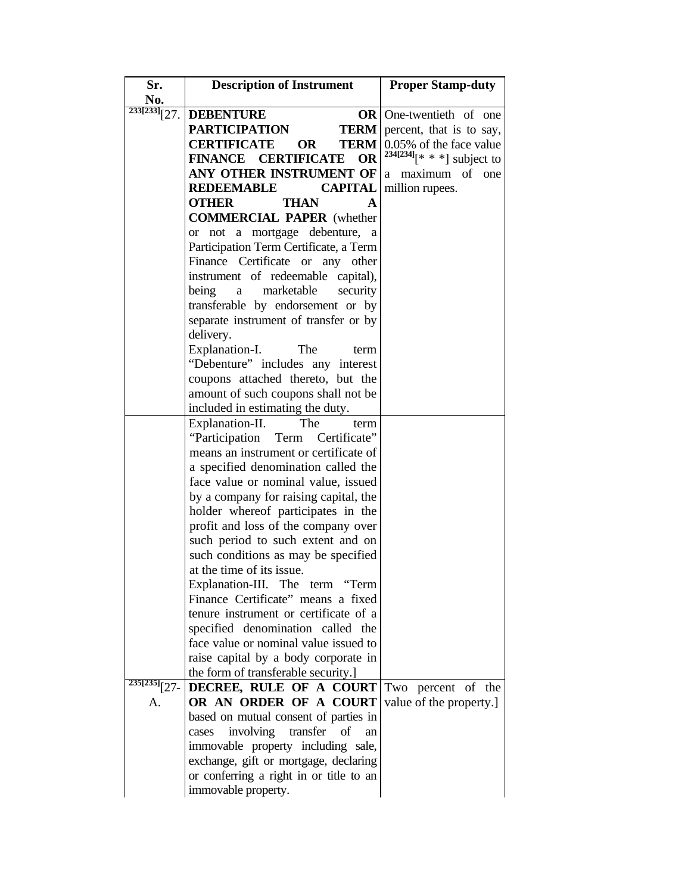| Sr. No. | Description of Instrument | Proper Stamp-duty |
|---|---|---|
| 233[233][27. | **DEBENTURE OR PARTICIPATION TERM CERTIFICATE OR TERM FINANCE CERTIFICATE OR ANY OTHER INSTRUMENT OF REDEEMABLE CAPITAL OTHER THAN A COMMERCIAL PAPER** (whether or not a mortgage debenture, a Participation Term Certificate, a Term Finance Certificate or any other instrument of redeemable capital), being a marketable security transferable by endorsement or by separate instrument of transfer or by delivery.<br>Explanation-I. The term "Debenture" includes any interest coupons attached thereto, but the amount of such coupons shall not be included in estimating the duty. | One-twentieth of one percent, that is to say, 0.05% of the face value 234[234][* * *] subject to a maximum of one million rupees. |
| | Explanation-II. The term "Participation Term Certificate" means an instrument or certificate of a specified denomination called the face value or nominal value, issued by a company for raising capital, the holder whereof participates in the profit and loss of the company over such period to such extent and on such conditions as may be specified at the time of its issue.<br>Explanation-III. The term "Term Finance Certificate" means a fixed tenure instrument or certificate of a specified denomination called the face value or nominal value issued to raise capital by a body corporate in the form of transferable security.] | |
| 235[235][27-A. | **DECREE, RULE OF A COURT OR AN ORDER OF A COURT** based on mutual consent of parties in cases involving transfer of an immovable property including sale, exchange, gift or mortgage, declaring or conferring a right in or title to an immovable property. | Two percent of the value of the property.] |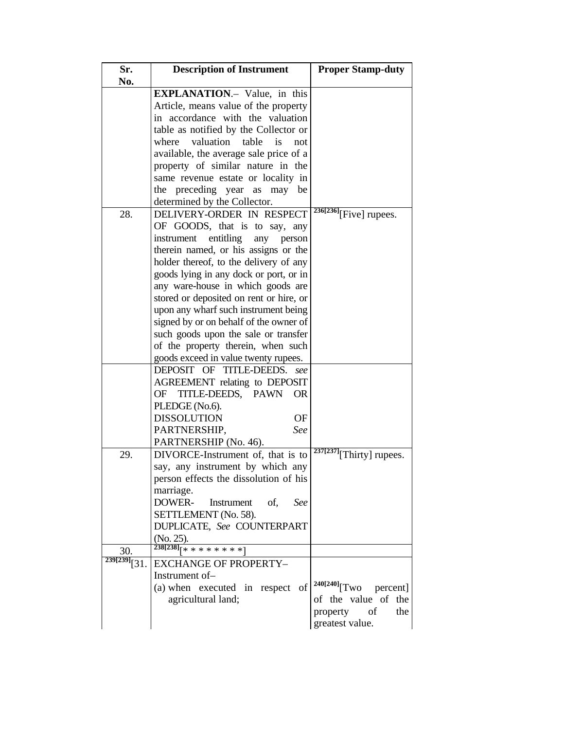| Sr. No. | Description of Instrument | Proper Stamp-duty |
|---|---|---|
| | **EXPLANATION**.– Value, in this Article, means value of the property in accordance with the valuation table as notified by the Collector or where valuation table is not available, the average sale price of a property of similar nature in the same revenue estate or locality in the preceding year as may be determined by the Collector. | |
| 28. | DELIVERY-ORDER IN RESPECT OF GOODS, that is to say, any instrument entitling any person therein named, or his assigns or the holder thereof, to the delivery of any goods lying in any dock or port, or in any ware-house in which goods are stored or deposited on rent or hire, or upon any wharf such instrument being signed by or on behalf of the owner of such goods upon the sale or transfer of the property therein, when such goods exceed in value twenty rupees. | 236[236][Five] rupees. |
| | DEPOSIT OF TITLE-DEEDS. *see* AGREEMENT relating to DEPOSIT OF TITLE-DEEDS, PAWN OR PLEDGE (No.6).<br>DISSOLUTION OF PARTNERSHIP, *See* PARTNERSHIP (No. 46). | |
| 29. | DIVORCE-Instrument of, that is to say, any instrument by which any person effects the dissolution of his marriage.<br>DOWER- Instrument of, *See* SETTLEMENT (No. 58).<br>DUPLICATE, *See* COUNTERPART (No. 25). | 237[237][Thirty] rupees. |
| 30. | 238[238][* * * * * * * *] | |
| 239[239][31. | EXCHANGE OF PROPERTY–<br>Instrument of–<br>(a) when executed in respect of agricultural land; | 240[240][Two percent] of the value of the property of the greatest value. |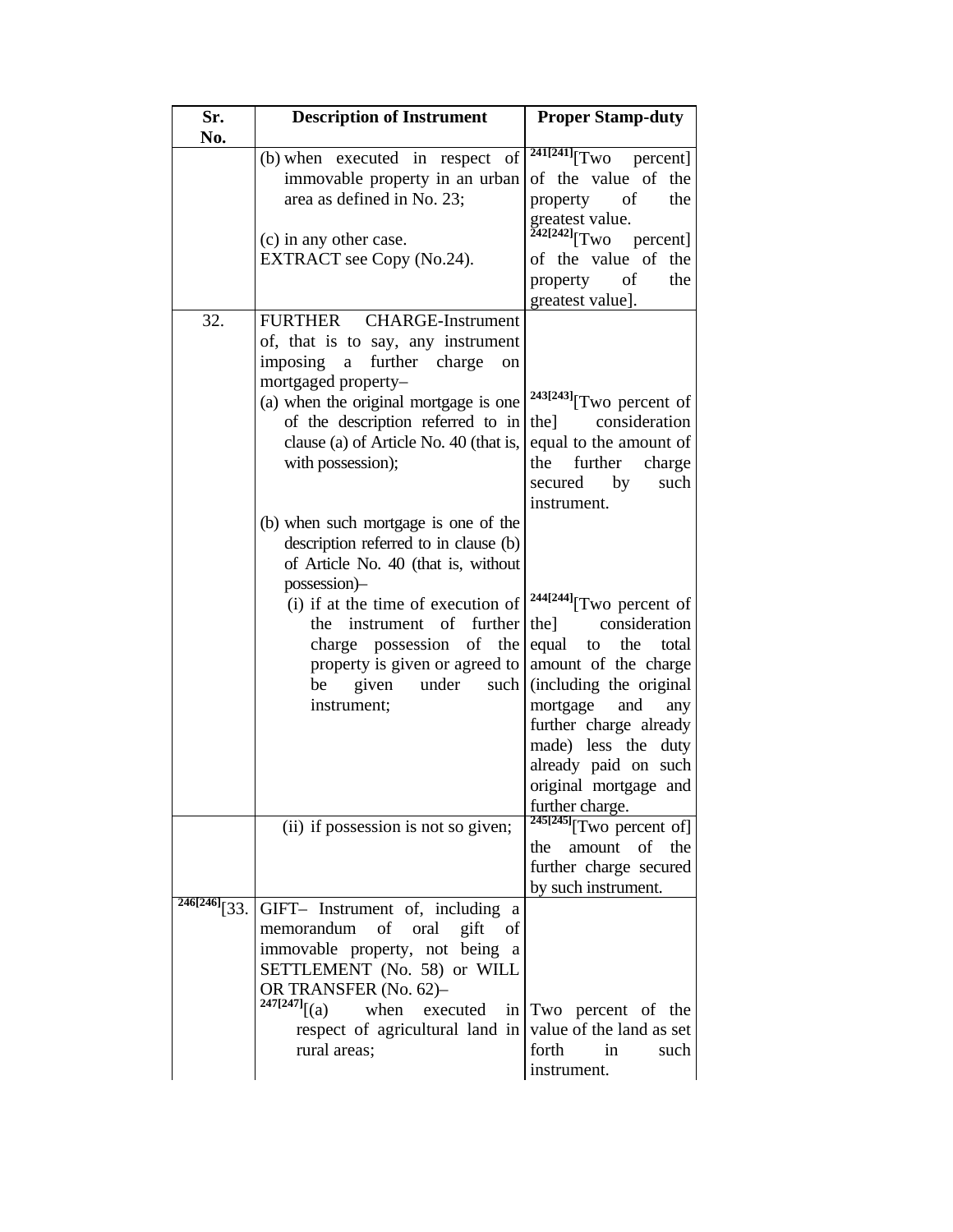| Sr. No. | Description of Instrument | Proper Stamp-duty |
|---|---|---|
| | (b) when executed in respect of immovable property in an urban area as defined in No. 23; | [241][241][Two percent] of the value of the property of the greatest value. |
| | (c) in any other case. | [242][242][Two percent] of the value of the property of the greatest value]. |
| | EXTRACT see Copy (No.24). | |
| 32. | FURTHER CHARGE-Instrument of, that is to say, any instrument imposing a further charge on mortgaged property– | |
| | (a) when the original mortgage is one of the description referred to in clause (a) of Article No. 40 (that is, with possession); | [243][243][Two percent of the] consideration equal to the amount of the further charge secured by such instrument. |
| | (b) when such mortgage is one of the description referred to in clause (b) of Article No. 40 (that is, without possession)– | |
| | (i) if at the time of execution of the instrument of further charge possession of the property is given or agreed to be given under such instrument; | [244][244][Two percent of the] consideration equal to the total amount of the charge (including the original mortgage and any further charge already made) less the duty already paid on such original mortgage and further charge. |
| | (ii) if possession is not so given; | [245][245][Two percent of] the amount of the further charge secured by such instrument. |
| [246][246][33. | GIFT– Instrument of, including a memorandum of oral gift of immovable property, not being a SETTLEMENT (No. 58) or WILL OR TRANSFER (No. 62)– | |
| | [247][247][(a) when executed in respect of agricultural land in rural areas; | Two percent of the value of the land as set forth in such instrument. |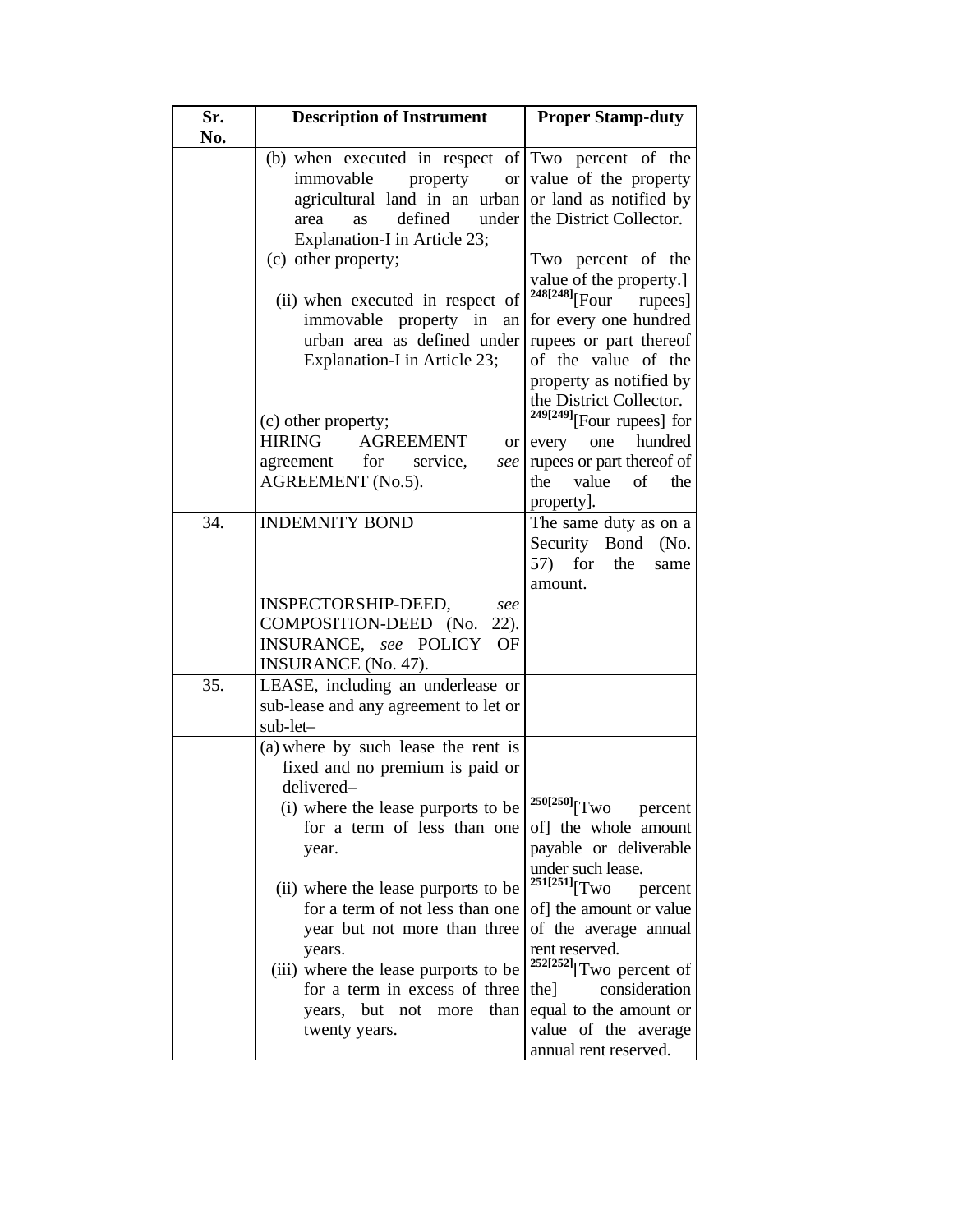| Sr. No. | Description of Instrument | Proper Stamp-duty |
|---|---|---|
| | (b) when executed in respect of immovable property or agricultural land in an urban area as defined under Explanation-I in Article 23; | Two percent of the value of the property or land as notified by the District Collector. |
| | (c) other property; | Two percent of the value of the property.] |
| | (ii) when executed in respect of immovable property in an urban area as defined under Explanation-I in Article 23; | [248][248][Four rupees] for every one hundred rupees or part thereof of the value of the property as notified by the District Collector. |
| | (c) other property; | [249][249][Four rupees] for every one hundred rupees or part thereof of the value of the property]. |
| | HIRING AGREEMENT or agreement for service, *see* AGREEMENT (No.5). | |
| 34. | INDEMNITY BOND | The same duty as on a Security Bond (No. 57) for the same amount. |
| | INSPECTORSHIP-DEED, *see* COMPOSITION-DEED (No. 22). | |
| | INSURANCE, *see* POLICY OF INSURANCE (No. 47). | |
| 35. | LEASE, including an underlease or sub-lease and any agreement to let or sub-let– | |
| | (a) where by such lease the rent is fixed and no premium is paid or delivered– | |
| | (i) where the lease purports to be for a term of less than one year. | [250][250][Two percent of] the whole amount payable or deliverable under such lease. |
| | (ii) where the lease purports to be for a term of not less than one year but not more than three years. | [251][251][Two percent of] the amount or value of the average annual rent reserved. |
| | (iii) where the lease purports to be for a term in excess of three years, but not more than twenty years. | [252][252][Two percent of the] consideration equal to the amount or value of the average annual rent reserved. |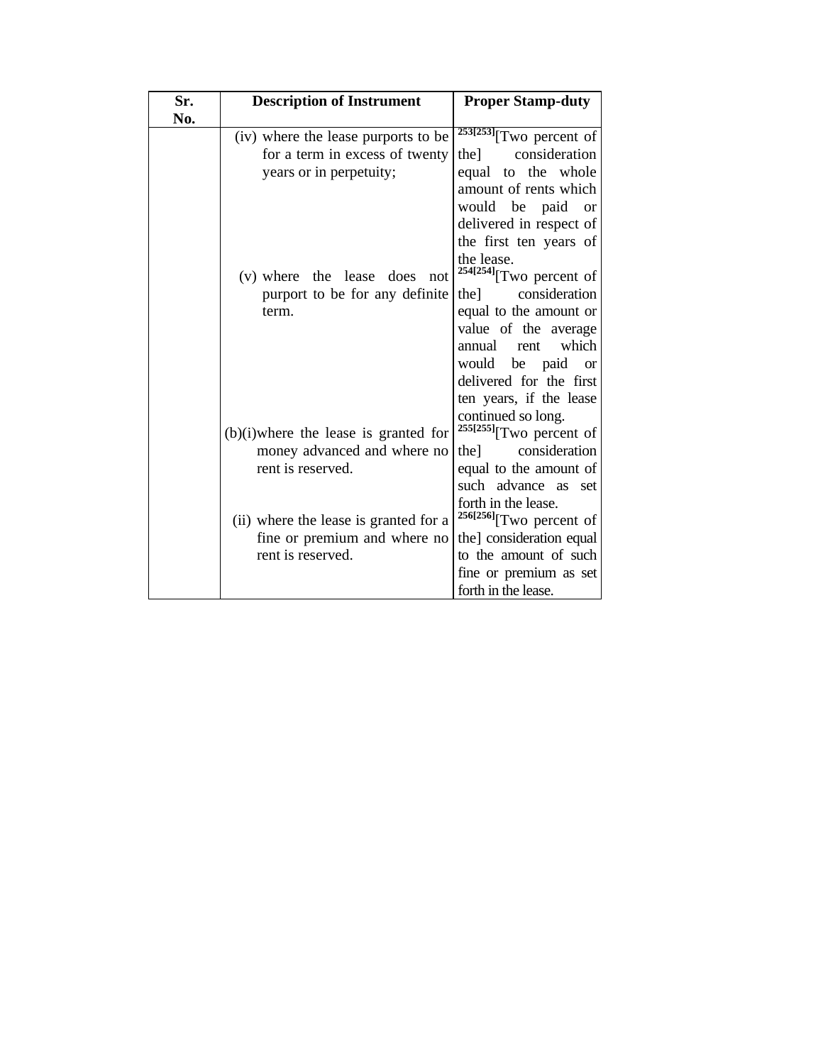| Sr. No. | Description of Instrument | Proper Stamp-duty |
|---|---|---|
| | (iv) where the lease purports to be for a term in excess of twenty years or in perpetuity; | [253][253][Two percent of the] consideration equal to the whole amount of rents which would be paid or delivered in respect of the first ten years of the lease. |
| | (v) where the lease does not purport to be for any definite term. | [254][254][Two percent of the] consideration equal to the amount or value of the average annual rent which would be paid or delivered for the first ten years, if the lease continued so long. |
| | (b)(i)where the lease is granted for money advanced and where no rent is reserved. | [255][255][Two percent of the] consideration equal to the amount of such advance as set forth in the lease. |
| | (ii) where the lease is granted for a fine or premium and where no rent is reserved. | [256][256][Two percent of the] consideration equal to the amount of such fine or premium as set forth in the lease. |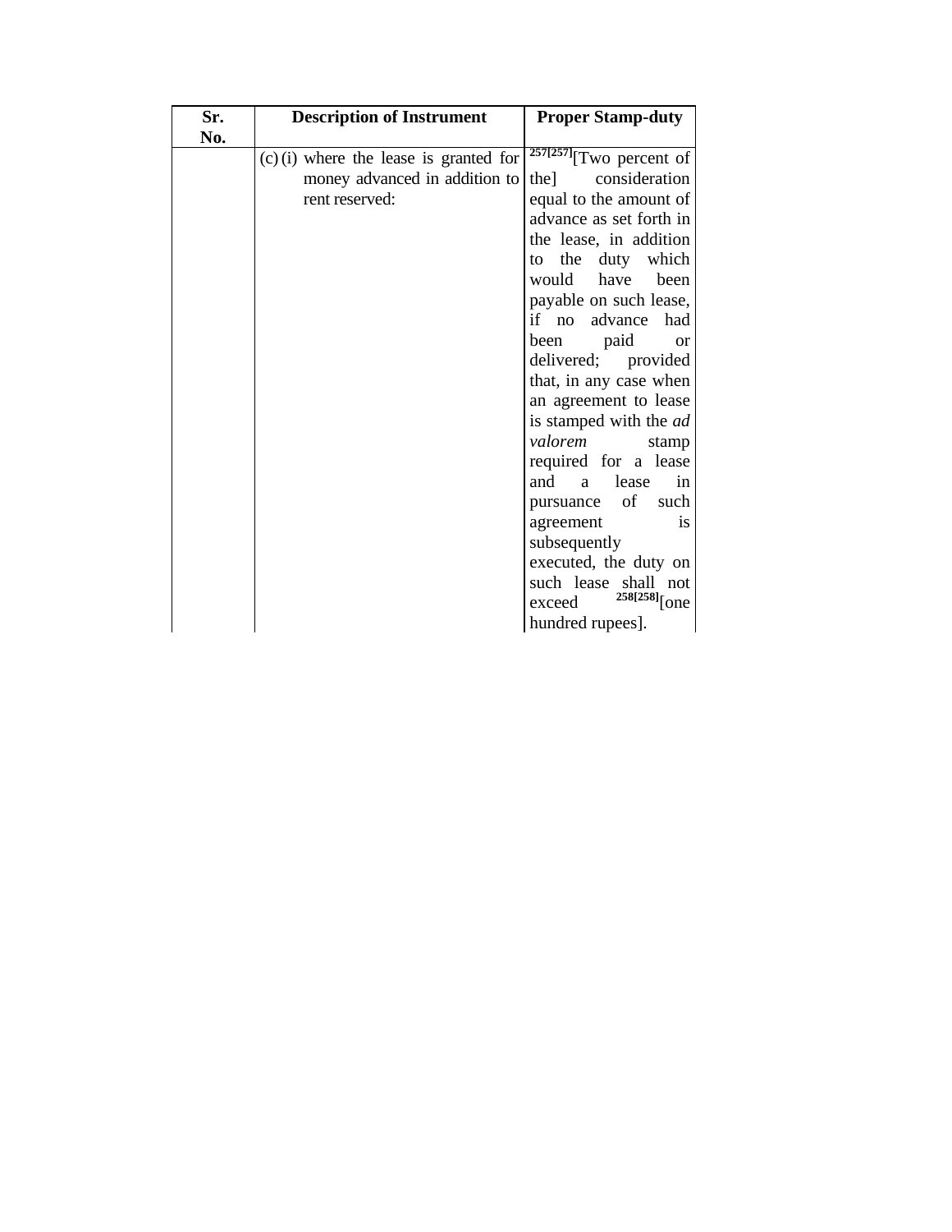| Sr. No. | Description of Instrument | Proper Stamp-duty |
|---|---|---|
| | (c) (i) where the lease is granted for money advanced in addition to rent reserved: | 257[257][Two percent of the] consideration equal to the amount of advance as set forth in the lease, in addition to the duty which would have been payable on such lease, if no advance had been paid or delivered; provided that, in any case when an agreement to lease is stamped with the *ad valorem* stamp required for a lease and a lease in pursuance of such agreement is subsequently executed, the duty on such lease shall not exceed 258[258][one hundred rupees]. |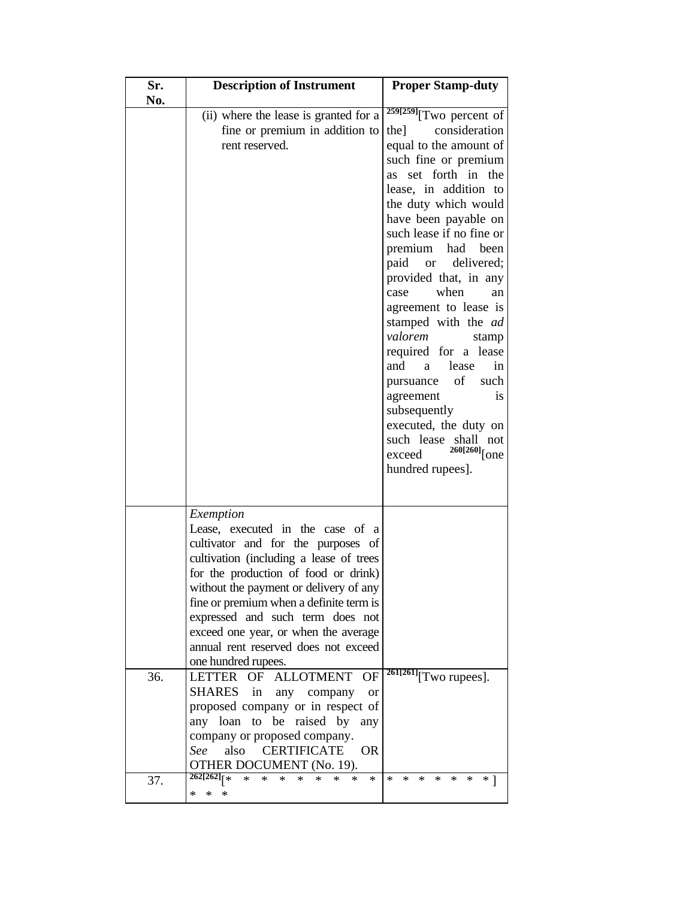| Sr. No. | Description of Instrument | Proper Stamp-duty |
|---|---|---|
| | (ii) where the lease is granted for a fine or premium in addition to rent reserved. | [259[259]][Two percent of the] consideration equal to the amount of such fine or premium as set forth in the lease, in addition to the duty which would have been payable on such lease if no fine or premium had been paid or delivered; provided that, in any case when an agreement to lease is stamped with the *ad valorem* stamp required for a lease and a lease in pursuance of such agreement is subsequently executed, the duty on such lease shall not exceed [260[260]][one hundred rupees]. |
| | *Exemption*<br>Lease, executed in the case of a cultivator and for the purposes of cultivation (including a lease of trees for the production of food or drink) without the payment or delivery of any fine or premium when a definite term is expressed and such term does not exceed one year, or when the average annual rent reserved does not exceed one hundred rupees. | |
| 36. | LETTER OF ALLOTMENT OF SHARES in any company or proposed company or in respect of any loan to be raised by any company or proposed company.<br>*See* also CERTIFICATE OR OTHER DOCUMENT (No. 19). | [261[261]][Two rupees]. |
| 37. | [262[262]][* * * * * * * * * * * * | * * * * * * * ] |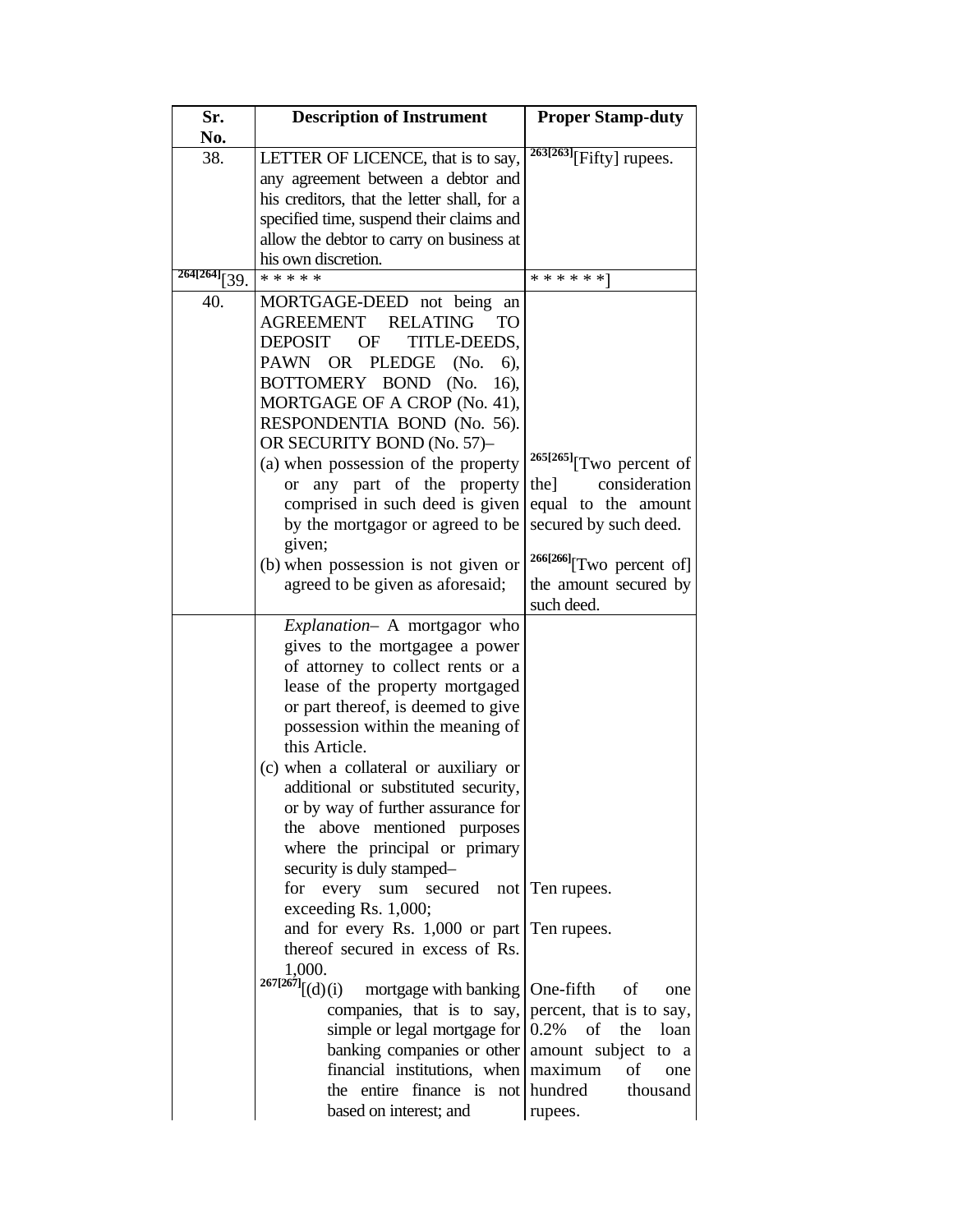| Sr. No. | Description of Instrument | Proper Stamp-duty |
|---|---|---|
| 38. | LETTER OF LICENCE, that is to say, any agreement between a debtor and his creditors, that the letter shall, for a specified time, suspend their claims and allow the debtor to carry on business at his own discretion. | [263[263]][Fifty] rupees. |
| [264[264]][39. | * * * * * | * * * * * *] |
| 40. | MORTGAGE-DEED not being an AGREEMENT RELATING TO DEPOSIT OF TITLE-DEEDS, PAWN OR PLEDGE (No. 6), BOTTOMERY BOND (No. 16), MORTGAGE OF A CROP (No. 41), RESPONDENTIA BOND (No. 56). OR SECURITY BOND (No. 57)– | |
| | (a) when possession of the property or any part of the property comprised in such deed is given by the mortgagor or agreed to be given; | [265[265]][Two percent of the] consideration equal to the amount secured by such deed. |
| | (b) when possession is not given or agreed to be given as aforesaid; | [266[266]][Two percent of] the amount secured by such deed. |
| | *Explanation*– A mortgagor who gives to the mortgagee a power of attorney to collect rents or a lease of the property mortgaged or part thereof, is deemed to give possession within the meaning of this Article. | |
| | (c) when a collateral or auxiliary or additional or substituted security, or by way of further assurance for the above mentioned purposes where the principal or primary security is duly stamped– | |
| | for every sum secured not exceeding Rs. 1,000; | Ten rupees. |
| | and for every Rs. 1,000 or part thereof secured in excess of Rs. 1,000. | Ten rupees. |
| | [267[267]][(d)(i) mortgage with banking companies, that is to say, simple or legal mortgage for banking companies or other financial institutions, when the entire finance is not based on interest; and | One-fifth of one percent, that is to say, 0.2% of the loan amount subject to a maximum of one hundred thousand rupees. |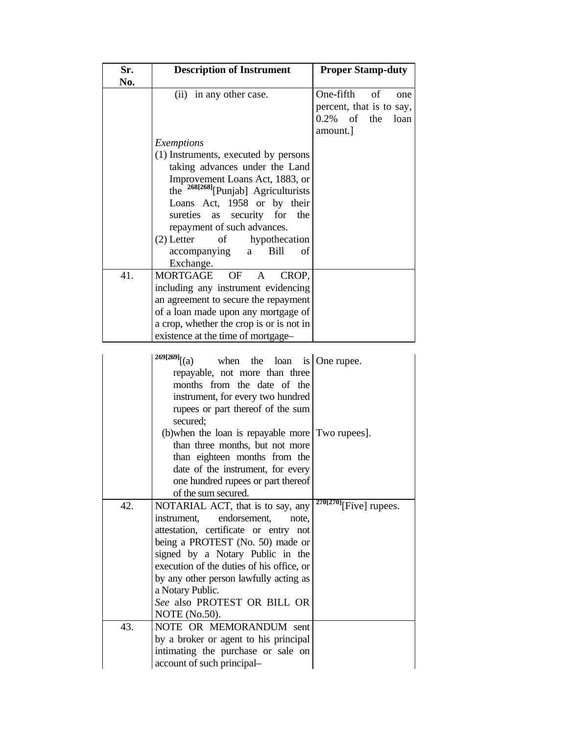| Sr. No. | Description of Instrument | Proper Stamp-duty |
|---|---|---|
| | (ii) in any other case. | One-fifth of one percent, that is to say, 0.2% of the loan amount.] |
| | *Exemptions*<br>(1) Instruments, executed by persons taking advances under the Land Improvement Loans Act, 1883, or the [268][268][Punjab] Agriculturists Loans Act, 1958 or by their sureties as security for the repayment of such advances.<br>(2) Letter of hypothecation accompanying a Bill of Exchange. | |
| 41. | MORTGAGE OF A CROP, including any instrument evidencing an agreement to secure the repayment of a loan made upon any mortgage of a crop, whether the crop is or is not in existence at the time of mortgage– | |
| | [269][269][(a) when the loan is repayable, not more than three months from the date of the instrument, for every two hundred rupees or part thereof of the sum secured; | One rupee. |
| | (b) when the loan is repayable more than three months, but not more than eighteen months from the date of the instrument, for every one hundred rupees or part thereof of the sum secured. | Two rupees]. |
| 42. | NOTARIAL ACT, that is to say, any instrument, endorsement, note, attestation, certificate or entry not being a PROTEST (No. 50) made or signed by a Notary Public in the execution of the duties of his office, or by any other person lawfully acting as a Notary Public.<br>*See* also PROTEST OR BILL OR NOTE (No.50). | [270][270][Five] rupees. |
| 43. | NOTE OR MEMORANDUM sent by a broker or agent to his principal intimating the purchase or sale on account of such principal– | |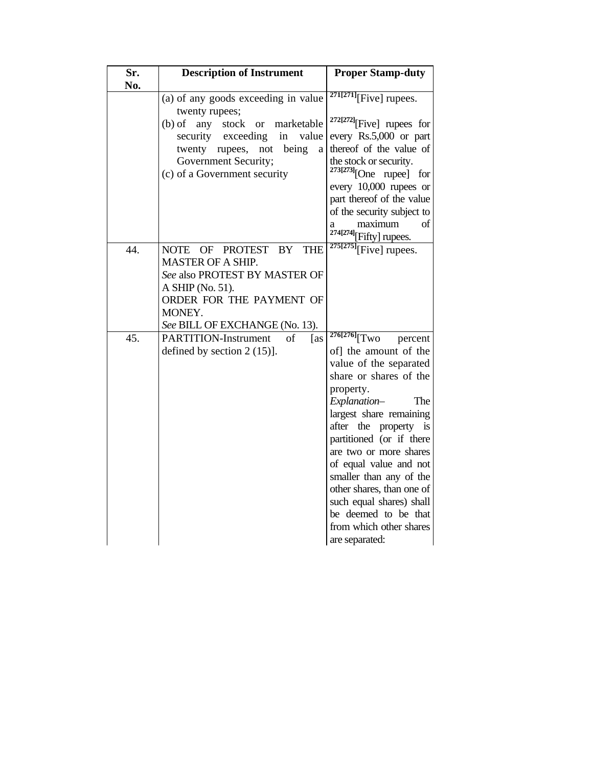| Sr. No. | Description of Instrument | Proper Stamp-duty |
|---|---|---|
| | (a) of any goods exceeding in value twenty rupees; | [271][271][Five] rupees. |
| | (b) of any stock or marketable security exceeding in value twenty rupees, not being a Government Security; | [272][272][Five] rupees for every Rs.5,000 or part thereof of the value of the stock or security. |
| | (c) of a Government security | [273][273][One rupee] for every 10,000 rupees or part thereof of the value of the security subject to a maximum of [274][274][Fifty] rupees. |
| 44. | NOTE OF PROTEST BY THE MASTER OF A SHIP. *See* also PROTEST BY MASTER OF A SHIP (No. 51). ORDER FOR THE PAYMENT OF MONEY. *See* BILL OF EXCHANGE (No. 13). | [275][275][Five] rupees. |
| 45. | PARTITION-Instrument of [as defined by section 2 (15)]. | [276][276][Two percent of] the amount of the value of the separated share or shares of the property. *Explanation*– The largest share remaining after the property is partitioned (or if there are two or more shares of equal value and not smaller than any of the other shares, than one of such equal shares) shall be deemed to be that from which other shares are separated: |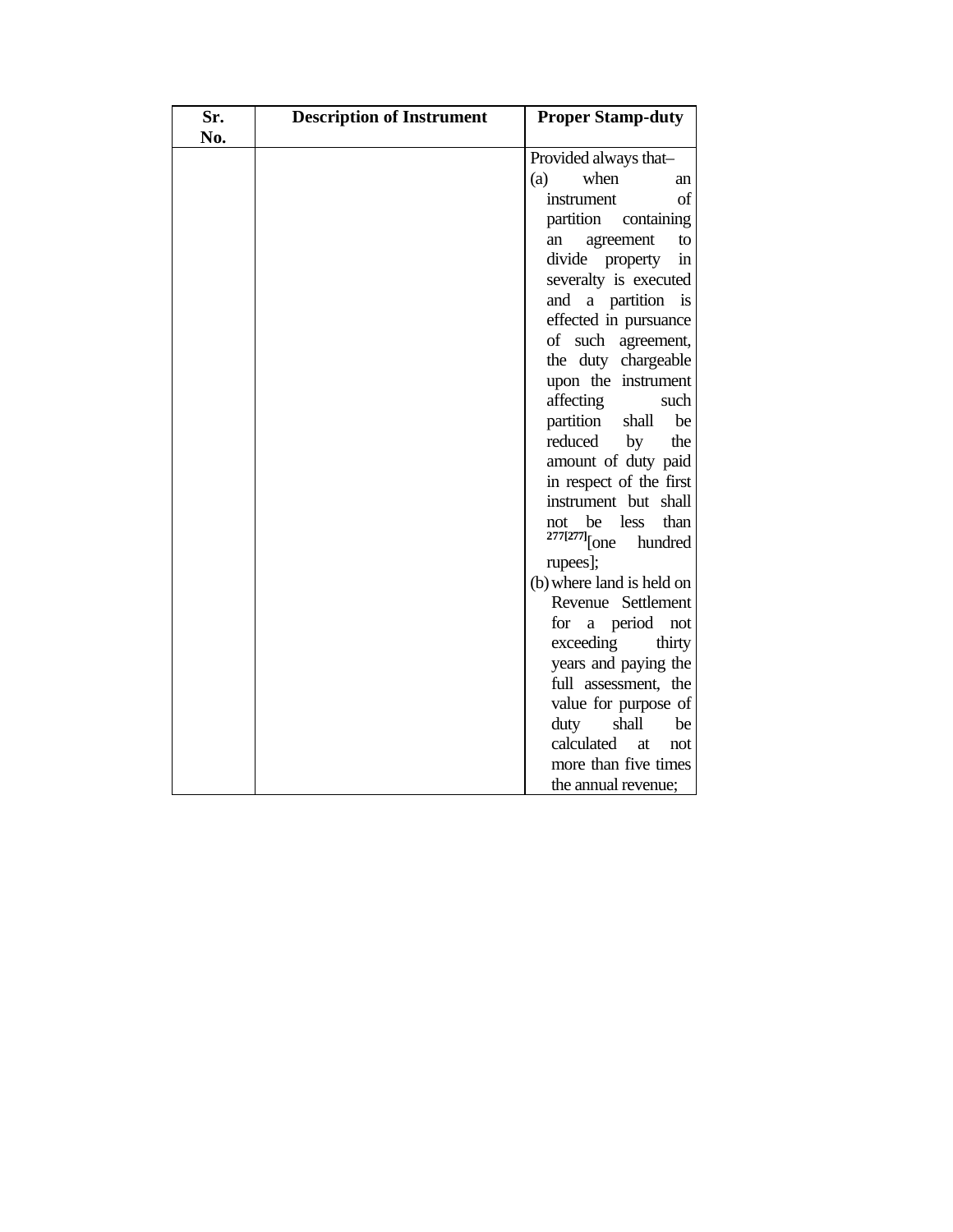| Sr. No. | Description of Instrument | Proper Stamp-duty |
|---|---|---|
| | | Provided always that–<br>(a) when an instrument of partition containing an agreement to divide property in severalty is executed and a partition is effected in pursuance of such agreement, the duty chargeable upon the instrument affecting such partition shall be reduced by the amount of duty paid in respect of the first instrument but shall not be less than [277][277][one hundred rupees];<br>(b) where land is held on Revenue Settlement for a period not exceeding thirty years and paying the full assessment, the value for purpose of duty shall be calculated at not more than five times the annual revenue; |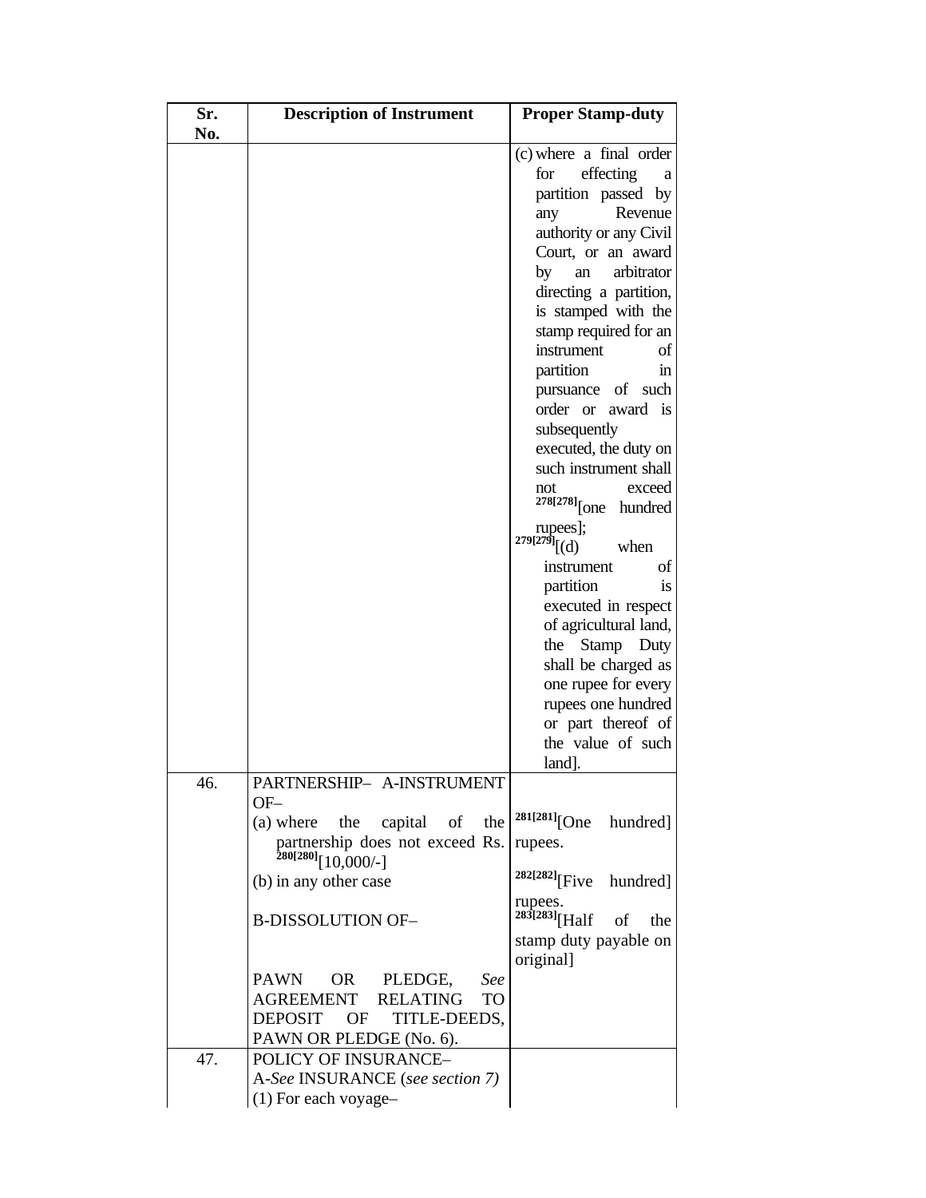| Sr. No. | Description of Instrument | Proper Stamp-duty |
|---|---|---|
| | | (c) where a final order for effecting a partition passed by any Revenue authority or any Civil Court, or an award by an arbitrator directing a partition, is stamped with the stamp required for an instrument of partition in pursuance of such order or award is subsequently executed, the duty on such instrument shall not exceed [278][278][one hundred rupees]; [279][279][(d) when instrument of partition is executed in respect of agricultural land, the Stamp Duty shall be charged as one rupee for every rupees one hundred or part thereof of the value of such land]. |
| 46. | PARTNERSHIP– A-INSTRUMENT OF– | |
| | (a) where the capital of the partnership does not exceed Rs. [280][280][10,000/-] | [281][281][One hundred] rupees. |
| | (b) in any other case | [282][282][Five hundred] rupees. |
| | B-DISSOLUTION OF– | [283][283][Half of the stamp duty payable on original] |
| | PAWN OR PLEDGE, *See* AGREEMENT RELATING TO DEPOSIT OF TITLE-DEEDS, PAWN OR PLEDGE (No. 6). | |
| 47. | POLICY OF INSURANCE– A-*See* INSURANCE (*see section 7)* (1) For each voyage– | |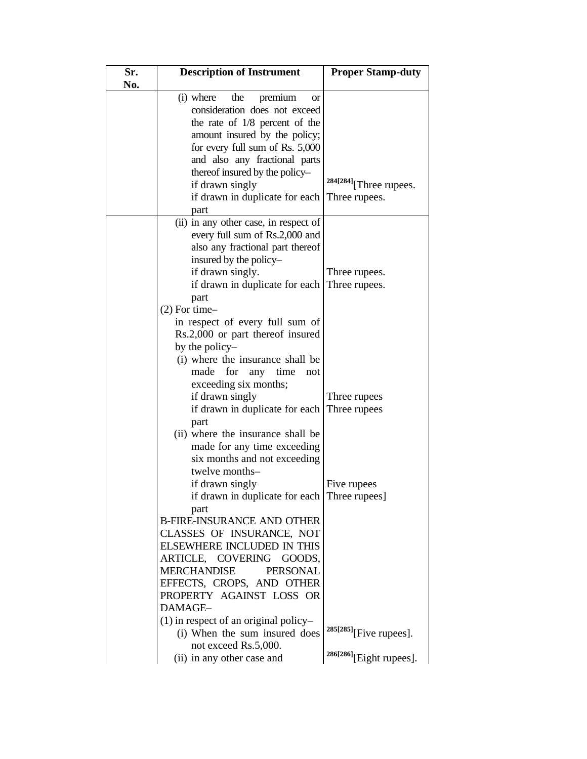| Sr. No. | Description of Instrument | Proper Stamp-duty |
| --- | --- | --- |
| | (i) where the premium or consideration does not exceed the rate of 1/8 percent of the amount insured by the policy; for every full sum of Rs. 5,000 and also any fractional parts thereof insured by the policy–<br>if drawn singly<br>if drawn in duplicate for each part | [284][284][Three rupees.<br>Three rupees. |
| | (ii) in any other case, in respect of every full sum of Rs.2,000 and also any fractional part thereof insured by the policy–<br>if drawn singly.<br>if drawn in duplicate for each part | Three rupees.<br>Three rupees. |
| | (2) For time–<br>in respect of every full sum of Rs.2,000 or part thereof insured by the policy–<br>(i) where the insurance shall be made for any time not exceeding six months;<br>if drawn singly<br>if drawn in duplicate for each part | Three rupees<br>Three rupees |
| | (ii) where the insurance shall be made for any time exceeding six months and not exceeding twelve months–<br>if drawn singly<br>if drawn in duplicate for each part | Five rupees<br>Three rupees] |
| | B-FIRE-INSURANCE AND OTHER CLASSES OF INSURANCE, NOT ELSEWHERE INCLUDED IN THIS ARTICLE, COVERING GOODS, MERCHANDISE PERSONAL EFFECTS, CROPS, AND OTHER PROPERTY AGAINST LOSS OR DAMAGE– | |
| | (1) in respect of an original policy–<br>(i) When the sum insured does not exceed Rs.5,000. | [285][285][Five rupees]. |
| | (ii) in any other case and | [286][286][Eight rupees]. |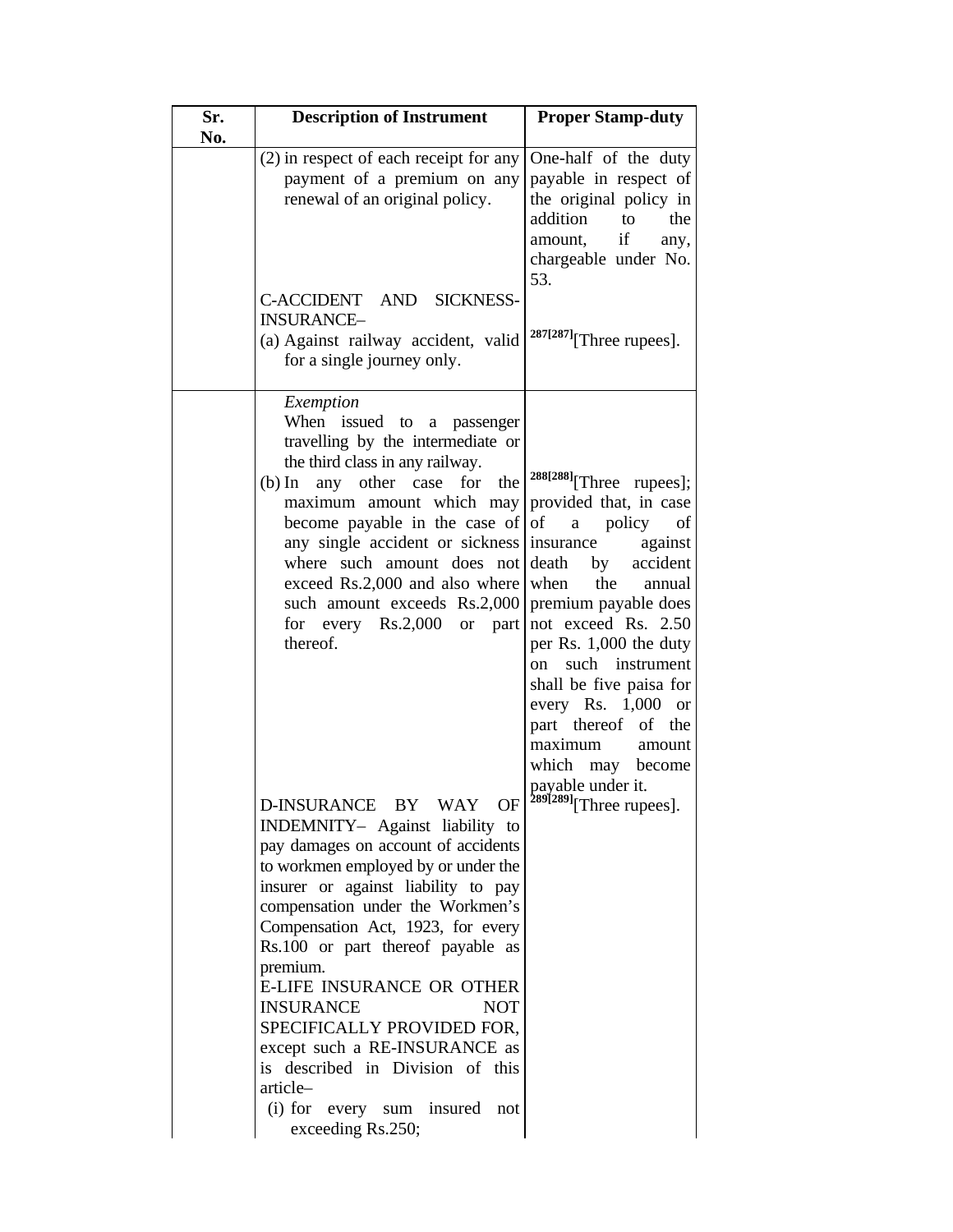| Sr. No. | Description of Instrument | Proper Stamp-duty |
|---|---|---|
| | (2) in respect of each receipt for any payment of a premium on any renewal of an original policy. | One-half of the duty payable in respect of the original policy in addition to the amount, if any, chargeable under No. 53. |
| | C-ACCIDENT AND SICKNESS-INSURANCE– | |
| | (a) Against railway accident, valid for a single journey only. | [287][287][Three rupees]. |
| | *Exemption* When issued to a passenger travelling by the intermediate or the third class in any railway. | |
| | (b) In any other case for the maximum amount which may become payable in the case of any single accident or sickness where such amount does not exceed Rs.2,000 and also where such amount exceeds Rs.2,000 for every Rs.2,000 or part thereof. | [288][288][Three rupees]; provided that, in case of a policy of insurance against death by accident when the annual premium payable does not exceed Rs. 2.50 per Rs. 1,000 the duty on such instrument shall be five paisa for every Rs. 1,000 or part thereof of the maximum amount which may become payable under it. |
| | D-INSURANCE BY WAY OF INDEMNITY– Against liability to pay damages on account of accidents to workmen employed by or under the insurer or against liability to pay compensation under the Workmen's Compensation Act, 1923, for every Rs.100 or part thereof payable as premium. | [289][289][Three rupees]. |
| | E-LIFE INSURANCE OR OTHER INSURANCE NOT SPECIFICALLY PROVIDED FOR, except such a RE-INSURANCE as is described in Division of this article– | |
| | (i) for every sum insured not exceeding Rs.250; | |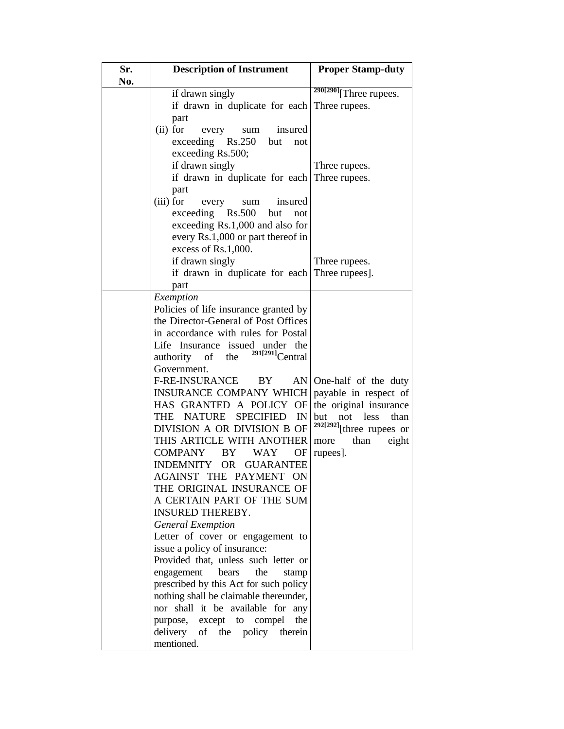| Sr. No. | Description of Instrument | Proper Stamp-duty |
|---|---|---|
| | if drawn singly | [290][290][Three rupees. |
| | if drawn in duplicate for each part | Three rupees. |
| | (ii) for every sum insured exceeding Rs.250 but not exceeding Rs.500; | |
| | if drawn singly | Three rupees. |
| | if drawn in duplicate for each part | Three rupees. |
| | (iii) for every sum insured exceeding Rs.500 but not exceeding Rs.1,000 and also for every Rs.1,000 or part thereof in excess of Rs.1,000. | |
| | if drawn singly | Three rupees. |
| | if drawn in duplicate for each part | Three rupees]. |
| | *Exemption* Policies of life insurance granted by the Director-General of Post Offices in accordance with rules for Postal Life Insurance issued under the authority of the [291][291]Central Government. | |
| | F-RE-INSURANCE BY AN INSURANCE COMPANY WHICH HAS GRANTED A POLICY OF THE NATURE SPECIFIED IN DIVISION A OR DIVISION B OF THIS ARTICLE WITH ANOTHER COMPANY BY WAY OF INDEMNITY OR GUARANTEE AGAINST THE PAYMENT ON THE ORIGINAL INSURANCE OF A CERTAIN PART OF THE SUM INSURED THEREBY. | One-half of the duty payable in respect of the original insurance but not less than [292][292][three rupees or more than eight rupees]. |
| | *General Exemption* Letter of cover or engagement to issue a policy of insurance: Provided that, unless such letter or engagement bears the stamp prescribed by this Act for such policy nothing shall be claimable thereunder, nor shall it be available for any purpose, except to compel the delivery of the policy therein mentioned. | |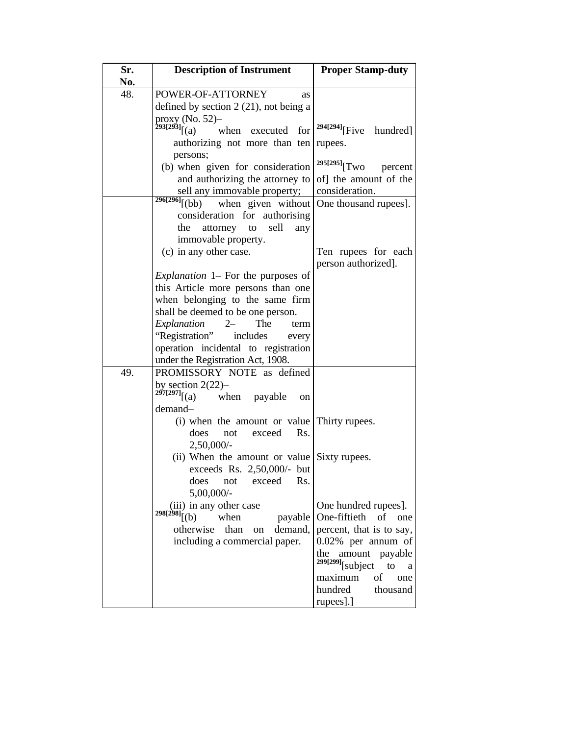| Sr. No. | Description of Instrument | Proper Stamp-duty |
|---|---|---|
| 48. | POWER-OF-ATTORNEY as defined by section 2 (21), not being a proxy (No. 52)– | |
| | 293[293][(a) when executed for authorizing not more than ten persons; | 294[294][Five hundred] rupees. |
| | (b) when given for consideration and authorizing the attorney to sell any immovable property; | 295[295][Two percent of] the amount of the consideration. |
| | 296[296][(bb) when given without consideration for authorising the attorney to sell any immovable property. | One thousand rupees]. |
| | (c) in any other case. | Ten rupees for each person authorized]. |
| | *Explanation* 1– For the purposes of this Article more persons than one when belonging to the same firm shall be deemed to be one person. | |
| | *Explanation* 2– The term "Registration" includes every operation incidental to registration under the Registration Act, 1908. | |
| 49. | PROMISSORY NOTE as defined by section 2(22)– | |
| | 297[297][(a) when payable on demand– | |
| | (i) when the amount or value does not exceed Rs. 2,50,000/- | Thirty rupees. |
| | (ii) When the amount or value exceeds Rs. 2,50,000/- but does not exceed Rs. 5,00,000/- | Sixty rupees. |
| | (iii) in any other case | One hundred rupees]. |
| | 298[298][(b) when payable otherwise than on demand, including a commercial paper. | One-fiftieth of one percent, that is to say, 0.02% per annum of the amount payable 299[299][subject to a maximum of one hundred thousand rupees].] |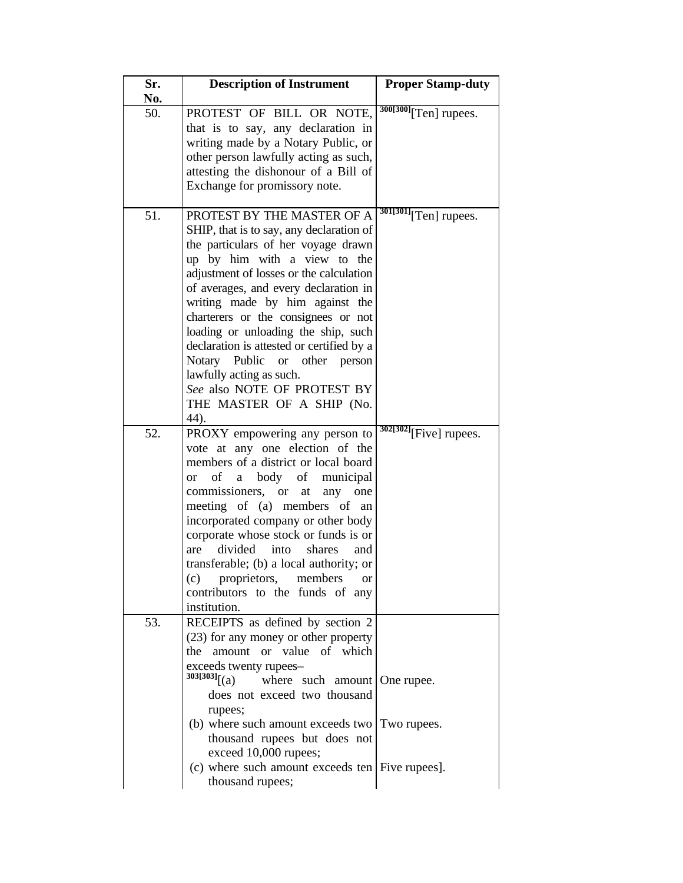| Sr. No. | Description of Instrument | Proper Stamp-duty |
|---|---|---|
| 50. | PROTEST OF BILL OR NOTE, that is to say, any declaration in writing made by a Notary Public, or other person lawfully acting as such, attesting the dishonour of a Bill of Exchange for promissory note. | [300][300][Ten] rupees. |
| 51. | PROTEST BY THE MASTER OF A SHIP, that is to say, any declaration of the particulars of her voyage drawn up by him with a view to the adjustment of losses or the calculation of averages, and every declaration in writing made by him against the charterers or the consignees or not loading or unloading the ship, such declaration is attested or certified by a Notary Public or other person lawfully acting as such. *See* also NOTE OF PROTEST BY THE MASTER OF A SHIP (No. 44). | [301][301][Ten] rupees. |
| 52. | PROXY empowering any person to vote at any one election of the members of a district or local board or of a body of municipal commissioners, or at any one meeting of (a) members of an incorporated company or other body corporate whose stock or funds is or are divided into shares and transferable; (b) a local authority; or (c) proprietors, members or contributors to the funds of any institution. | [302][302][Five] rupees. |
| 53. | RECEIPTS as defined by section 2 (23) for any money or other property the amount or value of which exceeds twenty rupees– | |
| | [303][303][(a) where such amount does not exceed two thousand rupees; | One rupee. |
| | (b) where such amount exceeds two thousand rupees but does not exceed 10,000 rupees; | Two rupees. |
| | (c) where such amount exceeds ten thousand rupees; | Five rupees]. |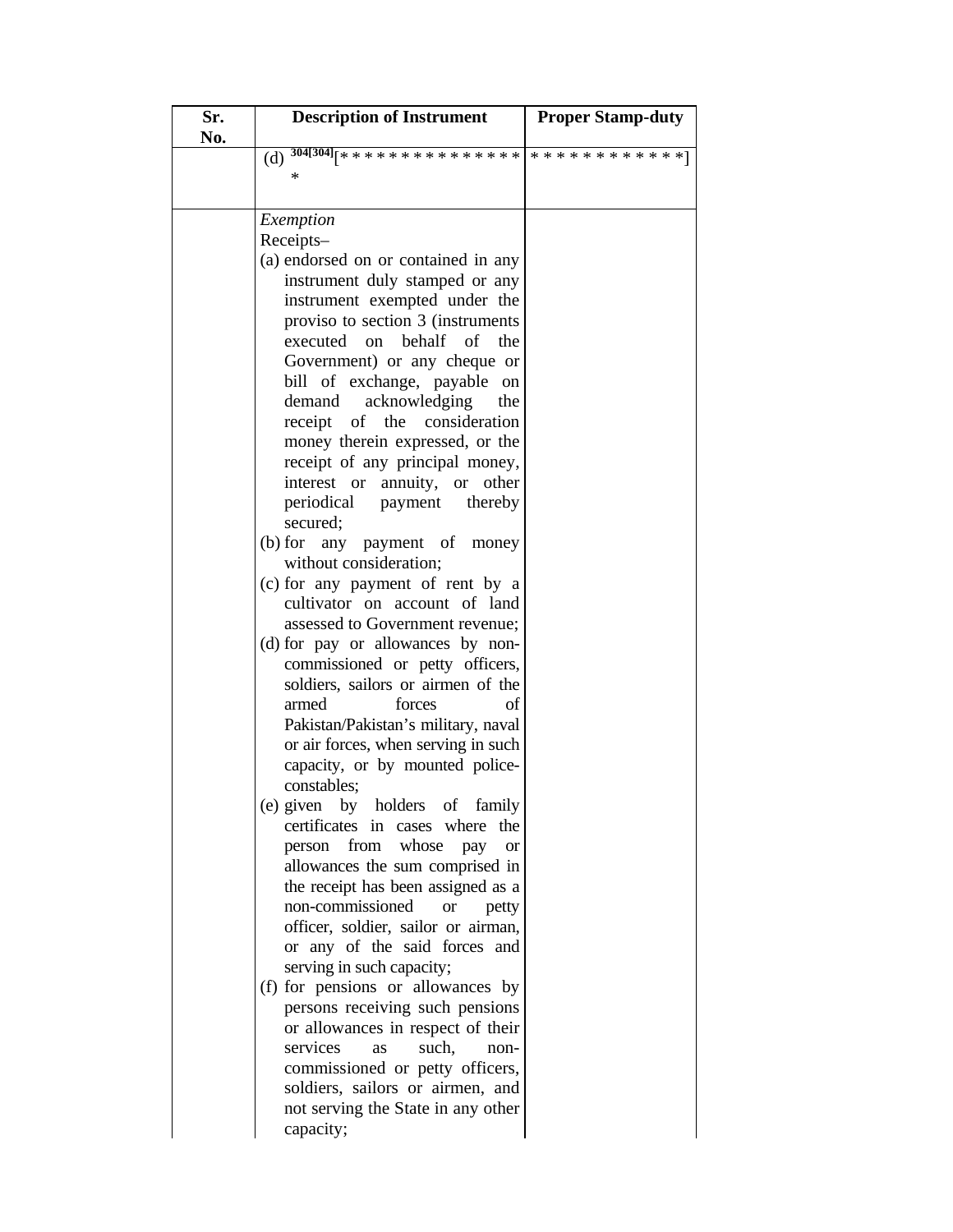| Sr. No. | Description of Instrument | Proper Stamp-duty |
|---|---|---|
| | (d) [304][* * * * * * * * * * * * * * * * | * * * * * * * * * * * *] |
| | *Exemption*<br>Receipts–<br>(a) endorsed on or contained in any instrument duly stamped or any instrument exempted under the proviso to section 3 (instruments executed on behalf of the Government) or any cheque or bill of exchange, payable on demand acknowledging the receipt of the consideration money therein expressed, or the receipt of any principal money, interest or annuity, or other periodical payment thereby secured;<br>(b) for any payment of money without consideration;<br>(c) for any payment of rent by a cultivator on account of land assessed to Government revenue;<br>(d) for pay or allowances by non-commissioned or petty officers, soldiers, sailors or airmen of the armed forces of Pakistan/Pakistan's military, naval or air forces, when serving in such capacity, or by mounted police-constables;<br>(e) given by holders of family certificates in cases where the person from whose pay or allowances the sum comprised in the receipt has been assigned as a non-commissioned or petty officer, soldier, sailor or airman, or any of the said forces and serving in such capacity;<br>(f) for pensions or allowances by persons receiving such pensions or allowances in respect of their services as such, non-commissioned or petty officers, soldiers, sailors or airmen, and not serving the State in any other capacity; | |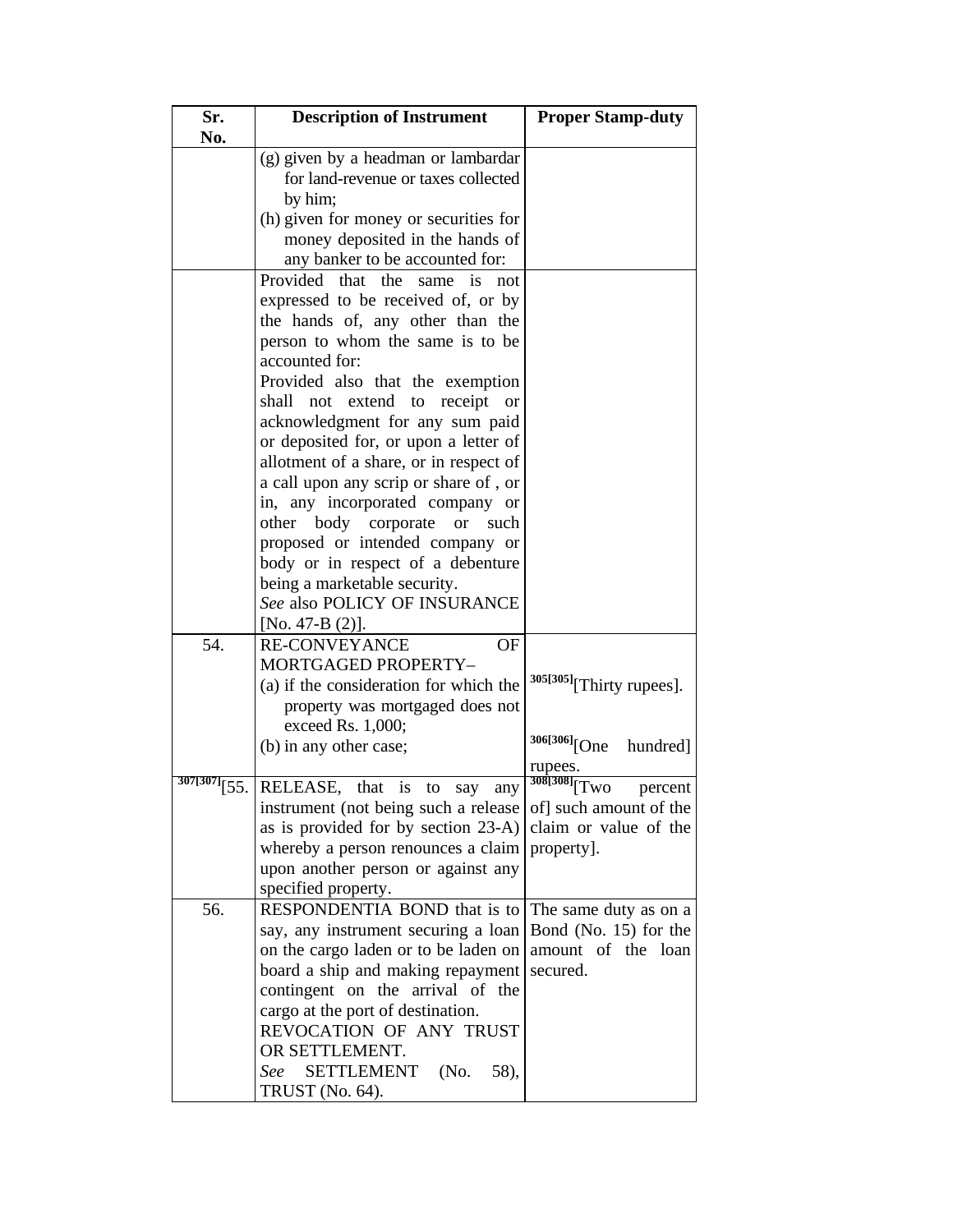| Sr. No. | Description of Instrument | Proper Stamp-duty |
|---|---|---|
| | (g) given by a headman or lambardar for land-revenue or taxes collected by him;<br>(h) given for money or securities for money deposited in the hands of any banker to be accounted for: | |
| | Provided that the same is not expressed to be received of, or by the hands of, any other than the person to whom the same is to be accounted for:<br>Provided also that the exemption shall not extend to receipt or acknowledgment for any sum paid or deposited for, or upon a letter of allotment of a share, or in respect of a call upon any scrip or share of , or in, any incorporated company or other body corporate or such proposed or intended company or body or in respect of a debenture being a marketable security.<br>*See* also POLICY OF INSURANCE [No. 47-B (2)]. | |
| 54. | RE-CONVEYANCE OF MORTGAGED PROPERTY–<br>(a) if the consideration for which the property was mortgaged does not exceed Rs. 1,000;<br>(b) in any other case; | [305][305][Thirty rupees].<br><br>[306][306][One hundred] rupees. |
| [307][307][55. | RELEASE, that is to say any instrument (not being such a release as is provided for by section 23-A) whereby a person renounces a claim upon another person or against any specified property. | [308][308][Two percent of] such amount of the claim or value of the property]. |
| 56. | RESPONDENTIA BOND that is to say, any instrument securing a loan on the cargo laden or to be laden on board a ship and making repayment contingent on the arrival of the cargo at the port of destination.<br>REVOCATION OF ANY TRUST OR SETTLEMENT.<br>*See* SETTLEMENT (No. 58), TRUST (No. 64). | The same duty as on a Bond (No. 15) for the amount of the loan secured. |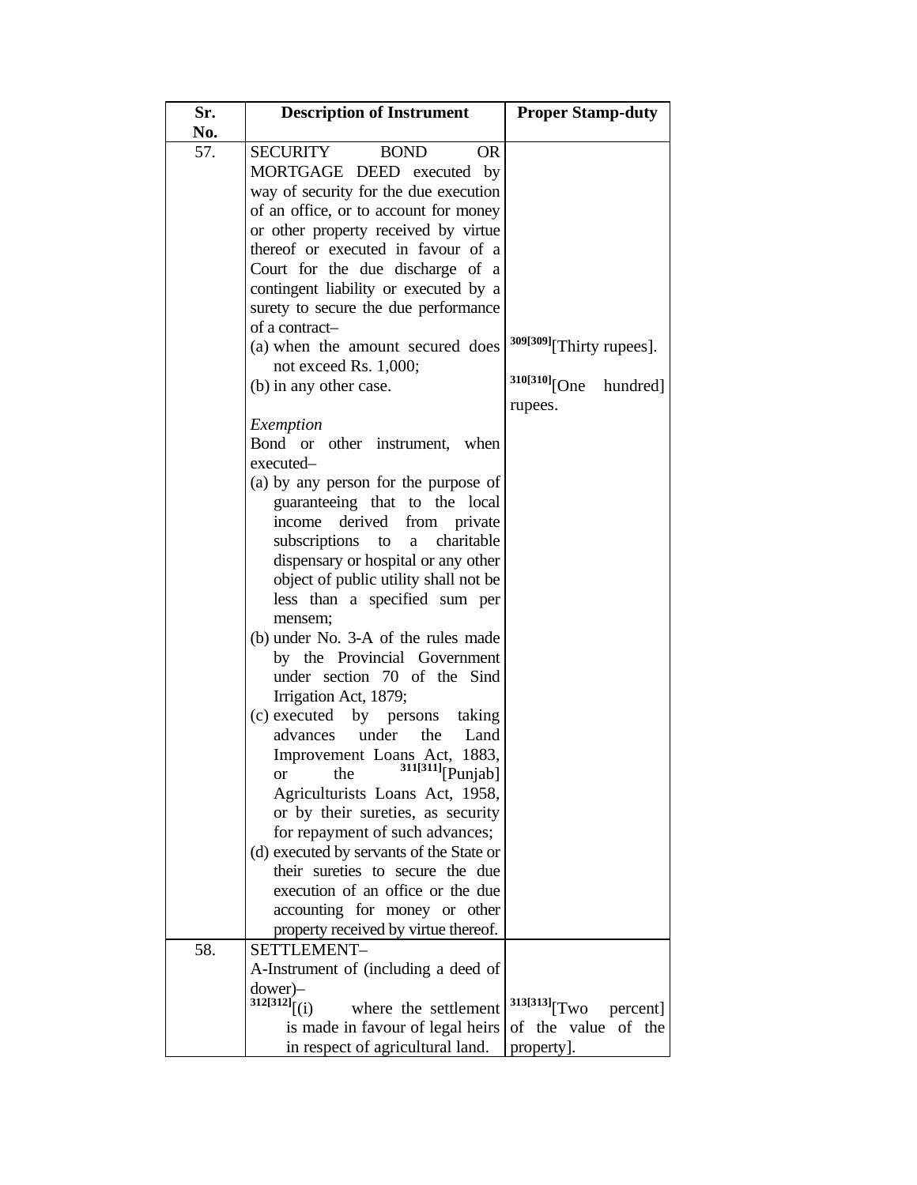| Sr. No. | Description of Instrument | Proper Stamp-duty |
|---|---|---|
| 57. | SECURITY BOND OR MORTGAGE DEED executed by way of security for the due execution of an office, or to account for money or other property received by virtue thereof or executed in favour of a Court for the due discharge of a contingent liability or executed by a surety to secure the due performance of a contract–<br>(a) when the amount secured does not exceed Rs. 1,000;<br>(b) in any other case.<br><br>*Exemption*<br>Bond or other instrument, when executed–<br>(a) by any person for the purpose of guaranteeing that to the local income derived from private subscriptions to a charitable dispensary or hospital or any other object of public utility shall not be less than a specified sum per mensem;<br>(b) under No. 3-A of the rules made by the Provincial Government under section 70 of the Sind Irrigation Act, 1879;<br>(c) executed by persons taking advances under the Land Improvement Loans Act, 1883, or the [311][311][Punjab] Agriculturists Loans Act, 1958, or by their sureties, as security for repayment of such advances;<br>(d) executed by servants of the State or their sureties to secure the due execution of an office or the due accounting for money or other property received by virtue thereof. | <br><br><br><br><br><br><br>[309][309][Thirty rupees].<br>[310][310][One hundred] rupees. |
| 58. | SETTLEMENT–<br>A-Instrument of (including a deed of dower)–<br>[312][312][(i) where the settlement is made in favour of legal heirs in respect of agricultural land. | <br><br>[313][313][Two percent] of the value of the property]. |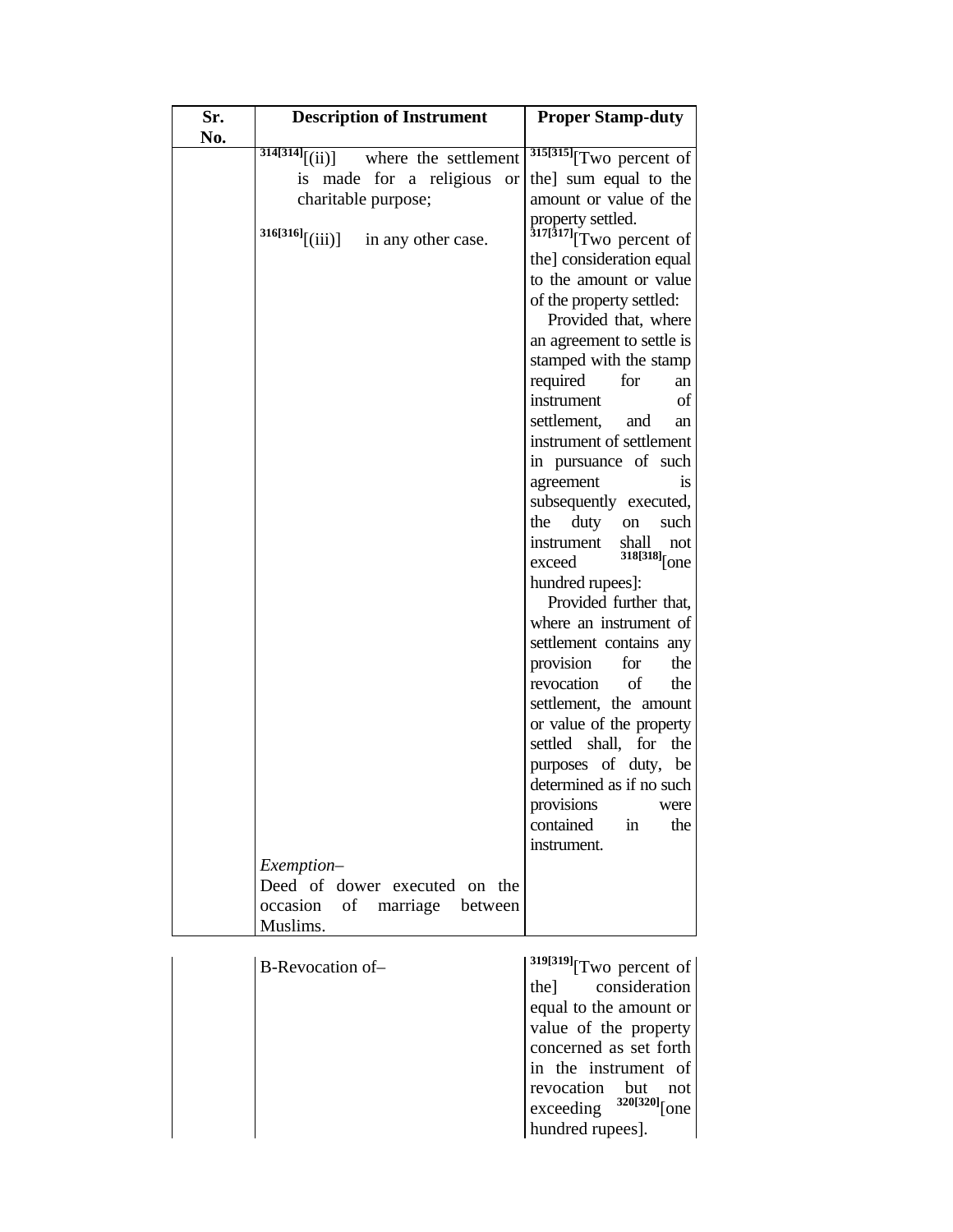| Sr. No. | Description of Instrument | Proper Stamp-duty |
|---|---|---|
| | [314][314][(ii)] where the settlement is made for a religious or charitable purpose; | [315][315][Two percent of the] sum equal to the amount or value of the property settled. |
| | [316][316][(iii)] in any other case. | [317][317][Two percent of the] consideration equal to the amount or value of the property settled: Provided that, where an agreement to settle is stamped with the stamp required for an instrument of settlement, and an instrument of settlement in pursuance of such agreement is subsequently executed, the duty on such instrument shall not exceed [318][318][one hundred rupees]: Provided further that, where an instrument of settlement contains any provision for the revocation of the settlement, the amount or value of the property settled shall, for the purposes of duty, be determined as if no such provisions were contained in the instrument. |
| | *Exemption*– Deed of dower executed on the occasion of marriage between Muslims. | |
| | B-Revocation of– | [319][319][Two percent of the] consideration equal to the amount or value of the property concerned as set forth in the instrument of revocation but not exceeding [320][320][one hundred rupees]. |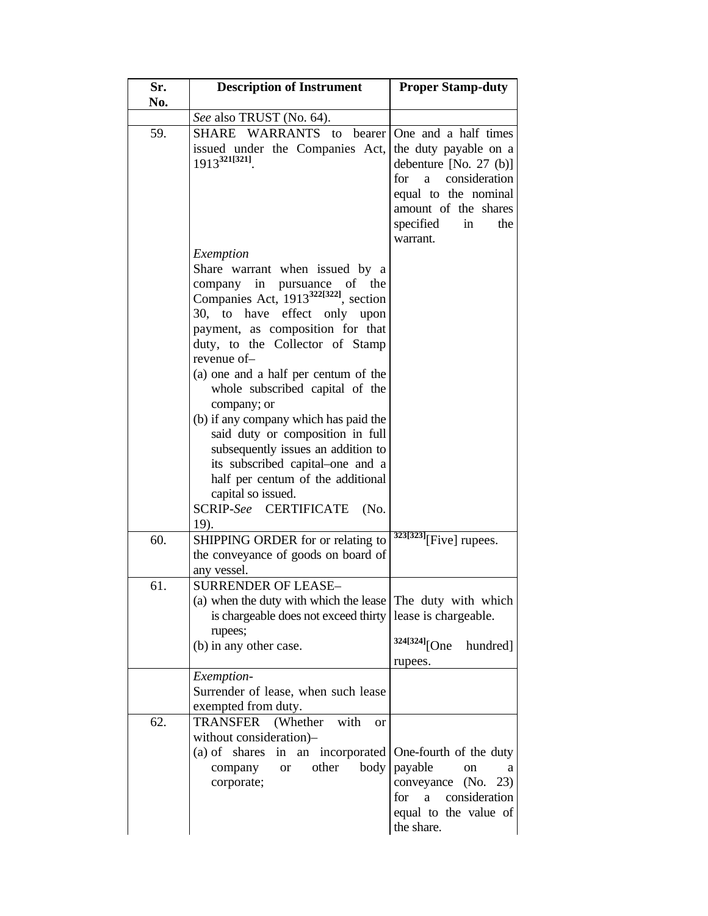| Sr. No. | Description of Instrument | Proper Stamp-duty |
|---|---|---|
| | *See* also TRUST (No. 64). | |
| 59. | SHARE WARRANTS to bearer issued under the Companies Act, 1913[321[321]].<br><br>*Exemption*<br>Share warrant when issued by a company in pursuance of the Companies Act, 1913[322[322]], section 30, to have effect only upon payment, as composition for that duty, to the Collector of Stamp revenue of–<br>(a) one and a half per centum of the whole subscribed capital of the company; or<br>(b) if any company which has paid the said duty or composition in full subsequently issues an addition to its subscribed capital–one and a half per centum of the additional capital so issued.<br>SCRIP-*See* CERTIFICATE (No. 19). | One and a half times the duty payable on a debenture [No. 27 (b)] for a consideration equal to the nominal amount of the shares specified in the warrant. |
| 60. | SHIPPING ORDER for or relating to the conveyance of goods on board of any vessel. | [323[323]][Five] rupees. |
| 61. | SURRENDER OF LEASE–<br>(a) when the duty with which the lease is chargeable does not exceed thirty rupees;<br>(b) in any other case. | The duty with which lease is chargeable.<br><br>[324[324]][One hundred] rupees. |
| | *Exemption-*<br>Surrender of lease, when such lease exempted from duty. | |
| 62. | TRANSFER (Whether with or without consideration)–<br>(a) of shares in an incorporated company or other body corporate; | One-fourth of the duty payable on a conveyance (No. 23) for a consideration equal to the value of the share. |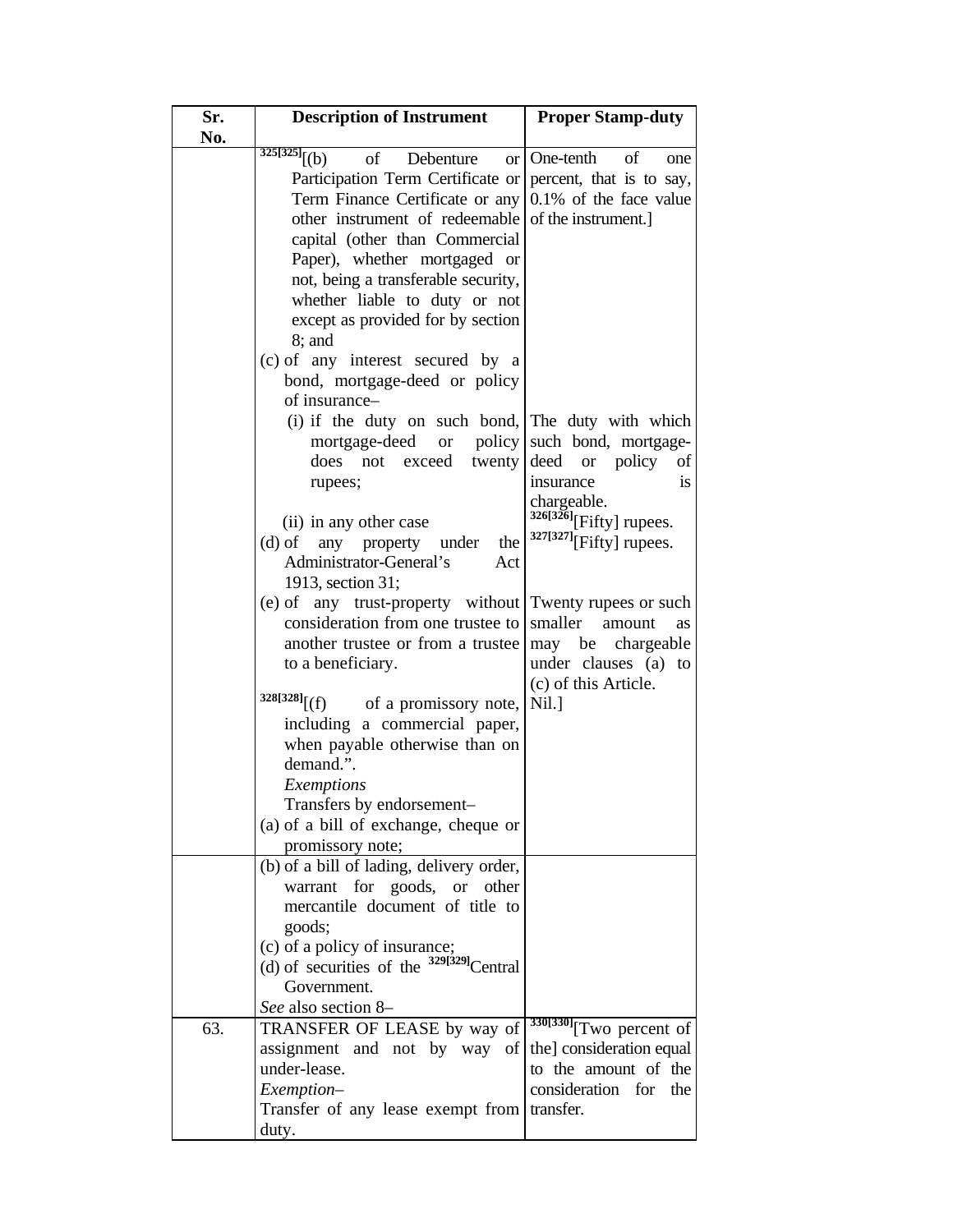| Sr. No. | Description of Instrument | Proper Stamp-duty |
|---|---|---|
| | 325[325][(b) of Debenture or Participation Term Certificate or Term Finance Certificate or any other instrument of redeemable capital (other than Commercial Paper), whether mortgaged or not, being a transferable security, whether liable to duty or not except as provided for by section 8; and | One-tenth of one percent, that is to say, 0.1% of the face value of the instrument.] |
| | (c) of any interest secured by a bond, mortgage-deed or policy of insurance– | |
| | (i) if the duty on such bond, mortgage-deed or policy does not exceed twenty rupees; | The duty with which such bond, mortgage-deed or policy of insurance is chargeable. |
| | (ii) in any other case | 326[326][Fifty] rupees. |
| | (d) of any property under the Administrator-General's Act 1913, section 31; | 327[327][Fifty] rupees. |
| | (e) of any trust-property without consideration from one trustee to another trustee or from a trustee to a beneficiary. | Twenty rupees or such smaller amount as may be chargeable under clauses (a) to (c) of this Article. |
| | 328[328][(f) of a promissory note, including a commercial paper, when payable otherwise than on demand.". | Nil.] |
| | *Exemptions*<br>Transfers by endorsement–<br>(a) of a bill of exchange, cheque or promissory note; | |
| | (b) of a bill of lading, delivery order, warrant for goods, or other mercantile document of title to goods;<br>(c) of a policy of insurance;<br>(d) of securities of the 329[329]Central Government.<br>*See* also section 8– | |
| 63. | TRANSFER OF LEASE by way of assignment and not by way of under-lease.<br>*Exemption*–<br>Transfer of any lease exempt from duty. | 330[330][Two percent of the] consideration equal to the amount of the consideration for the transfer. |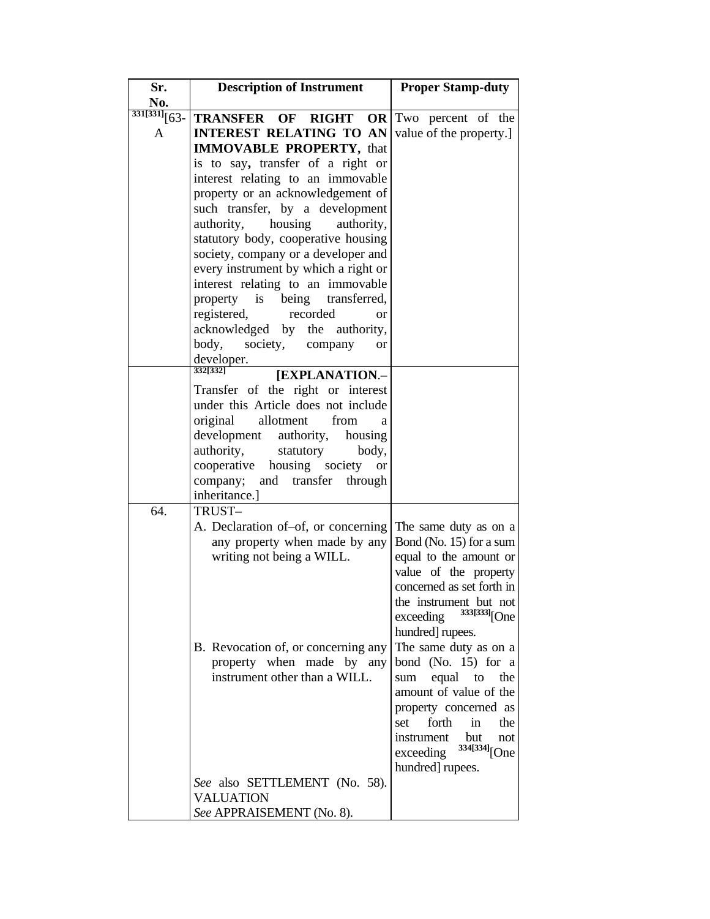| Sr. No. | Description of Instrument | Proper Stamp-duty |
|---|---|---|
| 331[331][63-A | **TRANSFER OF RIGHT OR INTEREST RELATING TO AN IMMOVABLE PROPERTY,** that is to say**,** transfer of a right or interest relating to an immovable property or an acknowledgement of such transfer, by a development authority, housing authority, statutory body, cooperative housing society, company or a developer and every instrument by which a right or interest relating to an immovable property is being transferred, registered, recorded or acknowledged by the authority, body, society, company or developer. | Two percent of the value of the property.] |
| | 332[332] **[EXPLANATION**.– Transfer of the right or interest under this Article does not include original allotment from a development authority, housing authority, statutory body, cooperative housing society or company; and transfer through inheritance.] | |
| 64. | TRUST– | |
| | A. Declaration of–of, or concerning any property when made by any writing not being a WILL. | The same duty as on a Bond (No. 15) for a sum equal to the amount or value of the property concerned as set forth in the instrument but not exceeding 333[333][One hundred] rupees. |
| | B. Revocation of, or concerning any property when made by any instrument other than a WILL. | The same duty as on a bond (No. 15) for a sum equal to the amount of value of the property concerned as set forth in the instrument but not exceeding 334[334][One hundred] rupees. |
| | *See* also SETTLEMENT (No. 58). VALUATION *See* APPRAISEMENT (No. 8). | |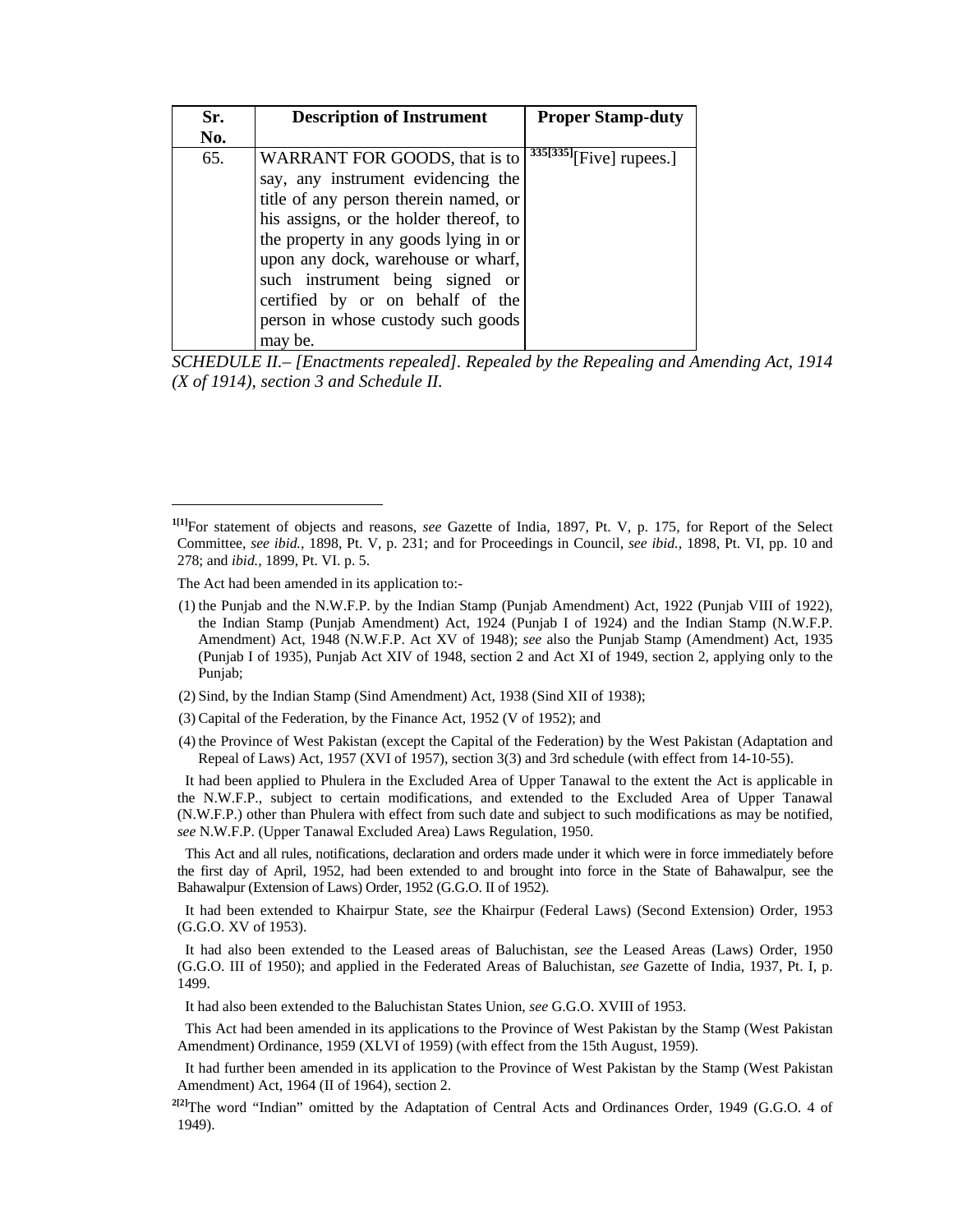| Sr. No. | Description of Instrument | Proper Stamp-duty |
|---|---|---|
| 65. | WARRANT FOR GOODS, that is to say, any instrument evidencing the title of any person therein named, or his assigns, or the holder thereof, to the property in any goods lying in or upon any dock, warehouse or wharf, such instrument being signed or certified by or on behalf of the person in whose custody such goods may be. | [335][335][Five] rupees.] |

*SCHEDULE II.– [Enactments repealed]. Repealed by the Repealing and Amending Act, 1914 (X of 1914), section 3 and Schedule II.*

---

[1][1]For statement of objects and reasons, *see* Gazette of India, 1897, Pt. V, p. 175, for Report of the Select Committee, *see ibid.*, 1898, Pt. V, p. 231; and for Proceedings in Council, *see ibid.*, 1898, Pt. VI, pp. 10 and 278; and *ibid.*, 1899, Pt. VI. p. 5.

The Act had been amended in its application to:-

(1) the Punjab and the N.W.F.P. by the Indian Stamp (Punjab Amendment) Act, 1922 (Punjab VIII of 1922), the Indian Stamp (Punjab Amendment) Act, 1924 (Punjab I of 1924) and the Indian Stamp (N.W.F.P. Amendment) Act, 1948 (N.W.F.P. Act XV of 1948); *see* also the Punjab Stamp (Amendment) Act, 1935 (Punjab I of 1935), Punjab Act XIV of 1948, section 2 and Act XI of 1949, section 2, applying only to the Punjab;

(2) Sind, by the Indian Stamp (Sind Amendment) Act, 1938 (Sind XII of 1938);

(3) Capital of the Federation, by the Finance Act, 1952 (V of 1952); and

(4) the Province of West Pakistan (except the Capital of the Federation) by the West Pakistan (Adaptation and Repeal of Laws) Act, 1957 (XVI of 1957), section 3(3) and 3rd schedule (with effect from 14-10-55).

It had been applied to Phulera in the Excluded Area of Upper Tanawal to the extent the Act is applicable in the N.W.F.P., subject to certain modifications, and extended to the Excluded Area of Upper Tanawal (N.W.F.P.) other than Phulera with effect from such date and subject to such modifications as may be notified, *see* N.W.F.P. (Upper Tanawal Excluded Area) Laws Regulation, 1950.

This Act and all rules, notifications, declaration and orders made under it which were in force immediately before the first day of April, 1952, had been extended to and brought into force in the State of Bahawalpur, see the Bahawalpur (Extension of Laws) Order, 1952 (G.G.O. II of 1952).

It had been extended to Khairpur State, *see* the Khairpur (Federal Laws) (Second Extension) Order, 1953 (G.G.O. XV of 1953).

It had also been extended to the Leased areas of Baluchistan, *see* the Leased Areas (Laws) Order, 1950 (G.G.O. III of 1950); and applied in the Federated Areas of Baluchistan, *see* Gazette of India, 1937, Pt. I, p. 1499.

It had also been extended to the Baluchistan States Union, *see* G.G.O. XVIII of 1953.

This Act had been amended in its applications to the Province of West Pakistan by the Stamp (West Pakistan Amendment) Ordinance, 1959 (XLVI of 1959) (with effect from the 15th August, 1959).

It had further been amended in its application to the Province of West Pakistan by the Stamp (West Pakistan Amendment) Act, 1964 (II of 1964), section 2.

[2][2]The word "Indian" omitted by the Adaptation of Central Acts and Ordinances Order, 1949 (G.G.O. 4 of 1949).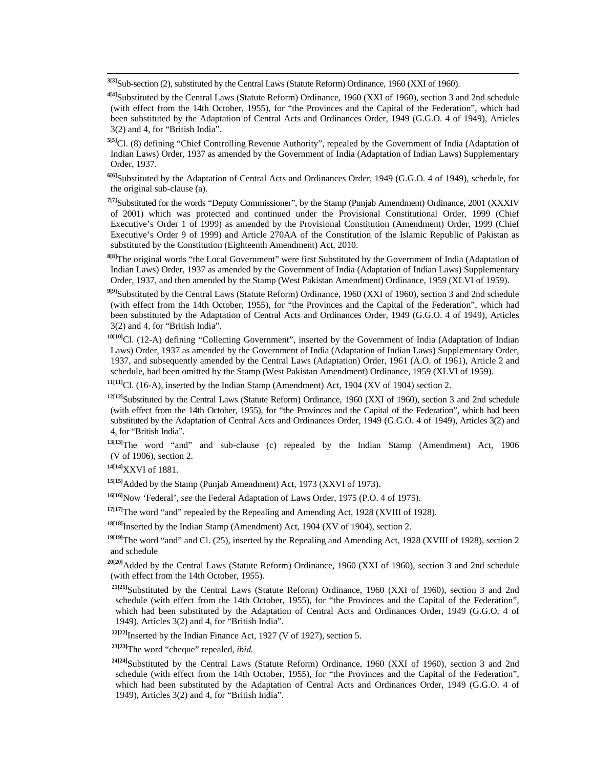[3[3]]Sub-section (2), substituted by the Central Laws (Statute Reform) Ordinance, 1960 (XXI of 1960).

[4[4]]Substituted by the Central Laws (Statute Reform) Ordinance, 1960 (XXI of 1960), section 3 and 2nd schedule (with effect from the 14th October, 1955), for "the Provinces and the Capital of the Federation", which had been substituted by the Adaptation of Central Acts and Ordinances Order, 1949 (G.G.O. 4 of 1949), Articles 3(2) and 4, for "British India".

[5[5]]Cl. (8) defining "Chief Controlling Revenue Authority", repealed by the Government of India (Adaptation of Indian Laws) Order, 1937 as amended by the Government of India (Adaptation of Indian Laws) Supplementary Order, 1937.

[6[6]]Substituted by the Adaptation of Central Acts and Ordinances Order, 1949 (G.G.O. 4 of 1949), schedule, for the original sub-clause (a).

[7[7]]Substituted for the words "Deputy Commissioner", by the Stamp (Punjab Amendment) Ordinance, 2001 (XXXIV of 2001) which was protected and continued under the Provisional Constitutional Order, 1999 (Chief Executive's Order 1 of 1999) as amended by the Provisional Constitution (Amendment) Order, 1999 (Chief Executive's Order 9 of 1999) and Article 270AA of the Constitution of the Islamic Republic of Pakistan as substituted by the Constitution (Eighteenth Amendment) Act, 2010.

[8[8]]The original words "the Local Government" were first Substituted by the Government of India (Adaptation of Indian Laws) Order, 1937 as amended by the Government of India (Adaptation of Indian Laws) Supplementary Order, 1937, and then amended by the Stamp (West Pakistan Amendment) Ordinance, 1959 (XLVI of 1959).

[9[9]]Substituted by the Central Laws (Statute Reform) Ordinance, 1960 (XXI of 1960), section 3 and 2nd schedule (with effect from the 14th October, 1955), for "the Provinces and the Capital of the Federation", which had been substituted by the Adaptation of Central Acts and Ordinances Order, 1949 (G.G.O. 4 of 1949), Articles 3(2) and 4, for "British India".

[10[10]]Cl. (12-A) defining "Collecting Government", inserted by the Government of India (Adaptation of Indian Laws) Order, 1937 as amended by the Government of India (Adaptation of Indian Laws) Supplementary Order, 1937, and subsequently amended by the Central Laws (Adaptation) Order, 1961 (A.O. of 1961), Article 2 and schedule, had been omitted by the Stamp (West Pakistan Amendment) Ordinance, 1959 (XLVI of 1959).

[11[11]]Cl. (16-A), inserted by the Indian Stamp (Amendment) Act, 1904 (XV of 1904) section 2.

[12[12]]Substituted by the Central Laws (Statute Reform) Ordinance, 1960 (XXI of 1960), section 3 and 2nd schedule (with effect from the 14th October, 1955), for "the Provinces and the Capital of the Federation", which had been substituted by the Adaptation of Central Acts and Ordinances Order, 1949 (G.G.O. 4 of 1949), Articles 3(2) and 4, for "British India".

[13[13]]The word "and" and sub-clause (c) repealed by the Indian Stamp (Amendment) Act, 1906 (V of 1906), section 2.

[14[14]]XXVI of 1881.

[15[15]]Added by the Stamp (Punjab Amendment) Act, 1973 (XXVI of 1973).

[16[16]]Now 'Federal', *see* the Federal Adaptation of Laws Order, 1975 (P.O. 4 of 1975).

[17[17]]The word "and" repealed by the Repealing and Amending Act, 1928 (XVIII of 1928).

[18[18]]Inserted by the Indian Stamp (Amendment) Act, 1904 (XV of 1904), section 2.

[19[19]]The word "and" and Cl. (25), inserted by the Repealing and Amending Act, 1928 (XVIII of 1928), section 2 and schedule

[20[20]]Added by the Central Laws (Statute Reform) Ordinance, 1960 (XXI of 1960), section 3 and 2nd schedule (with effect from the 14th October, 1955).

[21[21]]Substituted by the Central Laws (Statute Reform) Ordinance, 1960 (XXI of 1960), section 3 and 2nd schedule (with effect from the 14th October, 1955), for "the Provinces and the Capital of the Federation", which had been substituted by the Adaptation of Central Acts and Ordinances Order, 1949 (G.G.O. 4 of 1949), Articles 3(2) and 4, for "British India".

[22[22]]Inserted by the Indian Finance Act, 1927 (V of 1927), section 5.

[23[23]]The word "cheque" repealed, *ibid.*

[24[24]]Substituted by the Central Laws (Statute Reform) Ordinance, 1960 (XXI of 1960), section 3 and 2nd schedule (with effect from the 14th October, 1955), for "the Provinces and the Capital of the Federation", which had been substituted by the Adaptation of Central Acts and Ordinances Order, 1949 (G.G.O. 4 of 1949), Articles 3(2) and 4, for "British India".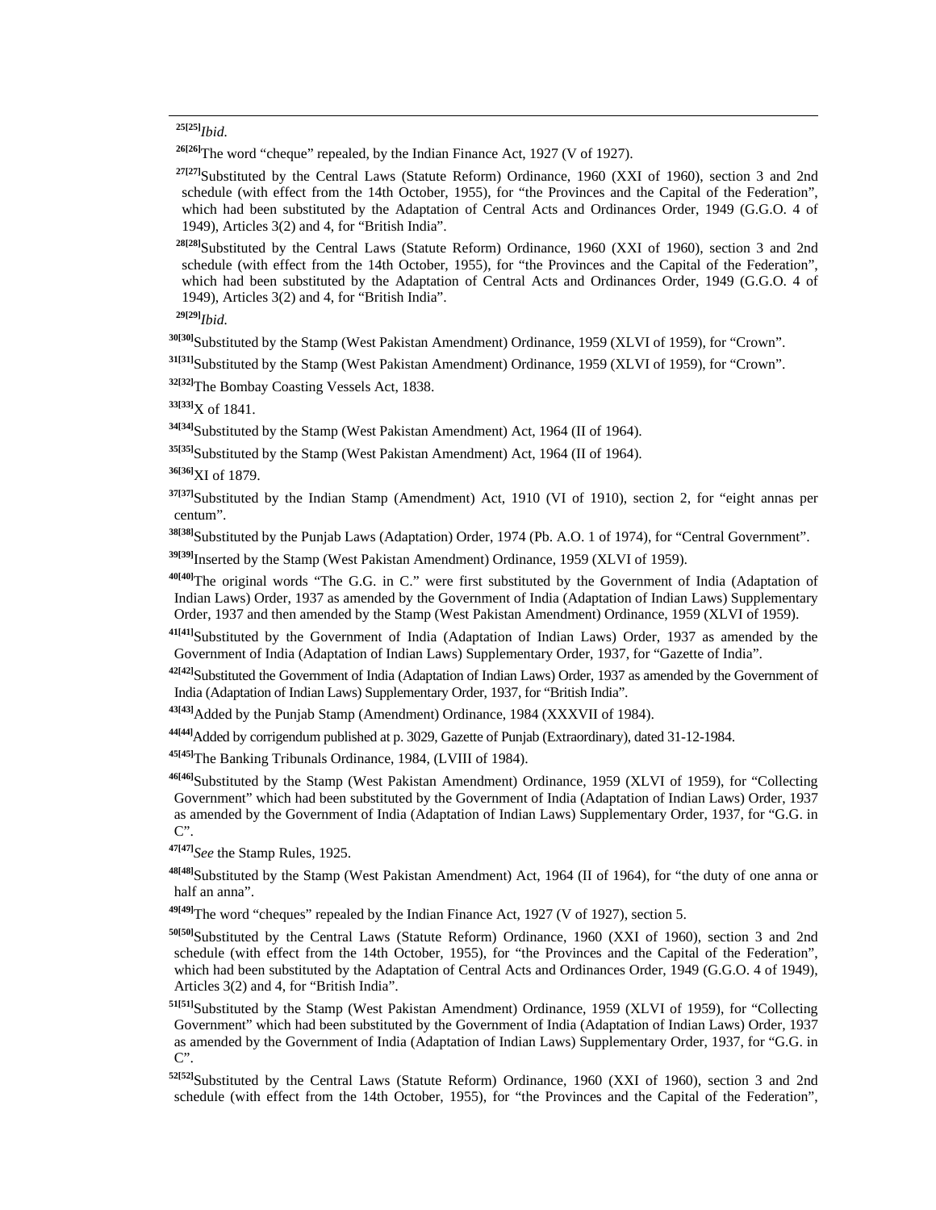[25][25]*Ibid.*

[26][26]The word “cheque” repealed, by the Indian Finance Act, 1927 (V of 1927).

[27][27]Substituted by the Central Laws (Statute Reform) Ordinance, 1960 (XXI of 1960), section 3 and 2nd schedule (with effect from the 14th October, 1955), for “the Provinces and the Capital of the Federation”, which had been substituted by the Adaptation of Central Acts and Ordinances Order, 1949 (G.G.O. 4 of 1949), Articles 3(2) and 4, for “British India”.

[28][28]Substituted by the Central Laws (Statute Reform) Ordinance, 1960 (XXI of 1960), section 3 and 2nd schedule (with effect from the 14th October, 1955), for “the Provinces and the Capital of the Federation”, which had been substituted by the Adaptation of Central Acts and Ordinances Order, 1949 (G.G.O. 4 of 1949), Articles 3(2) and 4, for “British India”.

[29][29]*Ibid.*

[30][30]Substituted by the Stamp (West Pakistan Amendment) Ordinance, 1959 (XLVI of 1959), for “Crown”.

[31][31]Substituted by the Stamp (West Pakistan Amendment) Ordinance, 1959 (XLVI of 1959), for “Crown”.

[32][32]The Bombay Coasting Vessels Act, 1838.

[33][33]X of 1841.

[34][34]Substituted by the Stamp (West Pakistan Amendment) Act, 1964 (II of 1964).

[35][35]Substituted by the Stamp (West Pakistan Amendment) Act, 1964 (II of 1964).

[36][36]XI of 1879.

[37][37]Substituted by the Indian Stamp (Amendment) Act, 1910 (VI of 1910), section 2, for “eight annas per centum”.

[38][38]Substituted by the Punjab Laws (Adaptation) Order, 1974 (Pb. A.O. 1 of 1974), for “Central Government”.

[39][39]Inserted by the Stamp (West Pakistan Amendment) Ordinance, 1959 (XLVI of 1959).

[40][40]The original words “The G.G. in C.” were first substituted by the Government of India (Adaptation of Indian Laws) Order, 1937 as amended by the Government of India (Adaptation of Indian Laws) Supplementary Order, 1937 and then amended by the Stamp (West Pakistan Amendment) Ordinance, 1959 (XLVI of 1959).

[41][41]Substituted by the Government of India (Adaptation of Indian Laws) Order, 1937 as amended by the Government of India (Adaptation of Indian Laws) Supplementary Order, 1937, for “Gazette of India”.

[42][42]Substituted the Government of India (Adaptation of Indian Laws) Order, 1937 as amended by the Government of India (Adaptation of Indian Laws) Supplementary Order, 1937, for “British India”.

[43][43]Added by the Punjab Stamp (Amendment) Ordinance, 1984 (XXXVII of 1984).

[44][44]Added by corrigendum published at p. 3029, Gazette of Punjab (Extraordinary), dated 31-12-1984.

[45][45]The Banking Tribunals Ordinance, 1984, (LVIII of 1984).

[46][46]Substituted by the Stamp (West Pakistan Amendment) Ordinance, 1959 (XLVI of 1959), for “Collecting Government” which had been substituted by the Government of India (Adaptation of Indian Laws) Order, 1937 as amended by the Government of India (Adaptation of Indian Laws) Supplementary Order, 1937, for “G.G. in C”.

[47][47]*See* the Stamp Rules, 1925.

[48][48]Substituted by the Stamp (West Pakistan Amendment) Act, 1964 (II of 1964), for “the duty of one anna or half an anna”.

[49][49]The word “cheques” repealed by the Indian Finance Act, 1927 (V of 1927), section 5.

[50][50]Substituted by the Central Laws (Statute Reform) Ordinance, 1960 (XXI of 1960), section 3 and 2nd schedule (with effect from the 14th October, 1955), for “the Provinces and the Capital of the Federation”, which had been substituted by the Adaptation of Central Acts and Ordinances Order, 1949 (G.G.O. 4 of 1949), Articles 3(2) and 4, for “British India”.

[51][51]Substituted by the Stamp (West Pakistan Amendment) Ordinance, 1959 (XLVI of 1959), for “Collecting Government” which had been substituted by the Government of India (Adaptation of Indian Laws) Order, 1937 as amended by the Government of India (Adaptation of Indian Laws) Supplementary Order, 1937, for “G.G. in C”.

[52][52]Substituted by the Central Laws (Statute Reform) Ordinance, 1960 (XXI of 1960), section 3 and 2nd schedule (with effect from the 14th October, 1955), for “the Provinces and the Capital of the Federation”,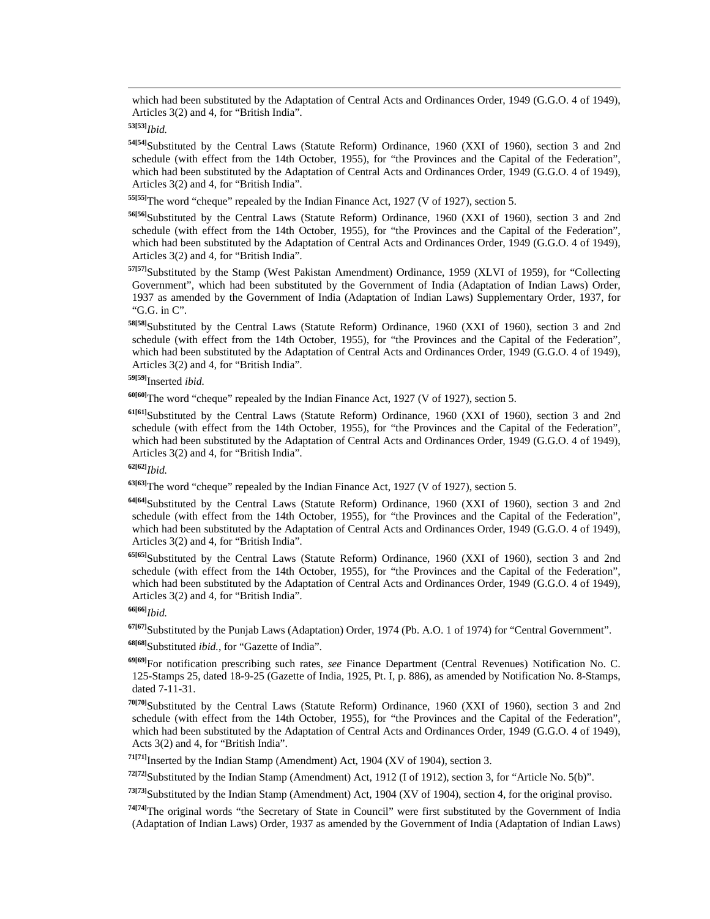which had been substituted by the Adaptation of Central Acts and Ordinances Order, 1949 (G.G.O. 4 of 1949), Articles 3(2) and 4, for "British India".

[53[53]] *Ibid.*

[54[54]] Substituted by the Central Laws (Statute Reform) Ordinance, 1960 (XXI of 1960), section 3 and 2nd schedule (with effect from the 14th October, 1955), for "the Provinces and the Capital of the Federation", which had been substituted by the Adaptation of Central Acts and Ordinances Order, 1949 (G.G.O. 4 of 1949), Articles 3(2) and 4, for "British India".

[55[55]] The word "cheque" repealed by the Indian Finance Act, 1927 (V of 1927), section 5.

[56[56]] Substituted by the Central Laws (Statute Reform) Ordinance, 1960 (XXI of 1960), section 3 and 2nd schedule (with effect from the 14th October, 1955), for "the Provinces and the Capital of the Federation", which had been substituted by the Adaptation of Central Acts and Ordinances Order, 1949 (G.G.O. 4 of 1949), Articles 3(2) and 4, for "British India".

[57[57]] Substituted by the Stamp (West Pakistan Amendment) Ordinance, 1959 (XLVI of 1959), for "Collecting Government", which had been substituted by the Government of India (Adaptation of Indian Laws) Order, 1937 as amended by the Government of India (Adaptation of Indian Laws) Supplementary Order, 1937, for "G.G. in C".

[58[58]] Substituted by the Central Laws (Statute Reform) Ordinance, 1960 (XXI of 1960), section 3 and 2nd schedule (with effect from the 14th October, 1955), for "the Provinces and the Capital of the Federation", which had been substituted by the Adaptation of Central Acts and Ordinances Order, 1949 (G.G.O. 4 of 1949), Articles 3(2) and 4, for "British India".

[59[59]] Inserted *ibid.*

[60[60]] The word "cheque" repealed by the Indian Finance Act, 1927 (V of 1927), section 5.

[61[61]] Substituted by the Central Laws (Statute Reform) Ordinance, 1960 (XXI of 1960), section 3 and 2nd schedule (with effect from the 14th October, 1955), for "the Provinces and the Capital of the Federation", which had been substituted by the Adaptation of Central Acts and Ordinances Order, 1949 (G.G.O. 4 of 1949), Articles 3(2) and 4, for "British India".

[62[62]] *Ibid.*

[63[63]] The word "cheque" repealed by the Indian Finance Act, 1927 (V of 1927), section 5.

[64[64]] Substituted by the Central Laws (Statute Reform) Ordinance, 1960 (XXI of 1960), section 3 and 2nd schedule (with effect from the 14th October, 1955), for "the Provinces and the Capital of the Federation", which had been substituted by the Adaptation of Central Acts and Ordinances Order, 1949 (G.G.O. 4 of 1949), Articles 3(2) and 4, for "British India".

[65[65]] Substituted by the Central Laws (Statute Reform) Ordinance, 1960 (XXI of 1960), section 3 and 2nd schedule (with effect from the 14th October, 1955), for "the Provinces and the Capital of the Federation", which had been substituted by the Adaptation of Central Acts and Ordinances Order, 1949 (G.G.O. 4 of 1949), Articles 3(2) and 4, for "British India".

[66[66]] *Ibid.*

[67[67]] Substituted by the Punjab Laws (Adaptation) Order, 1974 (Pb. A.O. 1 of 1974) for "Central Government".

[68[68]] Substituted *ibid.*, for "Gazette of India".

[69[69]] For notification prescribing such rates, *see* Finance Department (Central Revenues) Notification No. C. 125-Stamps 25, dated 18-9-25 (Gazette of India, 1925, Pt. I, p. 886), as amended by Notification No. 8-Stamps, dated 7-11-31.

[70[70]] Substituted by the Central Laws (Statute Reform) Ordinance, 1960 (XXI of 1960), section 3 and 2nd schedule (with effect from the 14th October, 1955), for "the Provinces and the Capital of the Federation", which had been substituted by the Adaptation of Central Acts and Ordinances Order, 1949 (G.G.O. 4 of 1949), Acts 3(2) and 4, for "British India".

[71[71]] Inserted by the Indian Stamp (Amendment) Act, 1904 (XV of 1904), section 3.

[72[72]] Substituted by the Indian Stamp (Amendment) Act, 1912 (I of 1912), section 3, for "Article No. 5(b)".

[73[73]] Substituted by the Indian Stamp (Amendment) Act, 1904 (XV of 1904), section 4, for the original proviso.

[74[74]] The original words "the Secretary of State in Council" were first substituted by the Government of India (Adaptation of Indian Laws) Order, 1937 as amended by the Government of India (Adaptation of Indian Laws)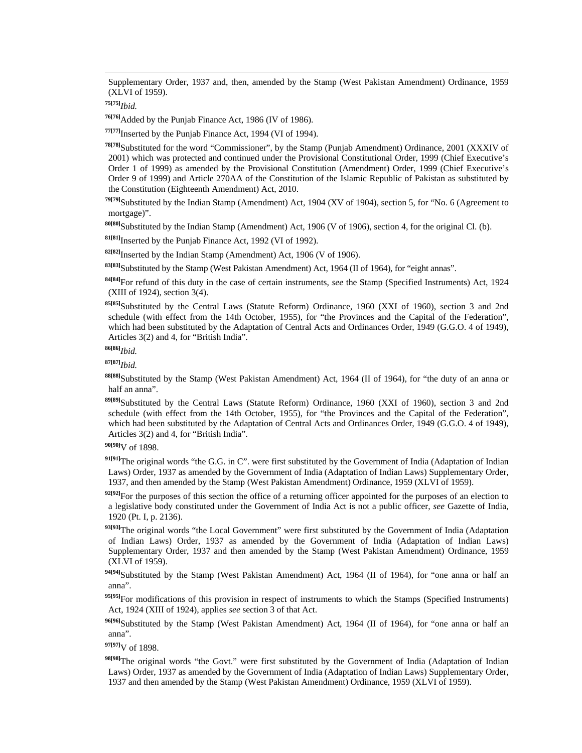Supplementary Order, 1937 and, then, amended by the Stamp (West Pakistan Amendment) Ordinance, 1959 (XLVI of 1959).

[75][75]*Ibid.*

[76][76]Added by the Punjab Finance Act, 1986 (IV of 1986).

[77][77]Inserted by the Punjab Finance Act, 1994 (VI of 1994).

[78][78]Substituted for the word "Commissioner", by the Stamp (Punjab Amendment) Ordinance, 2001 (XXXIV of 2001) which was protected and continued under the Provisional Constitutional Order, 1999 (Chief Executive's Order 1 of 1999) as amended by the Provisional Constitution (Amendment) Order, 1999 (Chief Executive's Order 9 of 1999) and Article 270AA of the Constitution of the Islamic Republic of Pakistan as substituted by the Constitution (Eighteenth Amendment) Act, 2010.

[79][79]Substituted by the Indian Stamp (Amendment) Act, 1904 (XV of 1904), section 5, for "No. 6 (Agreement to mortgage)".

[80][80]Substituted by the Indian Stamp (Amendment) Act, 1906 (V of 1906), section 4, for the original Cl. (b).

[81][81]Inserted by the Punjab Finance Act, 1992 (VI of 1992).

[82][82]Inserted by the Indian Stamp (Amendment) Act, 1906 (V of 1906).

[83][83]Substituted by the Stamp (West Pakistan Amendment) Act, 1964 (II of 1964), for "eight annas".

[84][84]For refund of this duty in the case of certain instruments, *see* the Stamp (Specified Instruments) Act, 1924 (XIII of 1924), section 3(4).

[85][85]Substituted by the Central Laws (Statute Reform) Ordinance, 1960 (XXI of 1960), section 3 and 2nd schedule (with effect from the 14th October, 1955), for "the Provinces and the Capital of the Federation", which had been substituted by the Adaptation of Central Acts and Ordinances Order, 1949 (G.G.O. 4 of 1949), Articles 3(2) and 4, for "British India".

[86][86]*Ibid.*

[87][87]*Ibid.*

[88][88]Substituted by the Stamp (West Pakistan Amendment) Act, 1964 (II of 1964), for "the duty of an anna or half an anna".

[89][89]Substituted by the Central Laws (Statute Reform) Ordinance, 1960 (XXI of 1960), section 3 and 2nd schedule (with effect from the 14th October, 1955), for "the Provinces and the Capital of the Federation", which had been substituted by the Adaptation of Central Acts and Ordinances Order, 1949 (G.G.O. 4 of 1949), Articles 3(2) and 4, for "British India".

[90][90]V of 1898.

[91][91]The original words "the G.G. in C". were first substituted by the Government of India (Adaptation of Indian Laws) Order, 1937 as amended by the Government of India (Adaptation of Indian Laws) Supplementary Order, 1937, and then amended by the Stamp (West Pakistan Amendment) Ordinance, 1959 (XLVI of 1959).

[92][92]For the purposes of this section the office of a returning officer appointed for the purposes of an election to a legislative body constituted under the Government of India Act is not a public officer, *see* Gazette of India, 1920 (Pt. I, p. 2136).

[93][93]The original words "the Local Government" were first substituted by the Government of India (Adaptation of Indian Laws) Order, 1937 as amended by the Government of India (Adaptation of Indian Laws) Supplementary Order, 1937 and then amended by the Stamp (West Pakistan Amendment) Ordinance, 1959 (XLVI of 1959).

[94][94]Substituted by the Stamp (West Pakistan Amendment) Act, 1964 (II of 1964), for "one anna or half an anna".

[95][95]For modifications of this provision in respect of instruments to which the Stamps (Specified Instruments) Act, 1924 (XIII of 1924), applies *see* section 3 of that Act.

[96][96]Substituted by the Stamp (West Pakistan Amendment) Act, 1964 (II of 1964), for "one anna or half an anna".

[97][97]V of 1898.

[98][98]The original words "the Govt." were first substituted by the Government of India (Adaptation of Indian Laws) Order, 1937 as amended by the Government of India (Adaptation of Indian Laws) Supplementary Order, 1937 and then amended by the Stamp (West Pakistan Amendment) Ordinance, 1959 (XLVI of 1959).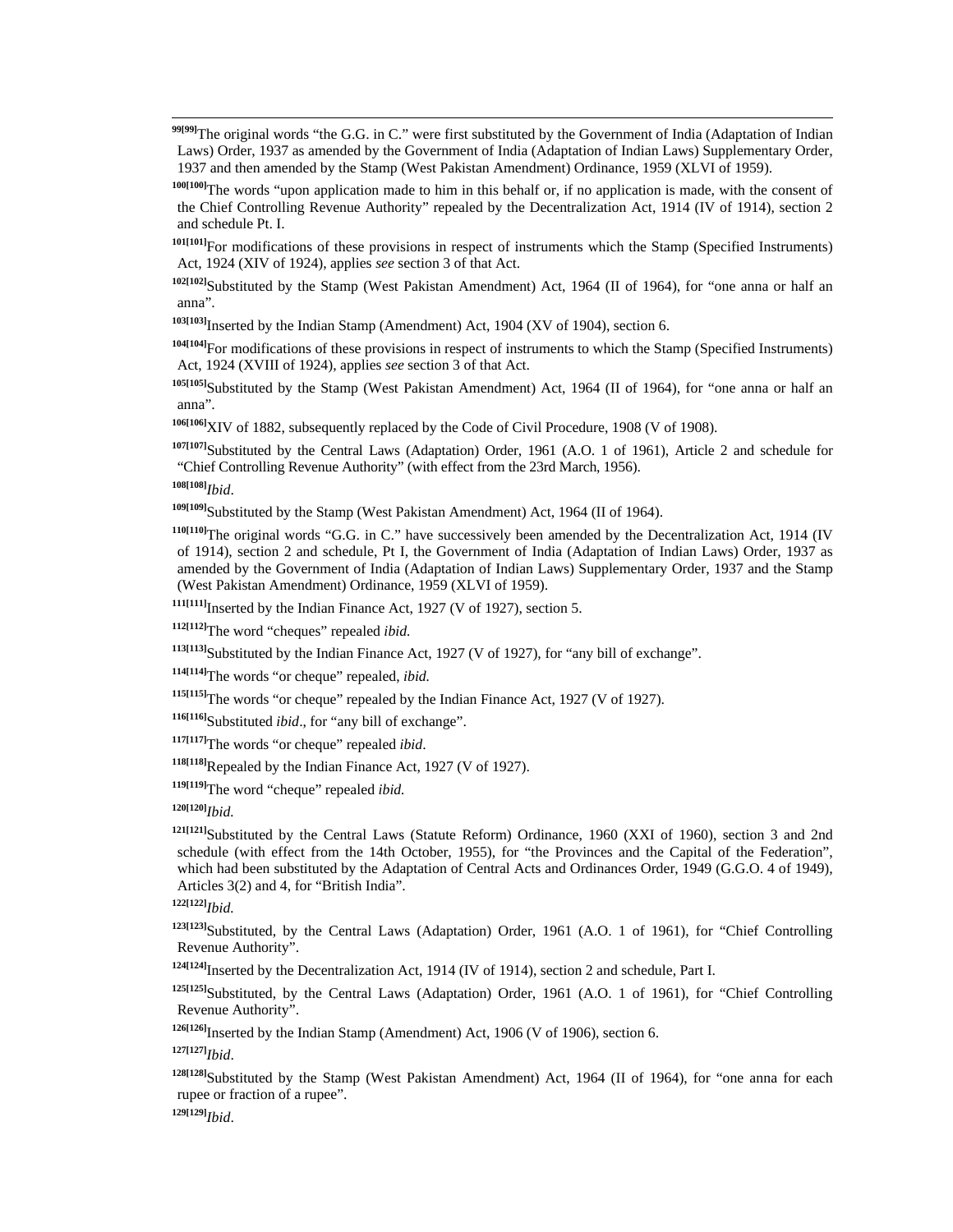[99][99]The original words "the G.G. in C." were first substituted by the Government of India (Adaptation of Indian Laws) Order, 1937 as amended by the Government of India (Adaptation of Indian Laws) Supplementary Order, 1937 and then amended by the Stamp (West Pakistan Amendment) Ordinance, 1959 (XLVI of 1959).

[100][100]The words "upon application made to him in this behalf or, if no application is made, with the consent of the Chief Controlling Revenue Authority" repealed by the Decentralization Act, 1914 (IV of 1914), section 2 and schedule Pt. I.

[101][101]For modifications of these provisions in respect of instruments which the Stamp (Specified Instruments) Act, 1924 (XIV of 1924), applies *see* section 3 of that Act.

[102][102]Substituted by the Stamp (West Pakistan Amendment) Act, 1964 (II of 1964), for "one anna or half an anna".

[103][103]Inserted by the Indian Stamp (Amendment) Act, 1904 (XV of 1904), section 6.

[104][104]For modifications of these provisions in respect of instruments to which the Stamp (Specified Instruments) Act, 1924 (XVIII of 1924), applies *see* section 3 of that Act.

[105][105]Substituted by the Stamp (West Pakistan Amendment) Act, 1964 (II of 1964), for "one anna or half an anna".

[106][106]XIV of 1882, subsequently replaced by the Code of Civil Procedure, 1908 (V of 1908).

[107][107]Substituted by the Central Laws (Adaptation) Order, 1961 (A.O. 1 of 1961), Article 2 and schedule for "Chief Controlling Revenue Authority" (with effect from the 23rd March, 1956).

[108][108]*Ibid*.

[109][109]Substituted by the Stamp (West Pakistan Amendment) Act, 1964 (II of 1964).

[110][110]The original words "G.G. in C." have successively been amended by the Decentralization Act, 1914 (IV of 1914), section 2 and schedule, Pt I, the Government of India (Adaptation of Indian Laws) Order, 1937 as amended by the Government of India (Adaptation of Indian Laws) Supplementary Order, 1937 and the Stamp (West Pakistan Amendment) Ordinance, 1959 (XLVI of 1959).

[111][111]Inserted by the Indian Finance Act, 1927 (V of 1927), section 5.

[112][112]The word "cheques" repealed *ibid.*

[113][113]Substituted by the Indian Finance Act, 1927 (V of 1927), for "any bill of exchange".

[114][114]The words "or cheque" repealed, *ibid.*

[115][115]The words "or cheque" repealed by the Indian Finance Act, 1927 (V of 1927).

[116][116]Substituted *ibid*., for "any bill of exchange".

[117][117]The words "or cheque" repealed *ibid*.

[118][118]Repealed by the Indian Finance Act, 1927 (V of 1927).

[119][119]The word "cheque" repealed *ibid.*

[120][120]*Ibid.*

[121][121]Substituted by the Central Laws (Statute Reform) Ordinance, 1960 (XXI of 1960), section 3 and 2nd schedule (with effect from the 14th October, 1955), for "the Provinces and the Capital of the Federation", which had been substituted by the Adaptation of Central Acts and Ordinances Order, 1949 (G.G.O. 4 of 1949), Articles 3(2) and 4, for "British India".

[122][122]*Ibid.*

[123][123]Substituted, by the Central Laws (Adaptation) Order, 1961 (A.O. 1 of 1961), for "Chief Controlling Revenue Authority".

[124][124]Inserted by the Decentralization Act, 1914 (IV of 1914), section 2 and schedule, Part I.

[125][125]Substituted, by the Central Laws (Adaptation) Order, 1961 (A.O. 1 of 1961), for "Chief Controlling Revenue Authority".

[126][126]Inserted by the Indian Stamp (Amendment) Act, 1906 (V of 1906), section 6.

[127][127]*Ibid*.

[128][128]Substituted by the Stamp (West Pakistan Amendment) Act, 1964 (II of 1964), for "one anna for each rupee or fraction of a rupee".

[129][129]*Ibid*.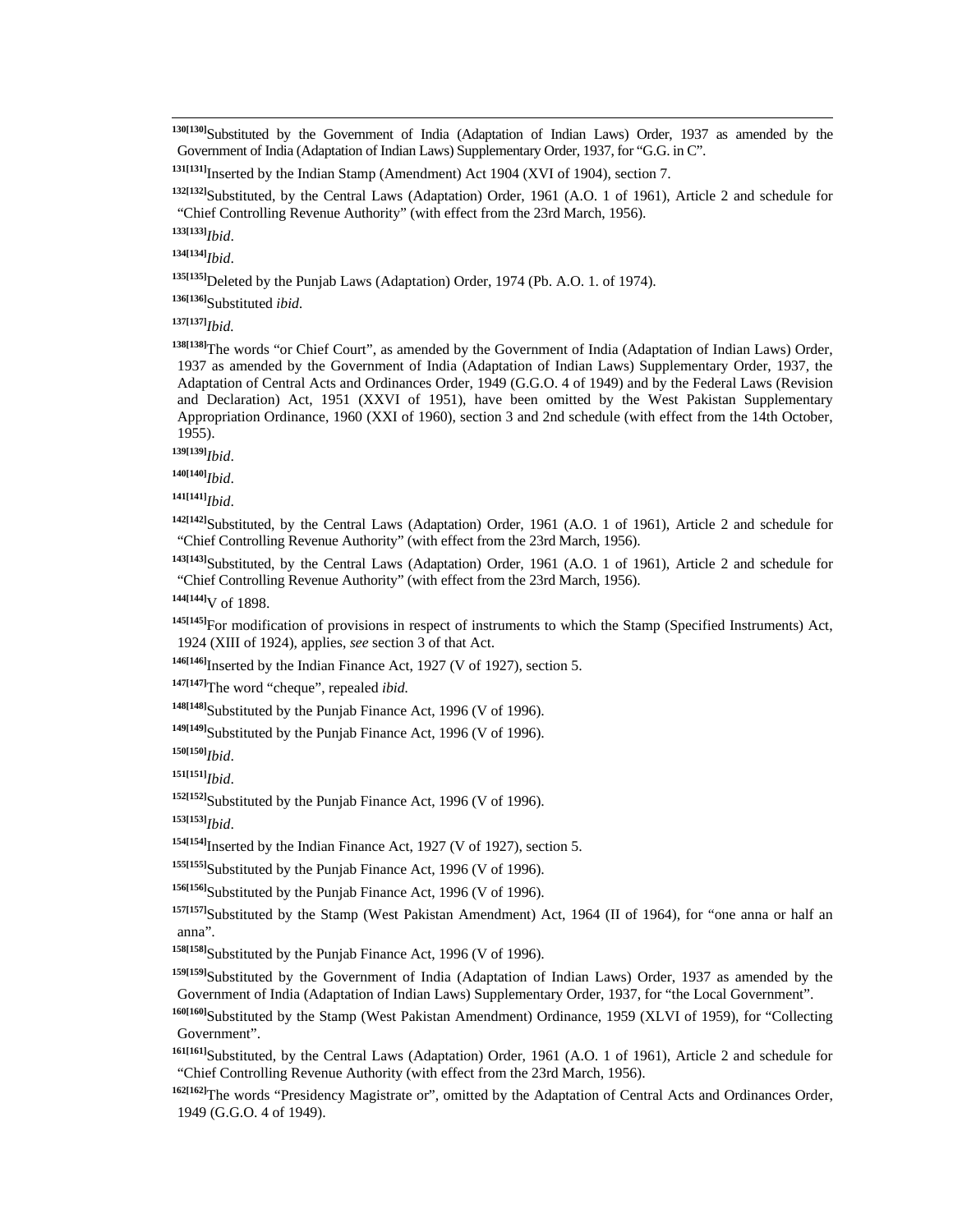[130][130]Substituted by the Government of India (Adaptation of Indian Laws) Order, 1937 as amended by the Government of India (Adaptation of Indian Laws) Supplementary Order, 1937, for "G.G. in C".

[131][131]Inserted by the Indian Stamp (Amendment) Act 1904 (XVI of 1904), section 7.

[132][132]Substituted, by the Central Laws (Adaptation) Order, 1961 (A.O. 1 of 1961), Article 2 and schedule for "Chief Controlling Revenue Authority" (with effect from the 23rd March, 1956).

[133][133]*Ibid*.

[134][134]*Ibid*.

[135][135]Deleted by the Punjab Laws (Adaptation) Order, 1974 (Pb. A.O. 1. of 1974).

[136][136]Substituted *ibid.*

[137][137]*Ibid.*

[138][138]The words "or Chief Court", as amended by the Government of India (Adaptation of Indian Laws) Order, 1937 as amended by the Government of India (Adaptation of Indian Laws) Supplementary Order, 1937, the Adaptation of Central Acts and Ordinances Order, 1949 (G.G.O. 4 of 1949) and by the Federal Laws (Revision and Declaration) Act, 1951 (XXVI of 1951), have been omitted by the West Pakistan Supplementary Appropriation Ordinance, 1960 (XXI of 1960), section 3 and 2nd schedule (with effect from the 14th October, 1955).

[139][139]*Ibid*.

[140][140]*Ibid*.

[141][141]*Ibid*.

[142][142]Substituted, by the Central Laws (Adaptation) Order, 1961 (A.O. 1 of 1961), Article 2 and schedule for "Chief Controlling Revenue Authority" (with effect from the 23rd March, 1956).

[143][143]Substituted, by the Central Laws (Adaptation) Order, 1961 (A.O. 1 of 1961), Article 2 and schedule for "Chief Controlling Revenue Authority" (with effect from the 23rd March, 1956).

[144][144]V of 1898.

[145][145]For modification of provisions in respect of instruments to which the Stamp (Specified Instruments) Act, 1924 (XIII of 1924), applies, *see* section 3 of that Act.

[146][146]Inserted by the Indian Finance Act, 1927 (V of 1927), section 5.

[147][147]The word "cheque", repealed *ibid.*

[148][148]Substituted by the Punjab Finance Act, 1996 (V of 1996).

[149][149]Substituted by the Punjab Finance Act, 1996 (V of 1996).

[150][150]*Ibid*.

[151][151]*Ibid*.

[152][152]Substituted by the Punjab Finance Act, 1996 (V of 1996).

[153][153]*Ibid*.

[154][154]Inserted by the Indian Finance Act, 1927 (V of 1927), section 5.

[155][155]Substituted by the Punjab Finance Act, 1996 (V of 1996).

[156][156]Substituted by the Punjab Finance Act, 1996 (V of 1996).

[157][157]Substituted by the Stamp (West Pakistan Amendment) Act, 1964 (II of 1964), for "one anna or half an anna".

[158][158]Substituted by the Punjab Finance Act, 1996 (V of 1996).

[159][159]Substituted by the Government of India (Adaptation of Indian Laws) Order, 1937 as amended by the Government of India (Adaptation of Indian Laws) Supplementary Order, 1937, for "the Local Government".

[160][160]Substituted by the Stamp (West Pakistan Amendment) Ordinance, 1959 (XLVI of 1959), for "Collecting Government".

[161][161]Substituted, by the Central Laws (Adaptation) Order, 1961 (A.O. 1 of 1961), Article 2 and schedule for "Chief Controlling Revenue Authority (with effect from the 23rd March, 1956).

[162][162]The words "Presidency Magistrate or", omitted by the Adaptation of Central Acts and Ordinances Order, 1949 (G.G.O. 4 of 1949).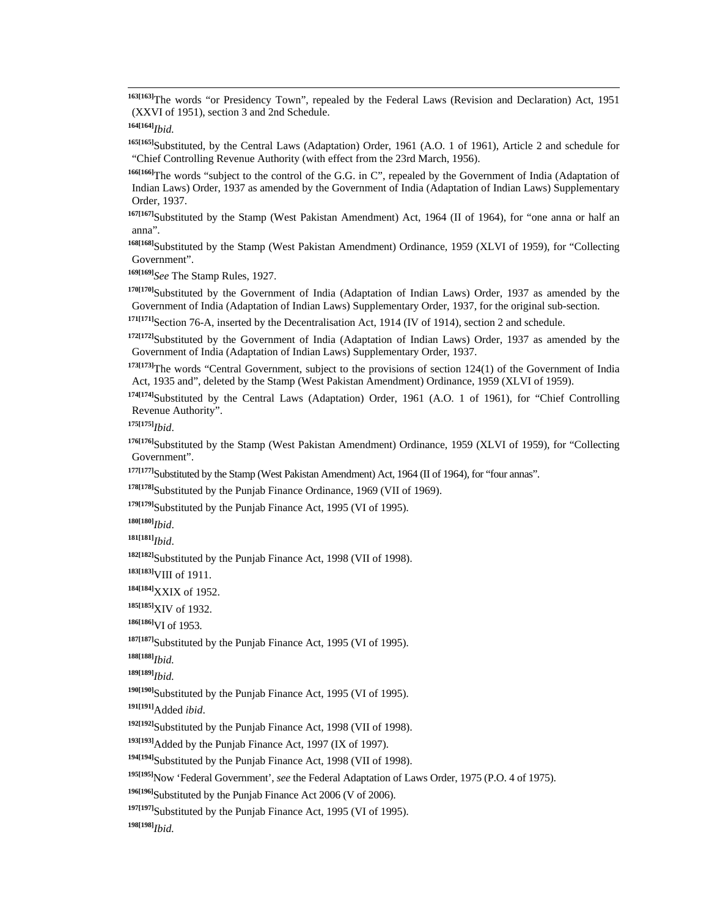---

[163][163]The words "or Presidency Town", repealed by the Federal Laws (Revision and Declaration) Act, 1951 (XXVI of 1951), section 3 and 2nd Schedule.

[164][164]*Ibid.*

[165][165]Substituted, by the Central Laws (Adaptation) Order, 1961 (A.O. 1 of 1961), Article 2 and schedule for "Chief Controlling Revenue Authority (with effect from the 23rd March, 1956).

[166][166]The words "subject to the control of the G.G. in C", repealed by the Government of India (Adaptation of Indian Laws) Order, 1937 as amended by the Government of India (Adaptation of Indian Laws) Supplementary Order, 1937.

[167][167]Substituted by the Stamp (West Pakistan Amendment) Act, 1964 (II of 1964), for "one anna or half an anna".

[168][168]Substituted by the Stamp (West Pakistan Amendment) Ordinance, 1959 (XLVI of 1959), for "Collecting Government".

[169][169]*See* The Stamp Rules, 1927.

[170][170]Substituted by the Government of India (Adaptation of Indian Laws) Order, 1937 as amended by the Government of India (Adaptation of Indian Laws) Supplementary Order, 1937, for the original sub-section.

[171][171]Section 76-A, inserted by the Decentralisation Act, 1914 (IV of 1914), section 2 and schedule.

[172][172]Substituted by the Government of India (Adaptation of Indian Laws) Order, 1937 as amended by the Government of India (Adaptation of Indian Laws) Supplementary Order, 1937.

[173][173]The words "Central Government, subject to the provisions of section 124(1) of the Government of India Act, 1935 and", deleted by the Stamp (West Pakistan Amendment) Ordinance, 1959 (XLVI of 1959).

[174][174]Substituted by the Central Laws (Adaptation) Order, 1961 (A.O. 1 of 1961), for "Chief Controlling Revenue Authority".

[175][175]*Ibid*.

[176][176]Substituted by the Stamp (West Pakistan Amendment) Ordinance, 1959 (XLVI of 1959), for "Collecting Government".

[177][177]Substituted by the Stamp (West Pakistan Amendment) Act, 1964 (II of 1964), for "four annas".

[178][178]Substituted by the Punjab Finance Ordinance, 1969 (VII of 1969).

[179][179]Substituted by the Punjab Finance Act, 1995 (VI of 1995).

[180][180]*Ibid*.

[181][181]*Ibid*.

[182][182]Substituted by the Punjab Finance Act, 1998 (VII of 1998).

[183][183]VIII of 1911.

[184][184]XXIX of 1952.

[185][185]XIV of 1932.

[186][186]VI of 1953.

[187][187]Substituted by the Punjab Finance Act, 1995 (VI of 1995).

[188][188]*Ibid.*

[189][189]*Ibid.*

[190][190]Substituted by the Punjab Finance Act, 1995 (VI of 1995).

[191][191]Added *ibid*.

[192][192]Substituted by the Punjab Finance Act, 1998 (VII of 1998).

[193][193]Added by the Punjab Finance Act, 1997 (IX of 1997).

[194][194]Substituted by the Punjab Finance Act, 1998 (VII of 1998).

[195][195]Now 'Federal Government', *see* the Federal Adaptation of Laws Order, 1975 (P.O. 4 of 1975).

[196][196]Substituted by the Punjab Finance Act 2006 (V of 2006).

[197][197]Substituted by the Punjab Finance Act, 1995 (VI of 1995).

[198][198]*Ibid.*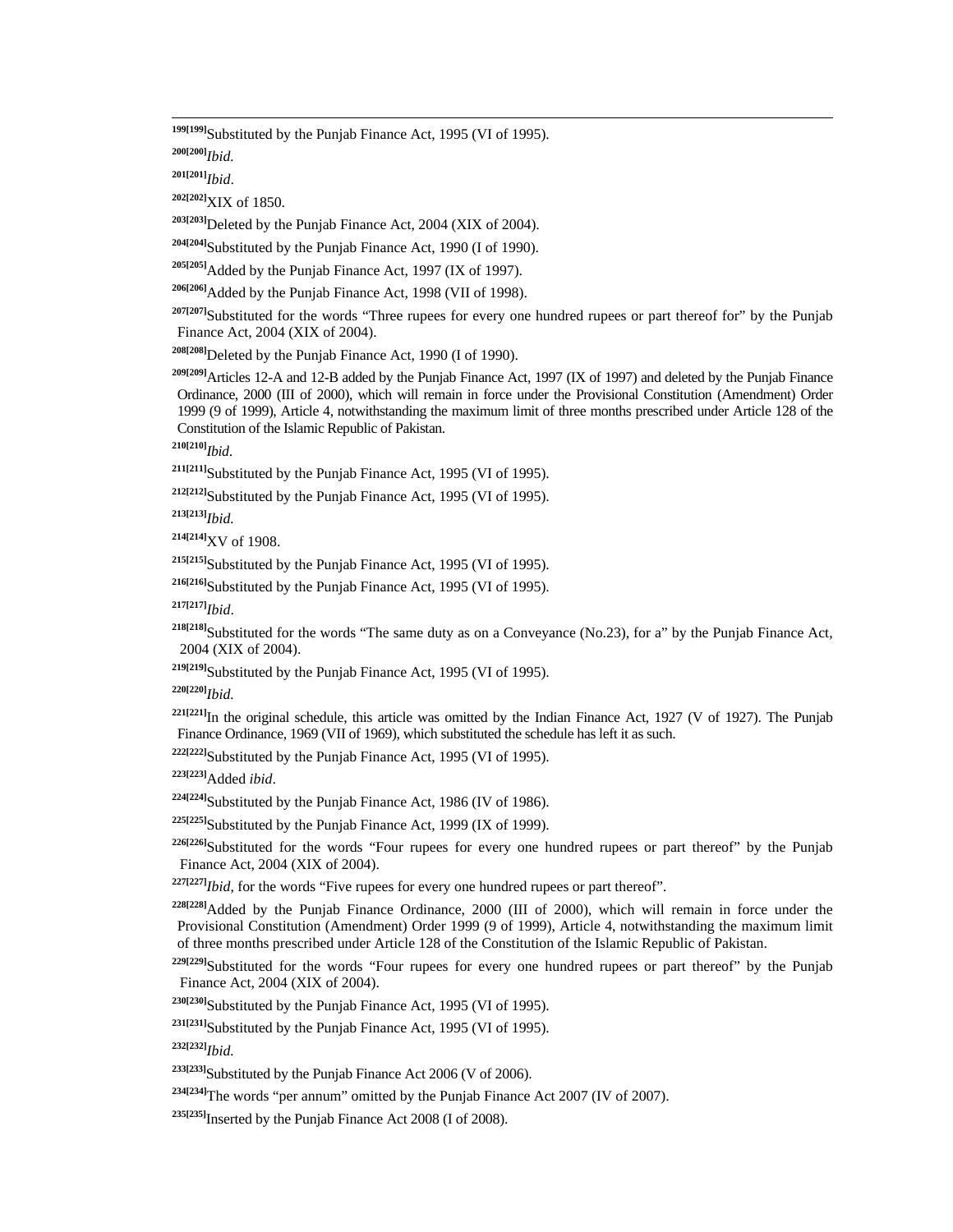[199][199]Substituted by the Punjab Finance Act, 1995 (VI of 1995).

[200][200]*Ibid.*

[201][201]*Ibid*.

[202][202]XIX of 1850.

[203][203]Deleted by the Punjab Finance Act, 2004 (XIX of 2004).

[204][204]Substituted by the Punjab Finance Act, 1990 (I of 1990).

[205][205]Added by the Punjab Finance Act, 1997 (IX of 1997).

[206][206]Added by the Punjab Finance Act, 1998 (VII of 1998).

[207][207]Substituted for the words "Three rupees for every one hundred rupees or part thereof for" by the Punjab Finance Act, 2004 (XIX of 2004).

[208][208]Deleted by the Punjab Finance Act, 1990 (I of 1990).

[209][209]Articles 12-A and 12-B added by the Punjab Finance Act, 1997 (IX of 1997) and deleted by the Punjab Finance Ordinance, 2000 (III of 2000), which will remain in force under the Provisional Constitution (Amendment) Order 1999 (9 of 1999), Article 4, notwithstanding the maximum limit of three months prescribed under Article 128 of the Constitution of the Islamic Republic of Pakistan.

[210][210]*Ibid*.

[211][211]Substituted by the Punjab Finance Act, 1995 (VI of 1995).

[212][212]Substituted by the Punjab Finance Act, 1995 (VI of 1995).

[213][213]*Ibid.*

[214][214]XV of 1908.

[215][215]Substituted by the Punjab Finance Act, 1995 (VI of 1995).

[216][216]Substituted by the Punjab Finance Act, 1995 (VI of 1995).

[217][217]*Ibid*.

[218][218]Substituted for the words "The same duty as on a Conveyance (No.23), for a" by the Punjab Finance Act, 2004 (XIX of 2004).

[219][219]Substituted by the Punjab Finance Act, 1995 (VI of 1995).

[220][220]*Ibid.*

[221][221]In the original schedule, this article was omitted by the Indian Finance Act, 1927 (V of 1927). The Punjab Finance Ordinance, 1969 (VII of 1969), which substituted the schedule has left it as such.

[222][222]Substituted by the Punjab Finance Act, 1995 (VI of 1995).

[223][223]Added *ibid*.

[224][224]Substituted by the Punjab Finance Act, 1986 (IV of 1986).

[225][225]Substituted by the Punjab Finance Act, 1999 (IX of 1999).

[226][226]Substituted for the words "Four rupees for every one hundred rupees or part thereof" by the Punjab Finance Act, 2004 (XIX of 2004).

[227][227]*Ibid*, for the words "Five rupees for every one hundred rupees or part thereof".

[228][228]Added by the Punjab Finance Ordinance, 2000 (III of 2000), which will remain in force under the Provisional Constitution (Amendment) Order 1999 (9 of 1999), Article 4, notwithstanding the maximum limit of three months prescribed under Article 128 of the Constitution of the Islamic Republic of Pakistan.

[229][229]Substituted for the words "Four rupees for every one hundred rupees or part thereof" by the Punjab Finance Act, 2004 (XIX of 2004).

[230][230]Substituted by the Punjab Finance Act, 1995 (VI of 1995).

[231][231]Substituted by the Punjab Finance Act, 1995 (VI of 1995).

[232][232]*Ibid.*

[233][233]Substituted by the Punjab Finance Act 2006 (V of 2006).

[234][234]The words "per annum" omitted by the Punjab Finance Act 2007 (IV of 2007).

[235][235]Inserted by the Punjab Finance Act 2008 (I of 2008).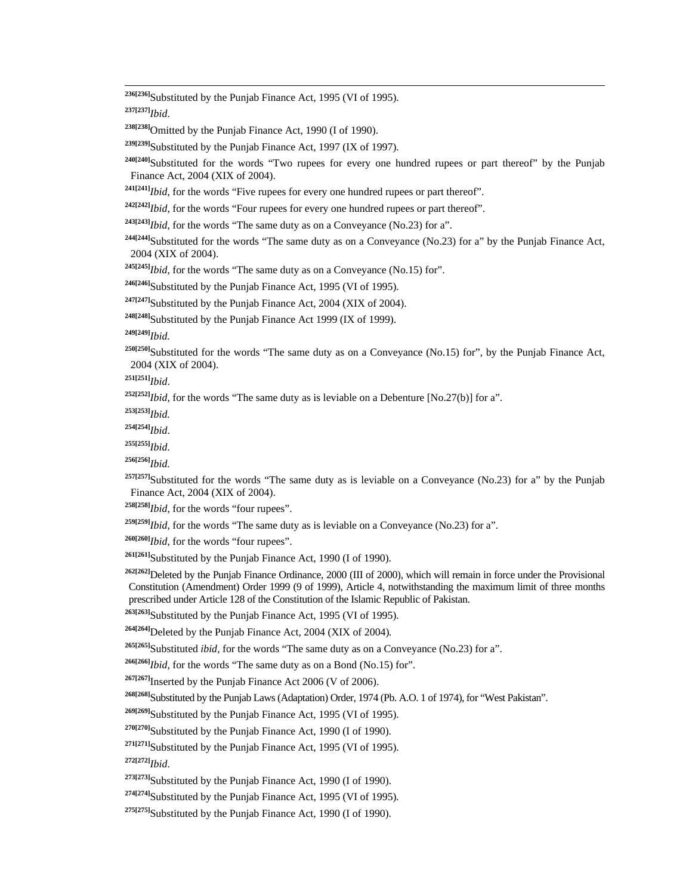[236][236]Substituted by the Punjab Finance Act, 1995 (VI of 1995).

[237][237]*Ibid*.

[238][238]Omitted by the Punjab Finance Act, 1990 (I of 1990).

[239][239]Substituted by the Punjab Finance Act, 1997 (IX of 1997).

[240][240]Substituted for the words "Two rupees for every one hundred rupees or part thereof" by the Punjab Finance Act, 2004 (XIX of 2004).

[241][241]*Ibid*, for the words "Five rupees for every one hundred rupees or part thereof".

[242][242]*Ibid*, for the words "Four rupees for every one hundred rupees or part thereof".

[243][243]*Ibid*, for the words "The same duty as on a Conveyance (No.23) for a".

[244][244]Substituted for the words "The same duty as on a Conveyance (No.23) for a" by the Punjab Finance Act, 2004 (XIX of 2004).

[245][245]*Ibid*, for the words "The same duty as on a Conveyance (No.15) for".

[246][246]Substituted by the Punjab Finance Act, 1995 (VI of 1995).

[247][247]Substituted by the Punjab Finance Act, 2004 (XIX of 2004).

[248][248]Substituted by the Punjab Finance Act 1999 (IX of 1999).

[249][249]*Ibid.*

[250][250]Substituted for the words "The same duty as on a Conveyance (No.15) for", by the Punjab Finance Act, 2004 (XIX of 2004).

[251][251]*Ibid*.

[252][252]*Ibid*, for the words "The same duty as is leviable on a Debenture [No.27(b)] for a".

[253][253]*Ibid.*

[254][254]*Ibid*.

[255][255]*Ibid*.

[256][256]*Ibid.*

[257][257]Substituted for the words "The same duty as is leviable on a Conveyance (No.23) for a" by the Punjab Finance Act, 2004 (XIX of 2004).

[258][258]*Ibid*, for the words "four rupees".

[259][259]*Ibid*, for the words "The same duty as is leviable on a Conveyance (No.23) for a".

[260][260]*Ibid*, for the words "four rupees".

[261][261]Substituted by the Punjab Finance Act, 1990 (I of 1990).

[262][262]Deleted by the Punjab Finance Ordinance, 2000 (III of 2000), which will remain in force under the Provisional Constitution (Amendment) Order 1999 (9 of 1999), Article 4, notwithstanding the maximum limit of three months prescribed under Article 128 of the Constitution of the Islamic Republic of Pakistan.

[263][263]Substituted by the Punjab Finance Act, 1995 (VI of 1995).

[264][264]Deleted by the Punjab Finance Act, 2004 (XIX of 2004).

[265][265]Substituted *ibid*, for the words "The same duty as on a Conveyance (No.23) for a".

[266][266]*Ibid*, for the words "The same duty as on a Bond (No.15) for".

[267][267]Inserted by the Punjab Finance Act 2006 (V of 2006).

[268][268]Substituted by the Punjab Laws (Adaptation) Order, 1974 (Pb. A.O. 1 of 1974), for "West Pakistan".

[269][269]Substituted by the Punjab Finance Act, 1995 (VI of 1995).

[270][270]Substituted by the Punjab Finance Act, 1990 (I of 1990).

[271][271]Substituted by the Punjab Finance Act, 1995 (VI of 1995).

[272][272]*Ibid*.

[273][273]Substituted by the Punjab Finance Act, 1990 (I of 1990).

[274][274]Substituted by the Punjab Finance Act, 1995 (VI of 1995).

[275][275]Substituted by the Punjab Finance Act, 1990 (I of 1990).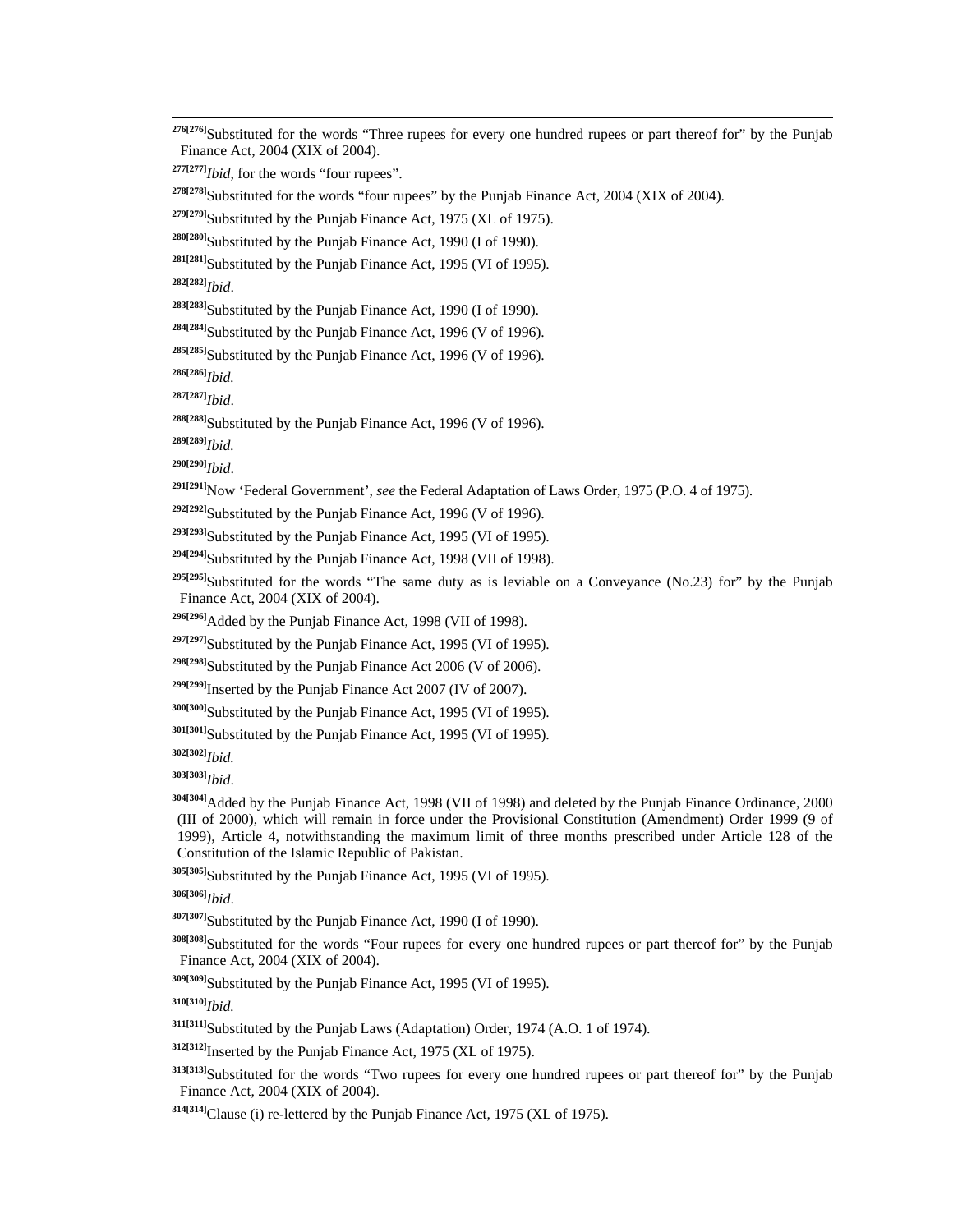[276][276]Substituted for the words “Three rupees for every one hundred rupees or part thereof for” by the Punjab Finance Act, 2004 (XIX of 2004).

[277][277]*Ibid*, for the words “four rupees”.

[278][278]Substituted for the words “four rupees” by the Punjab Finance Act, 2004 (XIX of 2004).

[279][279]Substituted by the Punjab Finance Act, 1975 (XL of 1975).

[280][280]Substituted by the Punjab Finance Act, 1990 (I of 1990).

[281][281]Substituted by the Punjab Finance Act, 1995 (VI of 1995).

[282][282]*Ibid*.

[283][283]Substituted by the Punjab Finance Act, 1990 (I of 1990).

[284][284]Substituted by the Punjab Finance Act, 1996 (V of 1996).

[285][285]Substituted by the Punjab Finance Act, 1996 (V of 1996).

[286][286]*Ibid.*

[287][287]*Ibid*.

[288][288]Substituted by the Punjab Finance Act, 1996 (V of 1996).

[289][289]*Ibid.*

[290][290]*Ibid*.

[291][291]Now ‘Federal Government’, *see* the Federal Adaptation of Laws Order, 1975 (P.O. 4 of 1975).

[292][292]Substituted by the Punjab Finance Act, 1996 (V of 1996).

[293][293]Substituted by the Punjab Finance Act, 1995 (VI of 1995).

[294][294]Substituted by the Punjab Finance Act, 1998 (VII of 1998).

[295][295]Substituted for the words “The same duty as is leviable on a Conveyance (No.23) for” by the Punjab Finance Act, 2004 (XIX of 2004).

[296][296]Added by the Punjab Finance Act, 1998 (VII of 1998).

[297][297]Substituted by the Punjab Finance Act, 1995 (VI of 1995).

[298][298]Substituted by the Punjab Finance Act 2006 (V of 2006).

[299][299]Inserted by the Punjab Finance Act 2007 (IV of 2007).

[300][300]Substituted by the Punjab Finance Act, 1995 (VI of 1995).

[301][301]Substituted by the Punjab Finance Act, 1995 (VI of 1995).

[302][302]*Ibid.*

[303][303]*Ibid*.

[304][304]Added by the Punjab Finance Act, 1998 (VII of 1998) and deleted by the Punjab Finance Ordinance, 2000 (III of 2000), which will remain in force under the Provisional Constitution (Amendment) Order 1999 (9 of 1999), Article 4, notwithstanding the maximum limit of three months prescribed under Article 128 of the Constitution of the Islamic Republic of Pakistan.

[305][305]Substituted by the Punjab Finance Act, 1995 (VI of 1995).

[306][306]*Ibid*.

[307][307]Substituted by the Punjab Finance Act, 1990 (I of 1990).

[308][308]Substituted for the words “Four rupees for every one hundred rupees or part thereof for” by the Punjab Finance Act, 2004 (XIX of 2004).

[309][309]Substituted by the Punjab Finance Act, 1995 (VI of 1995).

[310][310]*Ibid.*

[311][311]Substituted by the Punjab Laws (Adaptation) Order, 1974 (A.O. 1 of 1974).

[312][312]Inserted by the Punjab Finance Act, 1975 (XL of 1975).

[313][313]Substituted for the words “Two rupees for every one hundred rupees or part thereof for” by the Punjab Finance Act, 2004 (XIX of 2004).

[314][314]Clause (i) re-lettered by the Punjab Finance Act, 1975 (XL of 1975).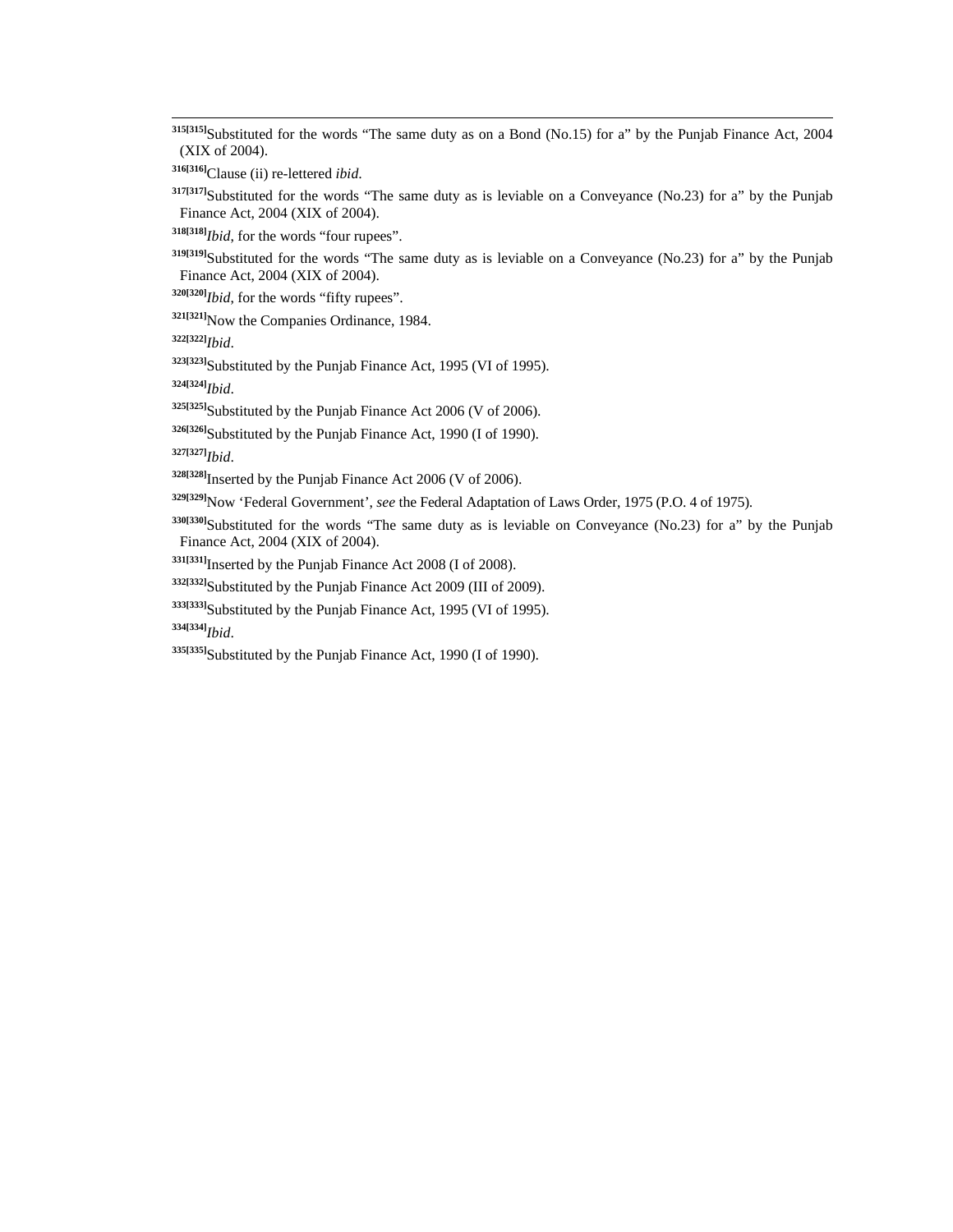315[315]Substituted for the words "The same duty as on a Bond (No.15) for a" by the Punjab Finance Act, 2004 (XIX of 2004).

316[316]Clause (ii) re-lettered *ibid.*

317[317]Substituted for the words "The same duty as is leviable on a Conveyance (No.23) for a" by the Punjab Finance Act, 2004 (XIX of 2004).

318[318]*Ibid*, for the words "four rupees".

319[319]Substituted for the words "The same duty as is leviable on a Conveyance (No.23) for a" by the Punjab Finance Act, 2004 (XIX of 2004).

320[320]*Ibid*, for the words "fifty rupees".

321[321]Now the Companies Ordinance, 1984.

322[322]*Ibid*.

323[323]Substituted by the Punjab Finance Act, 1995 (VI of 1995).

324[324]*Ibid*.

325[325]Substituted by the Punjab Finance Act 2006 (V of 2006).

326[326]Substituted by the Punjab Finance Act, 1990 (I of 1990).

327[327]*Ibid*.

328[328]Inserted by the Punjab Finance Act 2006 (V of 2006).

329[329]Now 'Federal Government', *see* the Federal Adaptation of Laws Order, 1975 (P.O. 4 of 1975).

330[330]Substituted for the words "The same duty as is leviable on Conveyance (No.23) for a" by the Punjab Finance Act, 2004 (XIX of 2004).

331[331]Inserted by the Punjab Finance Act 2008 (I of 2008).

332[332]Substituted by the Punjab Finance Act 2009 (III of 2009).

333[333]Substituted by the Punjab Finance Act, 1995 (VI of 1995).

334[334]*Ibid*.

335[335]Substituted by the Punjab Finance Act, 1990 (I of 1990).